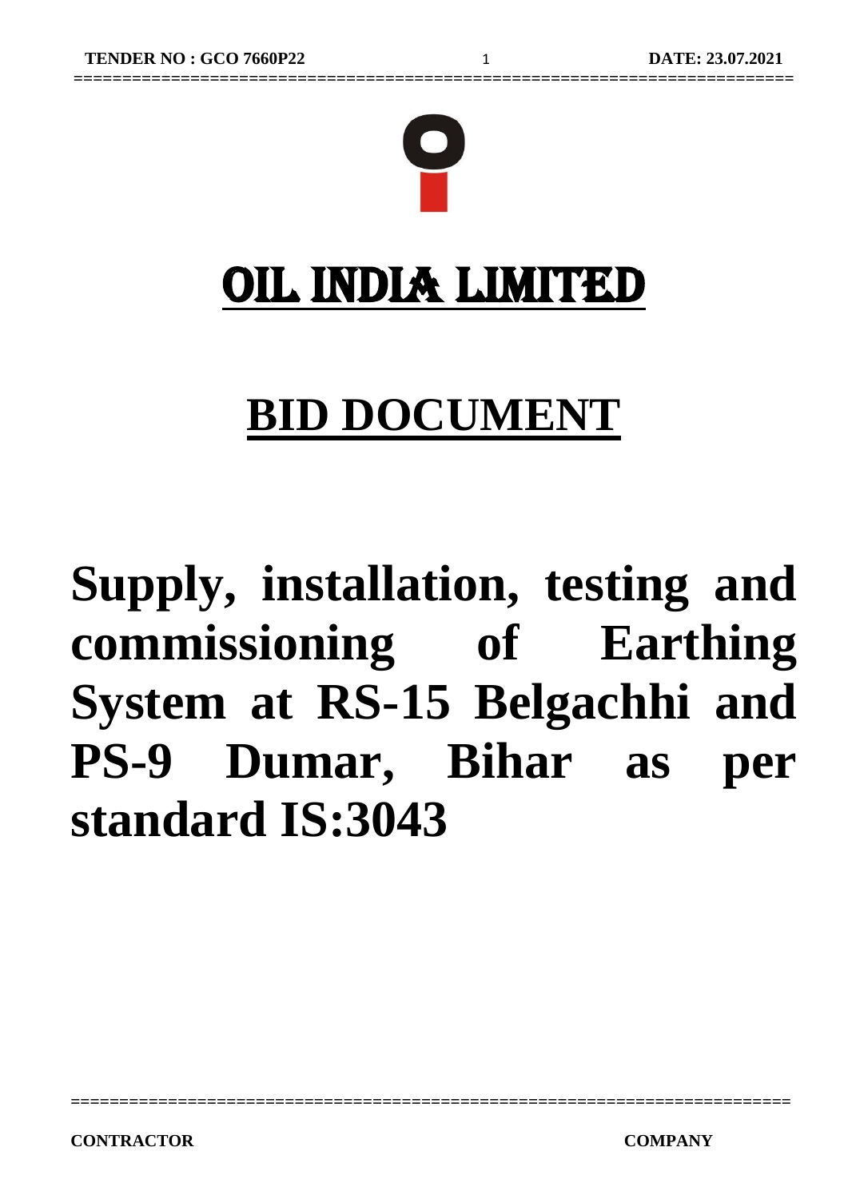# OIL INDIA LIMITED

# BID DOCUMENT

# Supply, installation, testing and commissioning of Earthing System at RS-15 Belgachhi and PS-9 Dumar, Bihar as per standard IS:3043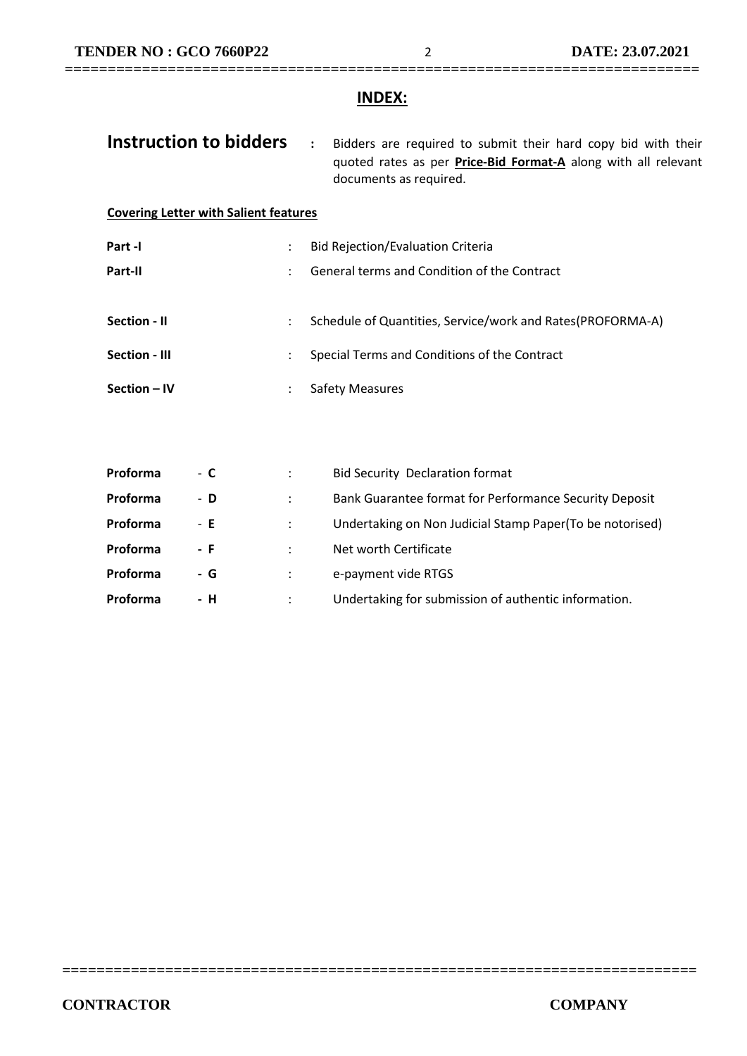## INDEX:

**Instruction to bidders** : Bidders are required to submit their hard copy bid with their quoted rates as per **Price-Bid Format-A** along with all relevant documents as required.

**Covering Letter with Salient features**

| | | |
|---|---|---|
| **Part -I** | : | Bid Rejection/Evaluation Criteria |
| **Part-II** | : | General terms and Condition of the Contract |
| **Section - II** | : | Schedule of Quantities, Service/work and Rates(PROFORMA-A) |
| **Section - III** | : | Special Terms and Conditions of the Contract |
| **Section – IV** | : | Safety Measures |

| | | | |
|---|---|---|---|
| **Proforma** | - **C** | : | Bid Security Declaration format |
| **Proforma** | - **D** | : | Bank Guarantee format for Performance Security Deposit |
| **Proforma** | - **E** | : | Undertaking on Non Judicial Stamp Paper(To be notorised) |
| **Proforma** | **- F** | : | Net worth Certificate |
| **Proforma** | **- G** | : | e-payment vide RTGS |
| **Proforma** | **- H** | : | Undertaking for submission of authentic information. |

**CONTRACTOR** **COMPANY**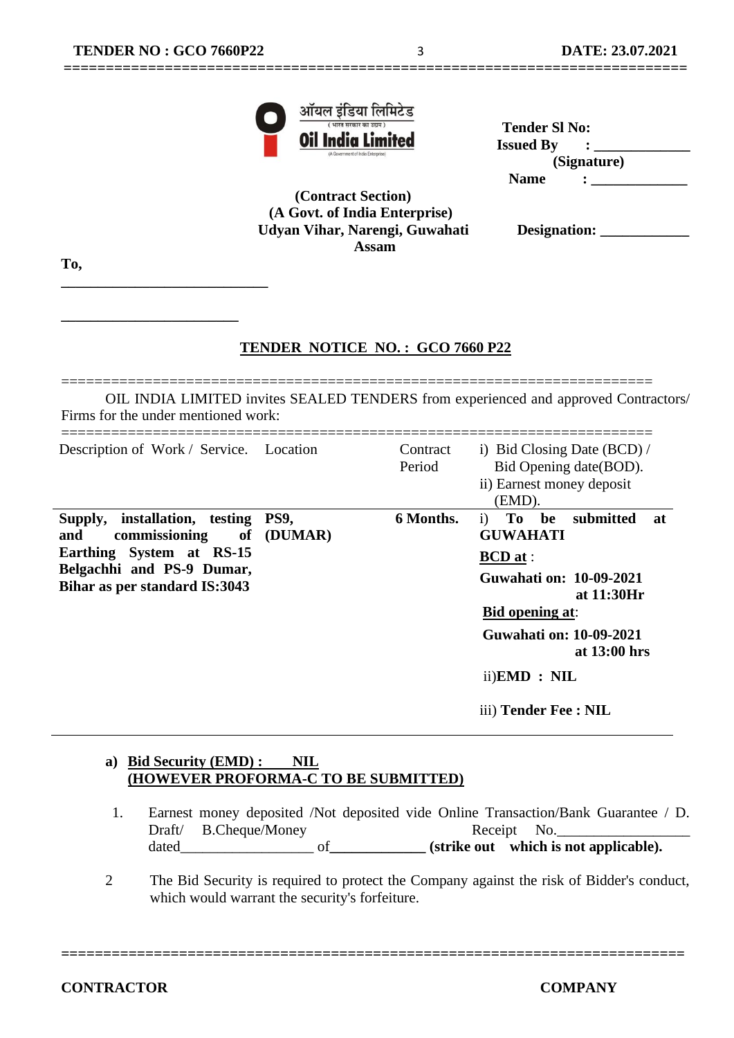ऑयल इंडिया लिमिटेड
(भारत सरकार का उद्यम)
**Oil India Limited**
(A Government of India Enterprise)

**(Contract Section)**
**(A Govt. of India Enterprise)**
**Udyan Vihar, Narengi, Guwahati**
**Assam**

**Tender Sl No:**
**Issued By : ____________**
**(Signature)**
**Name : ____________**

**Designation: ____________**

**To,**

____________________________

________________________

## TENDER NOTICE NO. : GCO 7660 P22

OIL INDIA LIMITED invites SEALED TENDERS from experienced and approved Contractors/ Firms for the under mentioned work:

| Description of Work / Service. | Location | Contract Period | i) Bid Closing Date (BCD) / Bid Opening date(BOD). ii) Earnest money deposit (EMD). |
|---|---|---|---|
| **Supply, installation, testing and commissioning of Earthing System at RS-15 Belgachhi and PS-9 Dumar, Bihar as per standard IS:3043** | **PS9, (DUMAR)** | **6 Months.** | i) **To be submitted at GUWAHATI**<br>**BCD at** :<br>**Guwahati on: 10-09-2021 at 11:30Hr**<br>**Bid opening at**:<br>**Guwahati on: 10-09-2021 at 13:00 hrs**<br>ii)**EMD : NIL**<br>iii) **Tender Fee : NIL** |

a) **Bid Security (EMD) : NIL**
**(HOWEVER PROFORMA-C TO BE SUBMITTED)**

1. Earnest money deposited /Not deposited vide Online Transaction/Bank Guarantee / D. Draft/ B.Cheque/Money Receipt No.________________ dated________________ of____________ **(strike out which is not applicable).**

2. The Bid Security is required to protect the Company against the risk of Bidder's conduct, which would warrant the security's forfeiture.

**CONTRACTOR** **COMPANY**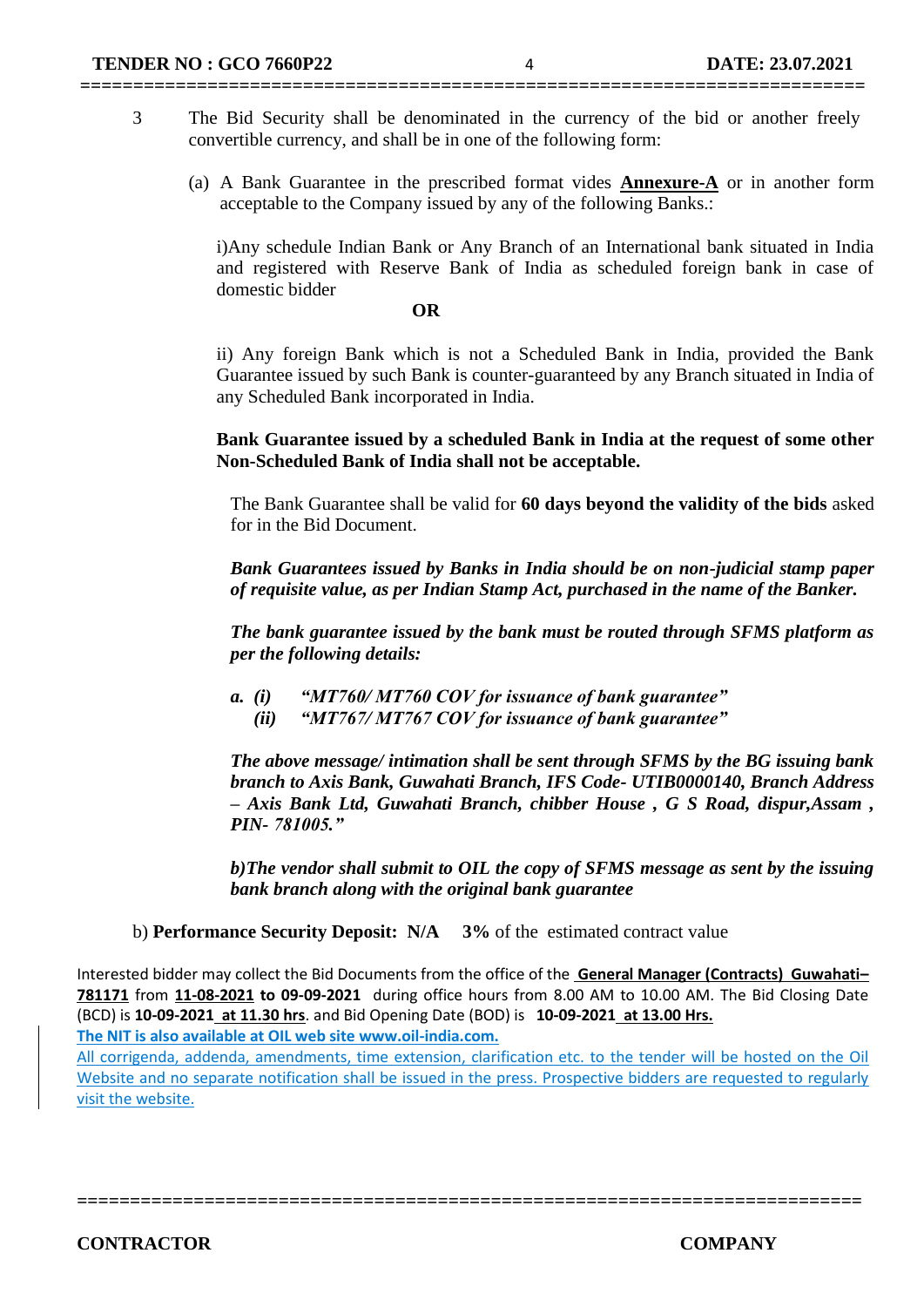3 The Bid Security shall be denominated in the currency of the bid or another freely convertible currency, and shall be in one of the following form:

(a) A Bank Guarantee in the prescribed format vides **Annexure-A** or in another form acceptable to the Company issued by any of the following Banks.:

i)Any schedule Indian Bank or Any Branch of an International bank situated in India and registered with Reserve Bank of India as scheduled foreign bank in case of domestic bidder

**OR**

ii) Any foreign Bank which is not a Scheduled Bank in India, provided the Bank Guarantee issued by such Bank is counter-guaranteed by any Branch situated in India of any Scheduled Bank incorporated in India.

**Bank Guarantee issued by a scheduled Bank in India at the request of some other Non-Scheduled Bank of India shall not be acceptable.**

The Bank Guarantee shall be valid for **60 days beyond the validity of the bids** asked for in the Bid Document.

***Bank Guarantees issued by Banks in India should be on non-judicial stamp paper of requisite value, as per Indian Stamp Act, purchased in the name of the Banker.***

***The bank guarantee issued by the bank must be routed through SFMS platform as per the following details:***

***a. (i) "MT760/ MT760 COV for issuance of bank guarantee"***
***(ii) "MT767/ MT767 COV for issuance of bank guarantee"***

***The above message/ intimation shall be sent through SFMS by the BG issuing bank branch to Axis Bank, Guwahati Branch, IFS Code- UTIB0000140, Branch Address – Axis Bank Ltd, Guwahati Branch, chibber House , G S Road, dispur,Assam , PIN- 781005."***

***b)The vendor shall submit to OIL the copy of SFMS message as sent by the issuing bank branch along with the original bank guarantee***

b) **Performance Security Deposit: N/A 3%** of the estimated contract value

Interested bidder may collect the Bid Documents from the office of the **General Manager (Contracts) Guwahati– 781171** from **11-08-2021 to 09-09-2021** during office hours from 8.00 AM to 10.00 AM. The Bid Closing Date (BCD) is **10-09-2021 at 11.30 hrs**. and Bid Opening Date (BOD) is **10-09-2021 at 13.00 Hrs.**

**The NIT is also available at OIL web site www.oil-india.com.**

All corrigenda, addenda, amendments, time extension, clarification etc. to the tender will be hosted on the Oil Website and no separate notification shall be issued in the press. Prospective bidders are requested to regularly visit the website.

**CONTRACTOR** **COMPANY**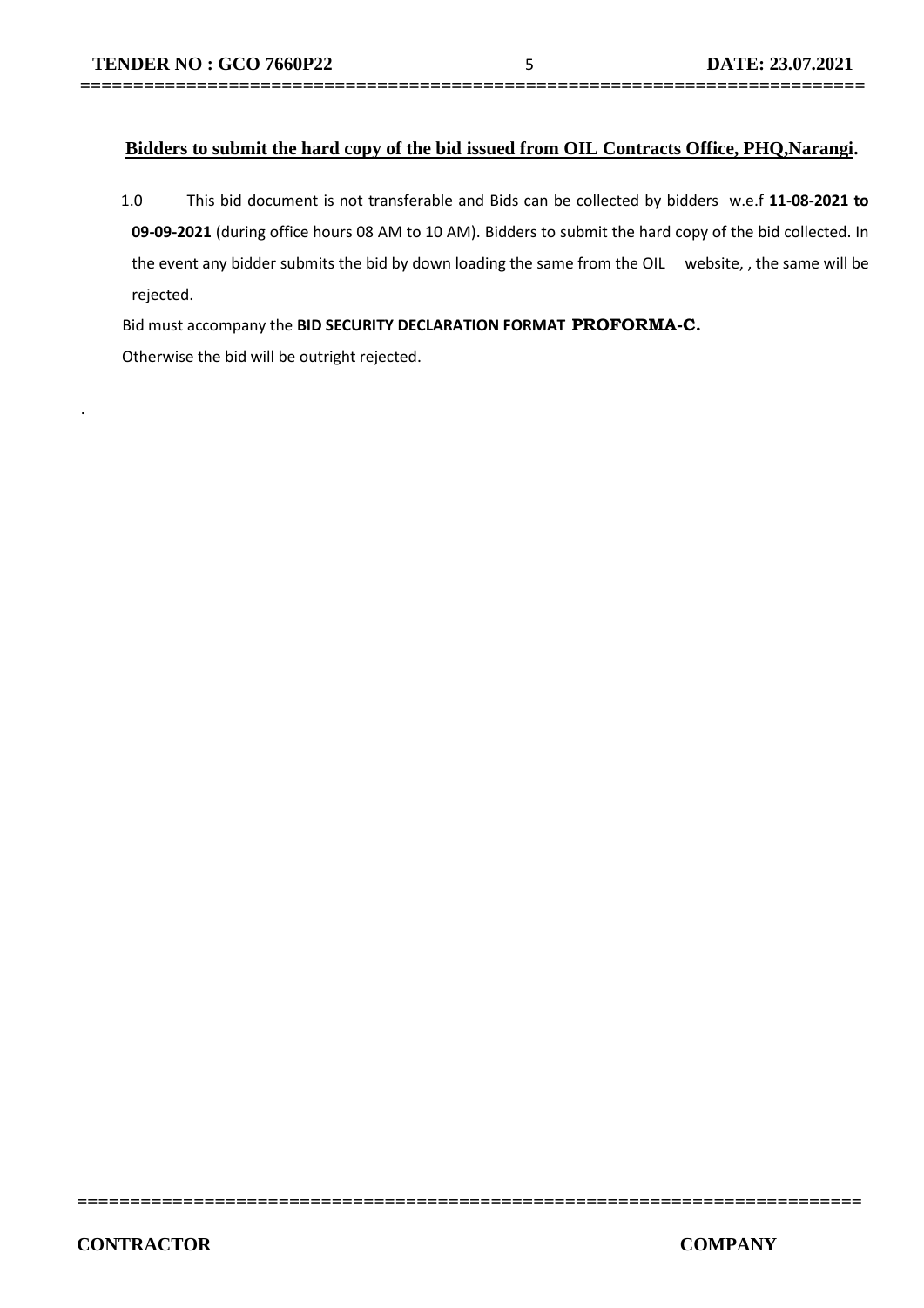**<u>Bidders to submit the hard copy of the bid issued from OIL Contracts Office, PHQ,Narangi</u>.**

1.0 This bid document is not transferable and Bids can be collected by bidders w.e.f **11-08-2021 to 09-09-2021** (during office hours 08 AM to 10 AM). Bidders to submit the hard copy of the bid collected. In the event any bidder submits the bid by down loading the same from the OIL website, , the same will be rejected.

Bid must accompany the **BID SECURITY DECLARATION FORMAT PROFORMA-C.**

Otherwise the bid will be outright rejected.

.

CONTRACTOR COMPANY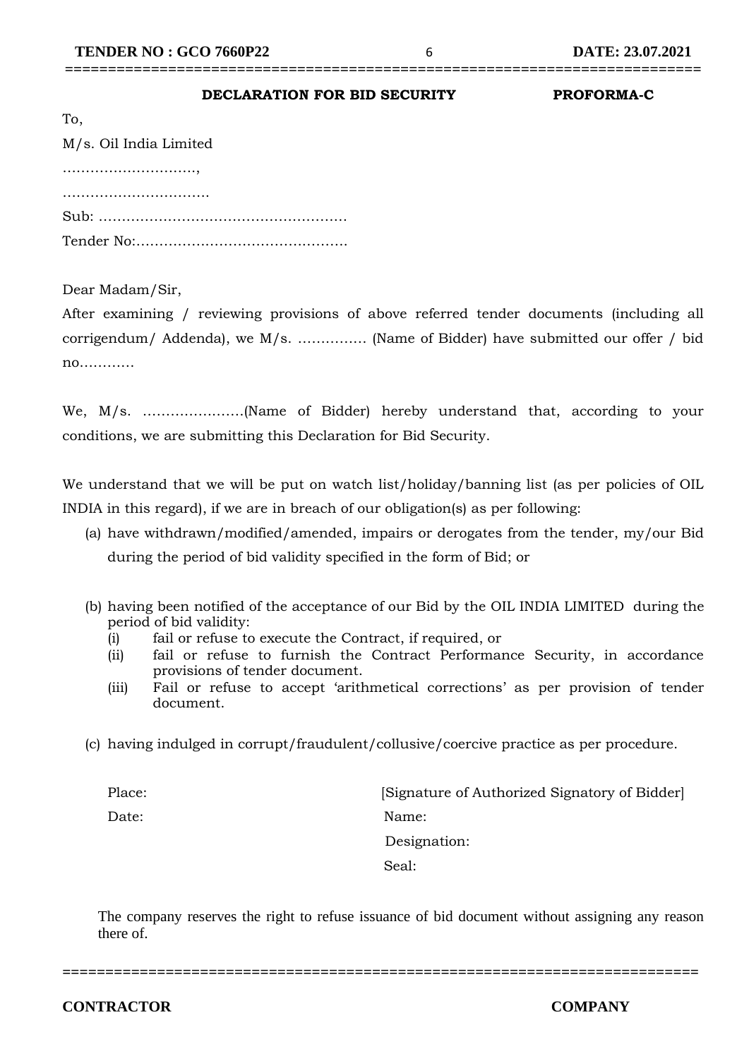## DECLARATION FOR BID SECURITY **PROFORMA-C**

To,

M/s. Oil India Limited

………………………,

…………………………

Sub: ………………………………………………

Tender No:………………………………………

Dear Madam/Sir,

After examining / reviewing provisions of above referred tender documents (including all corrigendum/ Addenda), we M/s. …………… (Name of Bidder) have submitted our offer / bid no…………

We, M/s. ………………….(Name of Bidder) hereby understand that, according to your conditions, we are submitting this Declaration for Bid Security.

We understand that we will be put on watch list/holiday/banning list (as per policies of OIL INDIA in this regard), if we are in breach of our obligation(s) as per following:

(a) have withdrawn/modified/amended, impairs or derogates from the tender, my/our Bid during the period of bid validity specified in the form of Bid; or

(b) having been notified of the acceptance of our Bid by the OIL INDIA LIMITED during the period of bid validity:
   (i) fail or refuse to execute the Contract, if required, or
   (ii) fail or refuse to furnish the Contract Performance Security, in accordance provisions of tender document.
   (iii) Fail or refuse to accept 'arithmetical corrections' as per provision of tender document.

(c) having indulged in corrupt/fraudulent/collusive/coercive practice as per procedure.

Place: [Signature of Authorized Signatory of Bidder]

Date: Name:

Designation:

Seal:

The company reserves the right to refuse issuance of bid document without assigning any reason there of.

**CONTRACTOR** **COMPANY**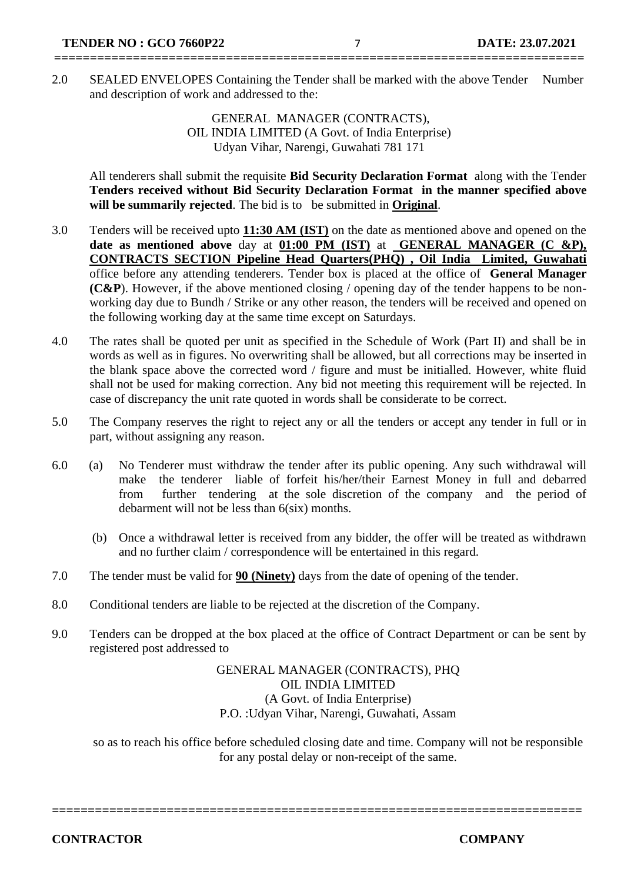2.0 SEALED ENVELOPES Containing the Tender shall be marked with the above Tender Number and description of work and addressed to the:

GENERAL MANAGER (CONTRACTS),
OIL INDIA LIMITED (A Govt. of India Enterprise)
Udyan Vihar, Narengi, Guwahati 781 171

All tenderers shall submit the requisite **Bid Security Declaration Format** along with the Tender **Tenders received without Bid Security Declaration Format in the manner specified above will be summarily rejected**. The bid is to be submitted in **Original**.

3.0 Tenders will be received upto **11:30 AM (IST)** on the date as mentioned above and opened on the **date as mentioned above** day at **01:00 PM (IST)** at **GENERAL MANAGER (C &P), CONTRACTS SECTION Pipeline Head Quarters(PHQ) , Oil India Limited, Guwahati** office before any attending tenderers. Tender box is placed at the office of **General Manager (C&P**). However, if the above mentioned closing / opening day of the tender happens to be non-working day due to Bundh / Strike or any other reason, the tenders will be received and opened on the following working day at the same time except on Saturdays.

4.0 The rates shall be quoted per unit as specified in the Schedule of Work (Part II) and shall be in words as well as in figures. No overwriting shall be allowed, but all corrections may be inserted in the blank space above the corrected word / figure and must be initialled. However, white fluid shall not be used for making correction. Any bid not meeting this requirement will be rejected. In case of discrepancy the unit rate quoted in words shall be considerate to be correct.

5.0 The Company reserves the right to reject any or all the tenders or accept any tender in full or in part, without assigning any reason.

6.0 (a) No Tenderer must withdraw the tender after its public opening. Any such withdrawal will make the tenderer liable of forfeit his/her/their Earnest Money in full and debarred from further tendering at the sole discretion of the company and the period of debarment will not be less than 6(six) months.

(b) Once a withdrawal letter is received from any bidder, the offer will be treated as withdrawn and no further claim / correspondence will be entertained in this regard.

7.0 The tender must be valid for **90 (Ninety)** days from the date of opening of the tender.

8.0 Conditional tenders are liable to be rejected at the discretion of the Company.

9.0 Tenders can be dropped at the box placed at the office of Contract Department or can be sent by registered post addressed to

GENERAL MANAGER (CONTRACTS), PHQ
OIL INDIA LIMITED
(A Govt. of India Enterprise)
P.O. :Udyan Vihar, Narengi, Guwahati, Assam

so as to reach his office before scheduled closing date and time. Company will not be responsible for any postal delay or non-receipt of the same.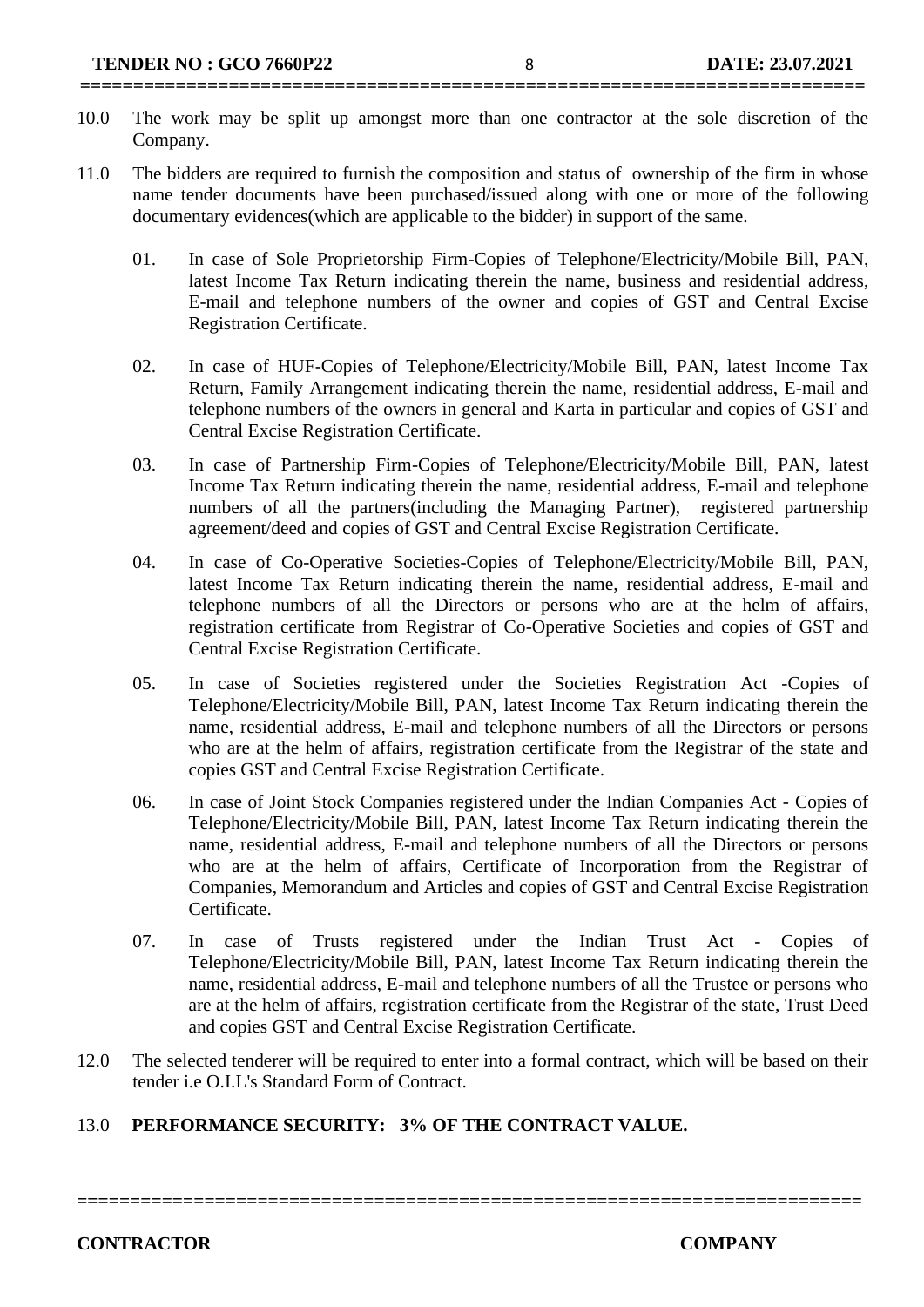10.0 The work may be split up amongst more than one contractor at the sole discretion of the Company.

11.0 The bidders are required to furnish the composition and status of ownership of the firm in whose name tender documents have been purchased/issued along with one or more of the following documentary evidences(which are applicable to the bidder) in support of the same.

01. In case of Sole Proprietorship Firm-Copies of Telephone/Electricity/Mobile Bill, PAN, latest Income Tax Return indicating therein the name, business and residential address, E-mail and telephone numbers of the owner and copies of GST and Central Excise Registration Certificate.

02. In case of HUF-Copies of Telephone/Electricity/Mobile Bill, PAN, latest Income Tax Return, Family Arrangement indicating therein the name, residential address, E-mail and telephone numbers of the owners in general and Karta in particular and copies of GST and Central Excise Registration Certificate.

03. In case of Partnership Firm-Copies of Telephone/Electricity/Mobile Bill, PAN, latest Income Tax Return indicating therein the name, residential address, E-mail and telephone numbers of all the partners(including the Managing Partner), registered partnership agreement/deed and copies of GST and Central Excise Registration Certificate.

04. In case of Co-Operative Societies-Copies of Telephone/Electricity/Mobile Bill, PAN, latest Income Tax Return indicating therein the name, residential address, E-mail and telephone numbers of all the Directors or persons who are at the helm of affairs, registration certificate from Registrar of Co-Operative Societies and copies of GST and Central Excise Registration Certificate.

05. In case of Societies registered under the Societies Registration Act -Copies of Telephone/Electricity/Mobile Bill, PAN, latest Income Tax Return indicating therein the name, residential address, E-mail and telephone numbers of all the Directors or persons who are at the helm of affairs, registration certificate from the Registrar of the state and copies GST and Central Excise Registration Certificate.

06. In case of Joint Stock Companies registered under the Indian Companies Act - Copies of Telephone/Electricity/Mobile Bill, PAN, latest Income Tax Return indicating therein the name, residential address, E-mail and telephone numbers of all the Directors or persons who are at the helm of affairs, Certificate of Incorporation from the Registrar of Companies, Memorandum and Articles and copies of GST and Central Excise Registration Certificate.

07. In case of Trusts registered under the Indian Trust Act - Copies of Telephone/Electricity/Mobile Bill, PAN, latest Income Tax Return indicating therein the name, residential address, E-mail and telephone numbers of all the Trustee or persons who are at the helm of affairs, registration certificate from the Registrar of the state, Trust Deed and copies GST and Central Excise Registration Certificate.

12.0 The selected tenderer will be required to enter into a formal contract, which will be based on their tender i.e O.I.L's Standard Form of Contract.

13.0 **PERFORMANCE SECURITY: 3% OF THE CONTRACT VALUE.**

**CONTRACTOR** **COMPANY**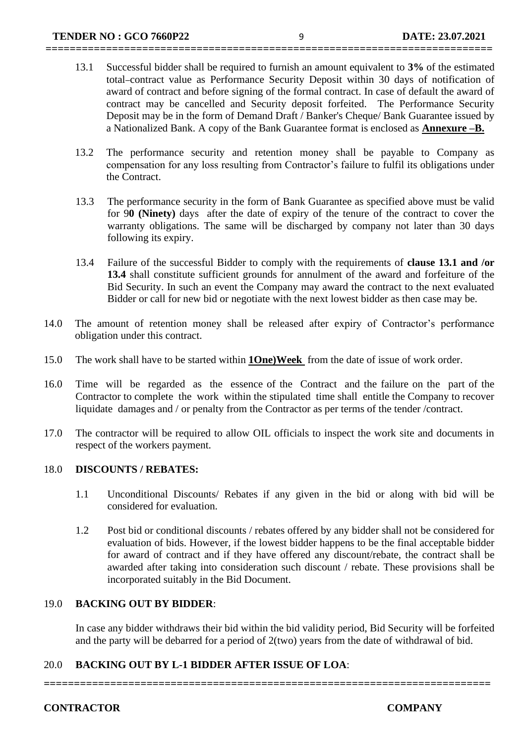13.1 Successful bidder shall be required to furnish an amount equivalent to **3%** of the estimated total–contract value as Performance Security Deposit within 30 days of notification of award of contract and before signing of the formal contract. In case of default the award of contract may be cancelled and Security deposit forfeited. The Performance Security Deposit may be in the form of Demand Draft / Banker's Cheque/ Bank Guarantee issued by a Nationalized Bank. A copy of the Bank Guarantee format is enclosed as **Annexure –B.**

13.2 The performance security and retention money shall be payable to Company as compensation for any loss resulting from Contractor's failure to fulfil its obligations under the Contract.

13.3 The performance security in the form of Bank Guarantee as specified above must be valid for 9**0 (Ninety)** days after the date of expiry of the tenure of the contract to cover the warranty obligations. The same will be discharged by company not later than 30 days following its expiry.

13.4 Failure of the successful Bidder to comply with the requirements of **clause 13.1 and /or 13.4** shall constitute sufficient grounds for annulment of the award and forfeiture of the Bid Security. In such an event the Company may award the contract to the next evaluated Bidder or call for new bid or negotiate with the next lowest bidder as then case may be.

14.0 The amount of retention money shall be released after expiry of Contractor's performance obligation under this contract.

15.0 The work shall have to be started within **1One)Week** from the date of issue of work order.

16.0 Time will be regarded as the essence of the Contract and the failure on the part of the Contractor to complete the work within the stipulated time shall entitle the Company to recover liquidate damages and / or penalty from the Contractor as per terms of the tender /contract.

17.0 The contractor will be required to allow OIL officials to inspect the work site and documents in respect of the workers payment.

18.0 **DISCOUNTS / REBATES:**

1.1 Unconditional Discounts/ Rebates if any given in the bid or along with bid will be considered for evaluation.

1.2 Post bid or conditional discounts / rebates offered by any bidder shall not be considered for evaluation of bids. However, if the lowest bidder happens to be the final acceptable bidder for award of contract and if they have offered any discount/rebate, the contract shall be awarded after taking into consideration such discount / rebate. These provisions shall be incorporated suitably in the Bid Document.

19.0 **BACKING OUT BY BIDDER**:

In case any bidder withdraws their bid within the bid validity period, Bid Security will be forfeited and the party will be debarred for a period of 2(two) years from the date of withdrawal of bid.

20.0 **BACKING OUT BY L-1 BIDDER AFTER ISSUE OF LOA**: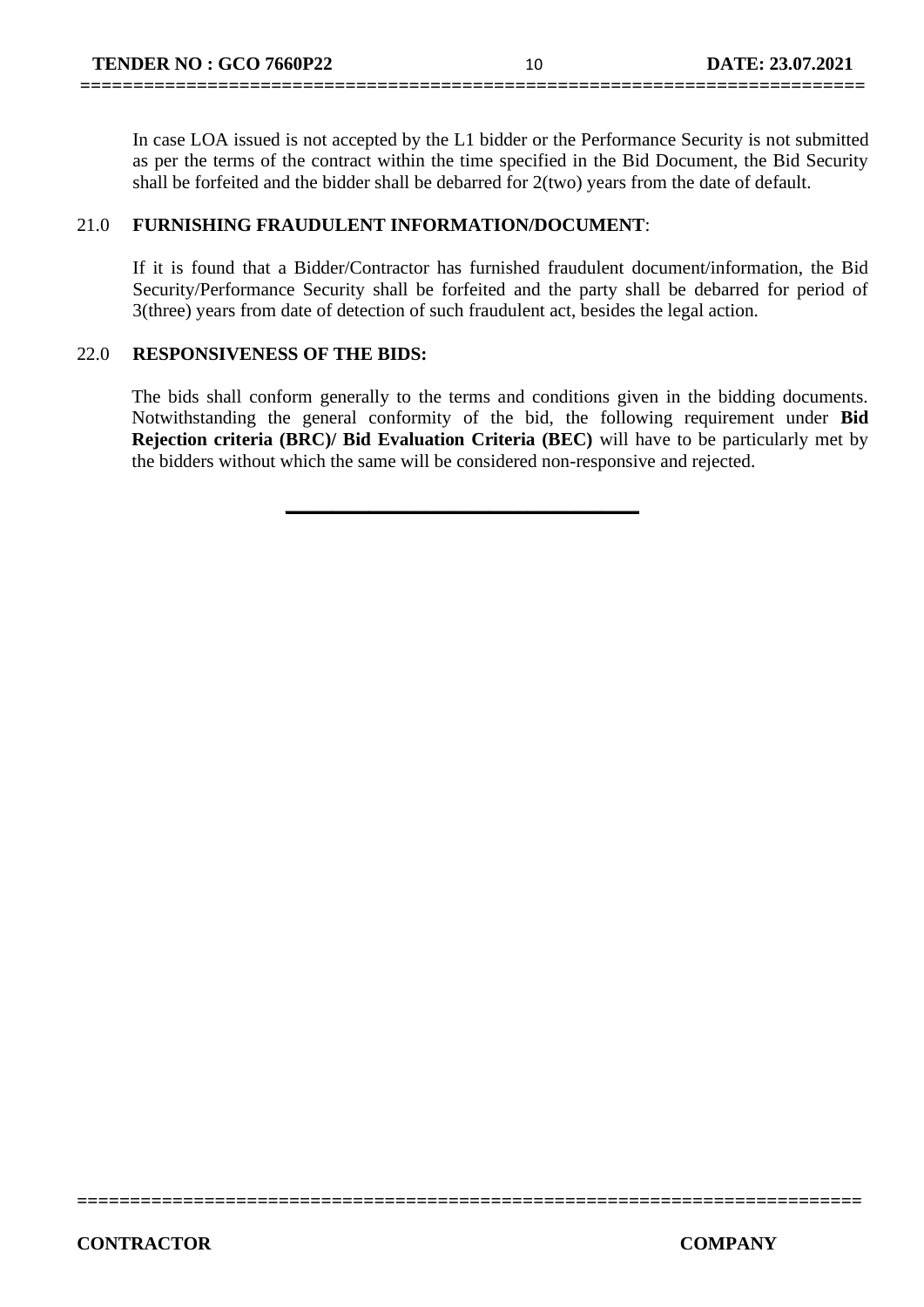In case LOA issued is not accepted by the L1 bidder or the Performance Security is not submitted as per the terms of the contract within the time specified in the Bid Document, the Bid Security shall be forfeited and the bidder shall be debarred for 2(two) years from the date of default.

21.0 **FURNISHING FRAUDULENT INFORMATION/DOCUMENT**:

If it is found that a Bidder/Contractor has furnished fraudulent document/information, the Bid Security/Performance Security shall be forfeited and the party shall be debarred for period of 3(three) years from date of detection of such fraudulent act, besides the legal action.

22.0 **RESPONSIVENESS OF THE BIDS:**

The bids shall conform generally to the terms and conditions given in the bidding documents. Notwithstanding the general conformity of the bid, the following requirement under **Bid Rejection criteria (BRC)/ Bid Evaluation Criteria (BEC)** will have to be particularly met by the bidders without which the same will be considered non-responsive and rejected.

---

**CONTRACTOR** **COMPANY**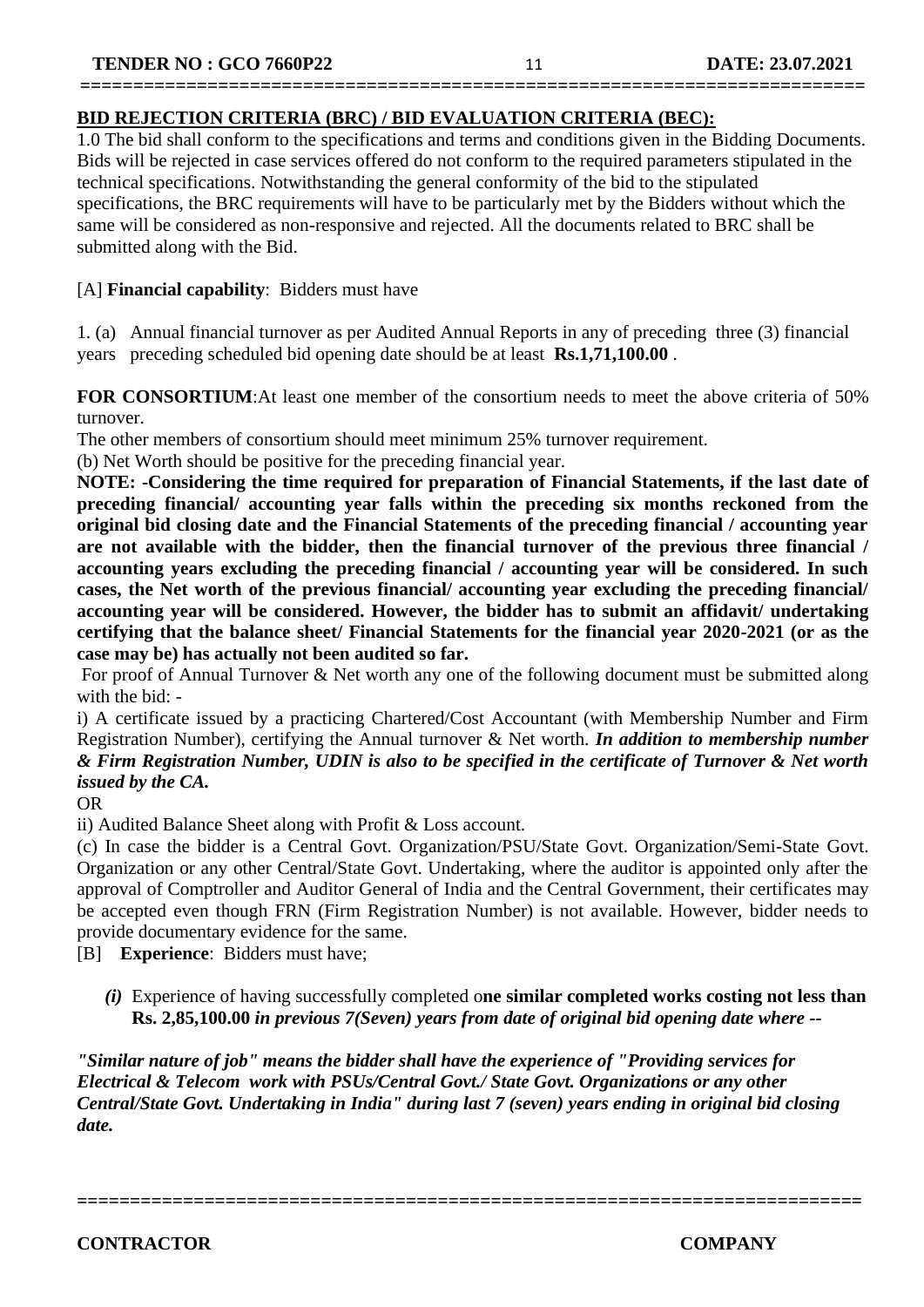**BID REJECTION CRITERIA (BRC) / BID EVALUATION CRITERIA (BEC):**

1.0 The bid shall conform to the specifications and terms and conditions given in the Bidding Documents. Bids will be rejected in case services offered do not conform to the required parameters stipulated in the technical specifications. Notwithstanding the general conformity of the bid to the stipulated specifications, the BRC requirements will have to be particularly met by the Bidders without which the same will be considered as non-responsive and rejected. All the documents related to BRC shall be submitted along with the Bid.

[A] **Financial capability**: Bidders must have

1. (a) Annual financial turnover as per Audited Annual Reports in any of preceding three (3) financial years preceding scheduled bid opening date should be at least **Rs.1,71,100.00** .

**FOR CONSORTIUM**:At least one member of the consortium needs to meet the above criteria of 50% turnover.

The other members of consortium should meet minimum 25% turnover requirement.

(b) Net Worth should be positive for the preceding financial year.

**NOTE: -Considering the time required for preparation of Financial Statements, if the last date of preceding financial/ accounting year falls within the preceding six months reckoned from the original bid closing date and the Financial Statements of the preceding financial / accounting year are not available with the bidder, then the financial turnover of the previous three financial / accounting years excluding the preceding financial / accounting year will be considered. In such cases, the Net worth of the previous financial/ accounting year excluding the preceding financial/ accounting year will be considered. However, the bidder has to submit an affidavit/ undertaking certifying that the balance sheet/ Financial Statements for the financial year 2020-2021 (or as the case may be) has actually not been audited so far.**

For proof of Annual Turnover & Net worth any one of the following document must be submitted along with the bid: -

i) A certificate issued by a practicing Chartered/Cost Accountant (with Membership Number and Firm Registration Number), certifying the Annual turnover & Net worth. ***In addition to membership number & Firm Registration Number, UDIN is also to be specified in the certificate of Turnover & Net worth issued by the CA.***

OR

ii) Audited Balance Sheet along with Profit & Loss account.

(c) In case the bidder is a Central Govt. Organization/PSU/State Govt. Organization/Semi-State Govt. Organization or any other Central/State Govt. Undertaking, where the auditor is appointed only after the approval of Comptroller and Auditor General of India and the Central Government, their certificates may be accepted even though FRN (Firm Registration Number) is not available. However, bidder needs to provide documentary evidence for the same.

[B] **Experience**: Bidders must have;

*(i)* Experience of having successfully completed o**ne similar completed works costing not less than Rs. 2,85,100.00** ***in previous 7(Seven) years from date of original bid opening date where --***

***"Similar nature of job" means the bidder shall have the experience of "Providing services for Electrical & Telecom work with PSUs/Central Govt./ State Govt. Organizations or any other Central/State Govt. Undertaking in India" during last 7 (seven) years ending in original bid closing date.***

**CONTRACTOR** **COMPANY**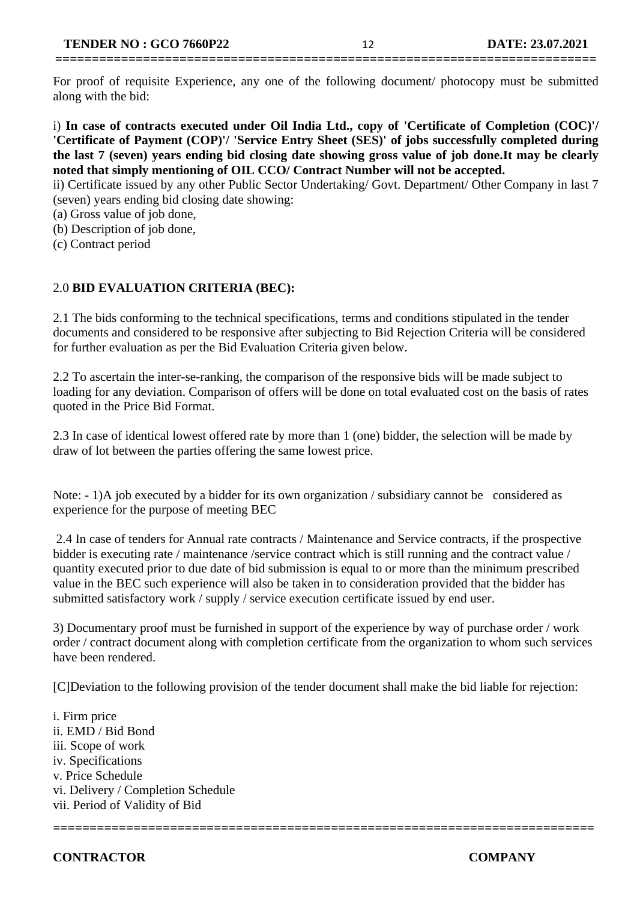For proof of requisite Experience, any one of the following document/ photocopy must be submitted along with the bid:

i) **In case of contracts executed under Oil India Ltd., copy of 'Certificate of Completion (COC)'/ 'Certificate of Payment (COP)'/ 'Service Entry Sheet (SES)' of jobs successfully completed during the last 7 (seven) years ending bid closing date showing gross value of job done.It may be clearly noted that simply mentioning of OIL CCO/ Contract Number will not be accepted.**

ii) Certificate issued by any other Public Sector Undertaking/ Govt. Department/ Other Company in last 7 (seven) years ending bid closing date showing:

(a) Gross value of job done,

(b) Description of job done,

(c) Contract period

## 2.0 BID EVALUATION CRITERIA (BEC):

2.1 The bids conforming to the technical specifications, terms and conditions stipulated in the tender documents and considered to be responsive after subjecting to Bid Rejection Criteria will be considered for further evaluation as per the Bid Evaluation Criteria given below.

2.2 To ascertain the inter-se-ranking, the comparison of the responsive bids will be made subject to loading for any deviation. Comparison of offers will be done on total evaluated cost on the basis of rates quoted in the Price Bid Format.

2.3 In case of identical lowest offered rate by more than 1 (one) bidder, the selection will be made by draw of lot between the parties offering the same lowest price.

Note: - 1)A job executed by a bidder for its own organization / subsidiary cannot be considered as experience for the purpose of meeting BEC

2.4 In case of tenders for Annual rate contracts / Maintenance and Service contracts, if the prospective bidder is executing rate / maintenance /service contract which is still running and the contract value / quantity executed prior to due date of bid submission is equal to or more than the minimum prescribed value in the BEC such experience will also be taken in to consideration provided that the bidder has submitted satisfactory work / supply / service execution certificate issued by end user.

3) Documentary proof must be furnished in support of the experience by way of purchase order / work order / contract document along with completion certificate from the organization to whom such services have been rendered.

[C]Deviation to the following provision of the tender document shall make the bid liable for rejection:

i. Firm price
ii. EMD / Bid Bond
iii. Scope of work
iv. Specifications
v. Price Schedule
vi. Delivery / Completion Schedule
vii. Period of Validity of Bid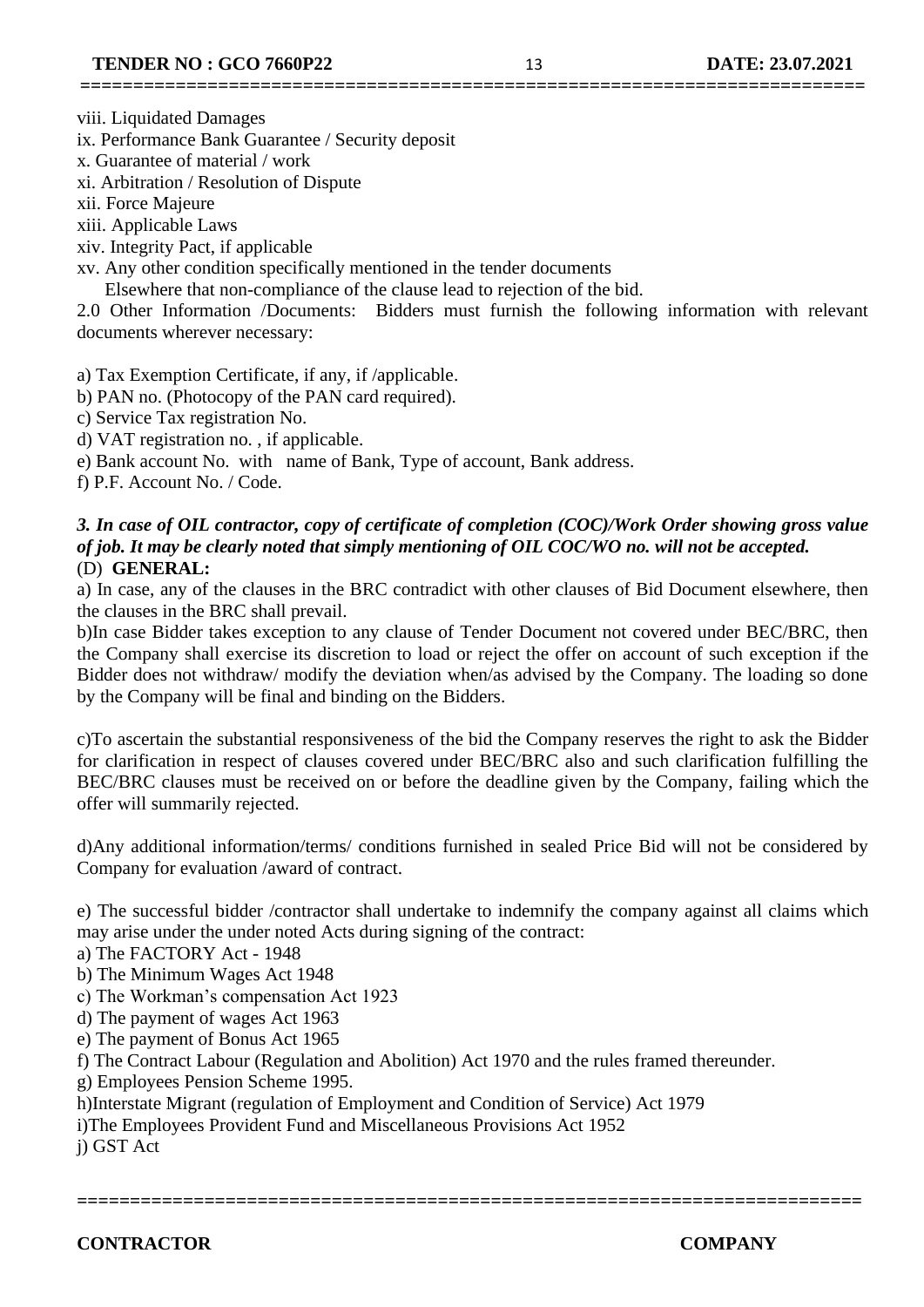viii. Liquidated Damages
ix. Performance Bank Guarantee / Security deposit
x. Guarantee of material / work
xi. Arbitration / Resolution of Dispute
xii. Force Majeure
xiii. Applicable Laws
xiv. Integrity Pact, if applicable
xv. Any other condition specifically mentioned in the tender documents
Elsewhere that non-compliance of the clause lead to rejection of the bid.

2.0 Other Information /Documents: Bidders must furnish the following information with relevant documents wherever necessary:

a) Tax Exemption Certificate, if any, if /applicable.
b) PAN no. (Photocopy of the PAN card required).
c) Service Tax registration No.
d) VAT registration no. , if applicable.
e) Bank account No. with name of Bank, Type of account, Bank address.
f) P.F. Account No. / Code.

***3. In case of OIL contractor, copy of certificate of completion (COC)/Work Order showing gross value of job. It may be clearly noted that simply mentioning of OIL COC/WO no. will not be accepted.***

(D) **GENERAL:**

a) In case, any of the clauses in the BRC contradict with other clauses of Bid Document elsewhere, then the clauses in the BRC shall prevail.

b)In case Bidder takes exception to any clause of Tender Document not covered under BEC/BRC, then the Company shall exercise its discretion to load or reject the offer on account of such exception if the Bidder does not withdraw/ modify the deviation when/as advised by the Company. The loading so done by the Company will be final and binding on the Bidders.

c)To ascertain the substantial responsiveness of the bid the Company reserves the right to ask the Bidder for clarification in respect of clauses covered under BEC/BRC also and such clarification fulfilling the BEC/BRC clauses must be received on or before the deadline given by the Company, failing which the offer will summarily rejected.

d)Any additional information/terms/ conditions furnished in sealed Price Bid will not be considered by Company for evaluation /award of contract.

e) The successful bidder /contractor shall undertake to indemnify the company against all claims which may arise under the under noted Acts during signing of the contract:

a) The FACTORY Act - 1948
b) The Minimum Wages Act 1948
c) The Workman's compensation Act 1923
d) The payment of wages Act 1963
e) The payment of Bonus Act 1965
f) The Contract Labour (Regulation and Abolition) Act 1970 and the rules framed thereunder.
g) Employees Pension Scheme 1995.
h)Interstate Migrant (regulation of Employment and Condition of Service) Act 1979
i)The Employees Provident Fund and Miscellaneous Provisions Act 1952
j) GST Act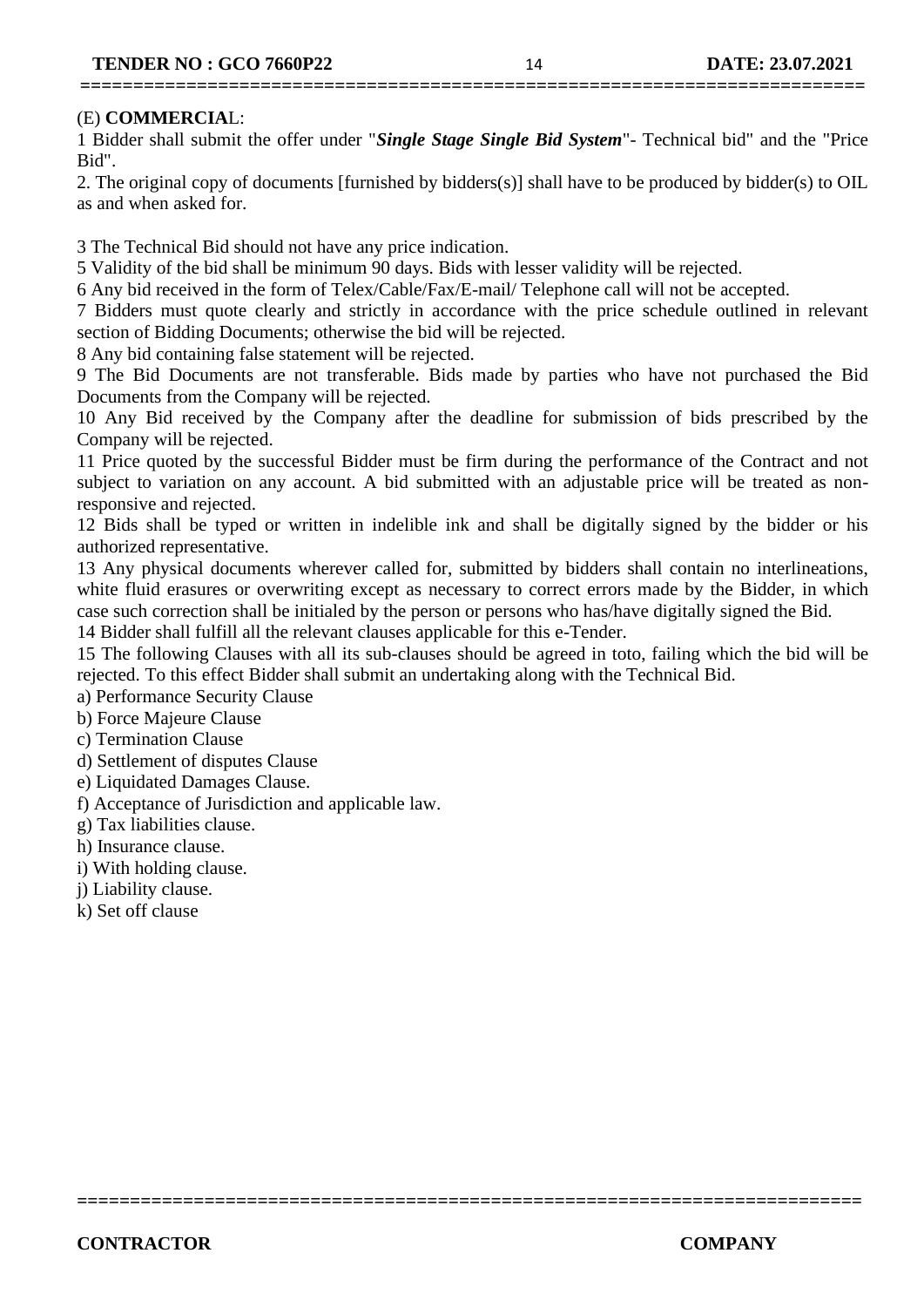(E) **COMMERCIA**L:

1 Bidder shall submit the offer under "***Single Stage Single Bid System***"- Technical bid" and the "Price Bid".

2. The original copy of documents [furnished by bidders(s)] shall have to be produced by bidder(s) to OIL as and when asked for.

3 The Technical Bid should not have any price indication.

5 Validity of the bid shall be minimum 90 days. Bids with lesser validity will be rejected.

6 Any bid received in the form of Telex/Cable/Fax/E-mail/ Telephone call will not be accepted.

7 Bidders must quote clearly and strictly in accordance with the price schedule outlined in relevant section of Bidding Documents; otherwise the bid will be rejected.

8 Any bid containing false statement will be rejected.

9 The Bid Documents are not transferable. Bids made by parties who have not purchased the Bid Documents from the Company will be rejected.

10 Any Bid received by the Company after the deadline for submission of bids prescribed by the Company will be rejected.

11 Price quoted by the successful Bidder must be firm during the performance of the Contract and not subject to variation on any account. A bid submitted with an adjustable price will be treated as non-responsive and rejected.

12 Bids shall be typed or written in indelible ink and shall be digitally signed by the bidder or his authorized representative.

13 Any physical documents wherever called for, submitted by bidders shall contain no interlineations, white fluid erasures or overwriting except as necessary to correct errors made by the Bidder, in which case such correction shall be initialed by the person or persons who has/have digitally signed the Bid.

14 Bidder shall fulfill all the relevant clauses applicable for this e-Tender.

15 The following Clauses with all its sub-clauses should be agreed in toto, failing which the bid will be rejected. To this effect Bidder shall submit an undertaking along with the Technical Bid.

a) Performance Security Clause
b) Force Majeure Clause
c) Termination Clause
d) Settlement of disputes Clause
e) Liquidated Damages Clause.
f) Acceptance of Jurisdiction and applicable law.
g) Tax liabilities clause.
h) Insurance clause.
i) With holding clause.
j) Liability clause.
k) Set off clause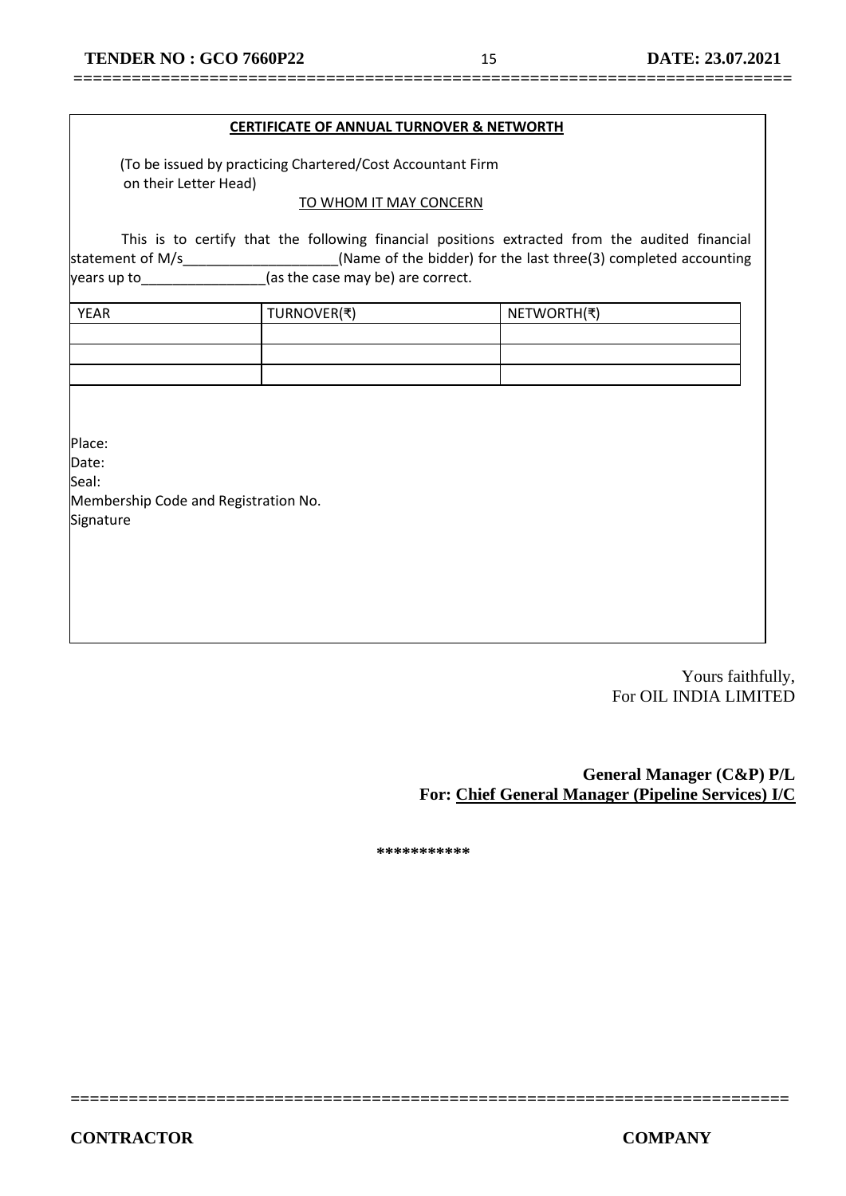**CERTIFICATE OF ANNUAL TURNOVER & NETWORTH**

(To be issued by practicing Chartered/Cost Accountant Firm on their Letter Head)

TO WHOM IT MAY CONCERN

This is to certify that the following financial positions extracted from the audited financial statement of M/s____________________(Name of the bidder) for the last three(3) completed accounting years up to________________(as the case may be) are correct.

| YEAR | TURNOVER(₹) | NETWORTH(₹) |
|---|---|---|
| | | |
| | | |
| | | |

Place:
Date:
Seal:
Membership Code and Registration No.
Signature

Yours faithfully,
For OIL INDIA LIMITED

**General Manager (C&P) P/L**
**For: Chief General Manager (Pipeline Services) I/C**

**\*\*\*\*\*\*\*\*\*\*\***

**CONTRACTOR** **COMPANY**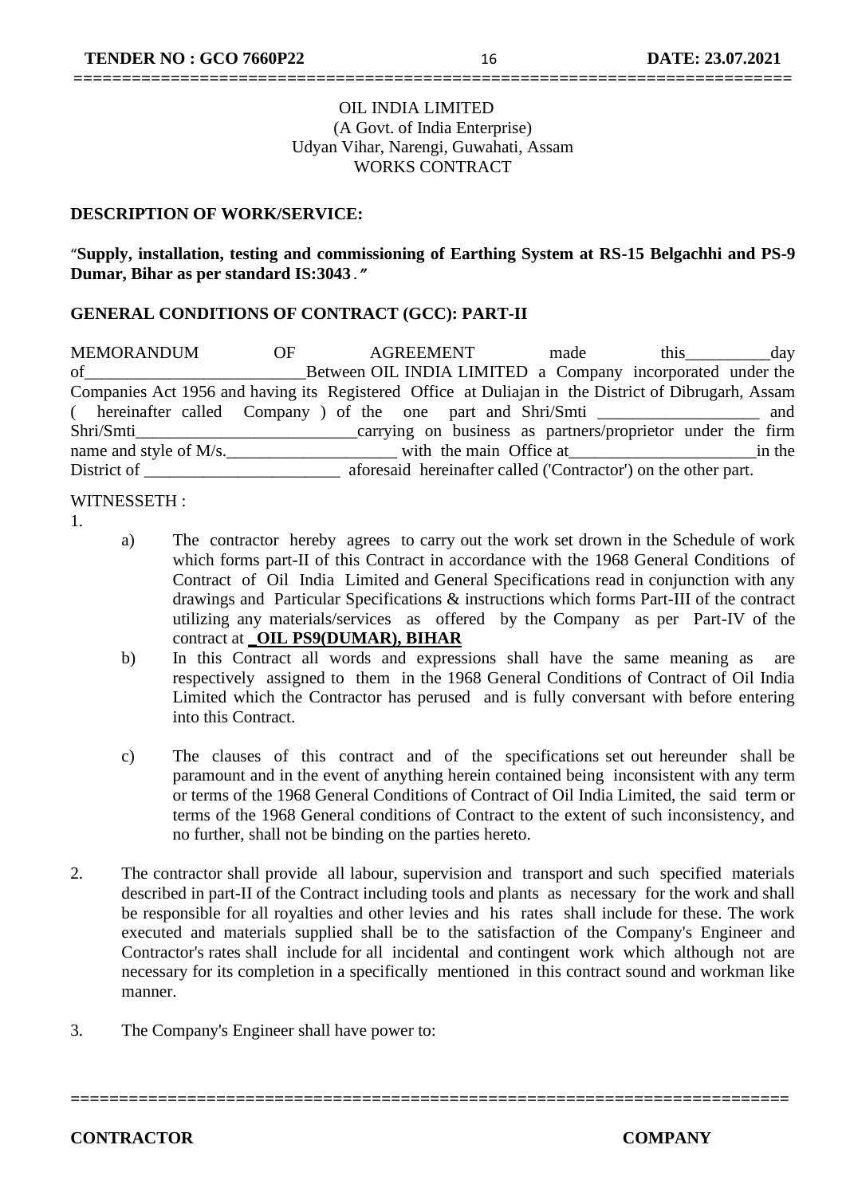OIL INDIA LIMITED
(A Govt. of India Enterprise)
Udyan Vihar, Narengi, Guwahati, Assam
WORKS CONTRACT

**DESCRIPTION OF WORK/SERVICE:**

"**Supply, installation, testing and commissioning of Earthing System at RS-15 Belgachhi and PS-9 Dumar, Bihar as per standard IS:3043**."

**GENERAL CONDITIONS OF CONTRACT (GCC): PART-II**

MEMORANDUM OF AGREEMENT made this__________day of__________________________Between OIL INDIA LIMITED a Company incorporated under the Companies Act 1956 and having its Registered Office at Duliajan in the District of Dibrugarh, Assam ( hereinafter called Company ) of the one part and Shri/Smti ___________________ and Shri/Smti___________________________carrying on business as partners/proprietor under the firm name and style of M/s.____________________ with the main Office at______________________in the District of _______________________ aforesaid hereinafter called ('Contractor') on the other part.

WITNESSETH :

1.

a) The contractor hereby agrees to carry out the work set drown in the Schedule of work which forms part-II of this Contract in accordance with the 1968 General Conditions of Contract of Oil India Limited and General Specifications read in conjunction with any drawings and Particular Specifications & instructions which forms Part-III of the contract utilizing any materials/services as offered by the Company as per Part-IV of the contract at **_OIL PS9(DUMAR), BIHAR**

b) In this Contract all words and expressions shall have the same meaning as are respectively assigned to them in the 1968 General Conditions of Contract of Oil India Limited which the Contractor has perused and is fully conversant with before entering into this Contract.

c) The clauses of this contract and of the specifications set out hereunder shall be paramount and in the event of anything herein contained being inconsistent with any term or terms of the 1968 General Conditions of Contract of Oil India Limited, the said term or terms of the 1968 General conditions of Contract to the extent of such inconsistency, and no further, shall not be binding on the parties hereto.

2. The contractor shall provide all labour, supervision and transport and such specified materials described in part-II of the Contract including tools and plants as necessary for the work and shall be responsible for all royalties and other levies and his rates shall include for these. The work executed and materials supplied shall be to the satisfaction of the Company's Engineer and Contractor's rates shall include for all incidental and contingent work which although not are necessary for its completion in a specifically mentioned in this contract sound and workman like manner.

3. The Company's Engineer shall have power to:

**CONTRACTOR** **COMPANY**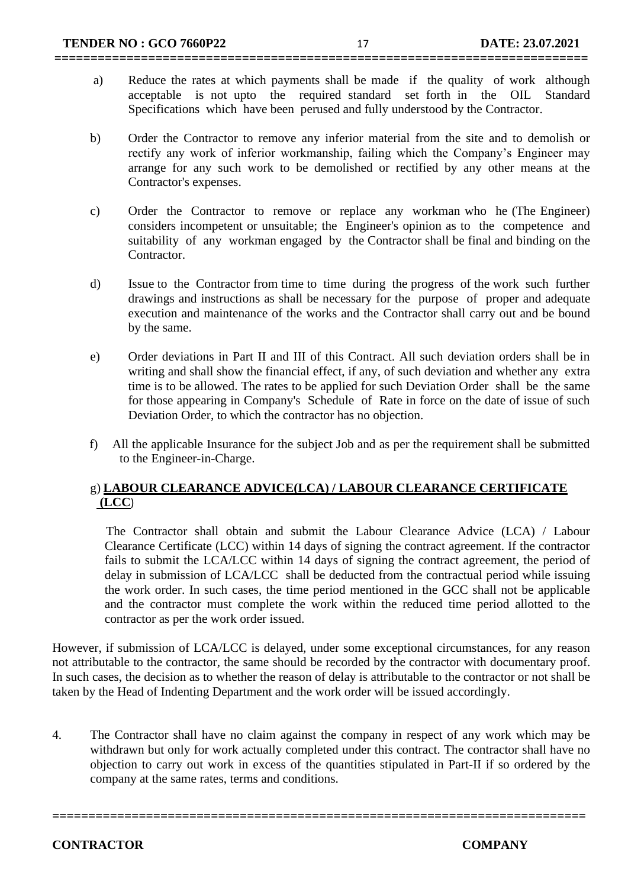a) Reduce the rates at which payments shall be made if the quality of work although acceptable is not upto the required standard set forth in the OIL Standard Specifications which have been perused and fully understood by the Contractor.

b) Order the Contractor to remove any inferior material from the site and to demolish or rectify any work of inferior workmanship, failing which the Company's Engineer may arrange for any such work to be demolished or rectified by any other means at the Contractor's expenses.

c) Order the Contractor to remove or replace any workman who he (The Engineer) considers incompetent or unsuitable; the Engineer's opinion as to the competence and suitability of any workman engaged by the Contractor shall be final and binding on the Contractor.

d) Issue to the Contractor from time to time during the progress of the work such further drawings and instructions as shall be necessary for the purpose of proper and adequate execution and maintenance of the works and the Contractor shall carry out and be bound by the same.

e) Order deviations in Part II and III of this Contract. All such deviation orders shall be in writing and shall show the financial effect, if any, of such deviation and whether any extra time is to be allowed. The rates to be applied for such Deviation Order shall be the same for those appearing in Company's Schedule of Rate in force on the date of issue of such Deviation Order, to which the contractor has no objection.

f) All the applicable Insurance for the subject Job and as per the requirement shall be submitted to the Engineer-in-Charge.

g) **LABOUR CLEARANCE ADVICE(LCA) / LABOUR CLEARANCE CERTIFICATE (LCC)**

The Contractor shall obtain and submit the Labour Clearance Advice (LCA) / Labour Clearance Certificate (LCC) within 14 days of signing the contract agreement. If the contractor fails to submit the LCA/LCC within 14 days of signing the contract agreement, the period of delay in submission of LCA/LCC shall be deducted from the contractual period while issuing the work order. In such cases, the time period mentioned in the GCC shall not be applicable and the contractor must complete the work within the reduced time period allotted to the contractor as per the work order issued.

However, if submission of LCA/LCC is delayed, under some exceptional circumstances, for any reason not attributable to the contractor, the same should be recorded by the contractor with documentary proof. In such cases, the decision as to whether the reason of delay is attributable to the contractor or not shall be taken by the Head of Indenting Department and the work order will be issued accordingly.

4. The Contractor shall have no claim against the company in respect of any work which may be withdrawn but only for work actually completed under this contract. The contractor shall have no objection to carry out work in excess of the quantities stipulated in Part-II if so ordered by the company at the same rates, terms and conditions.

**CONTRACTOR** **COMPANY**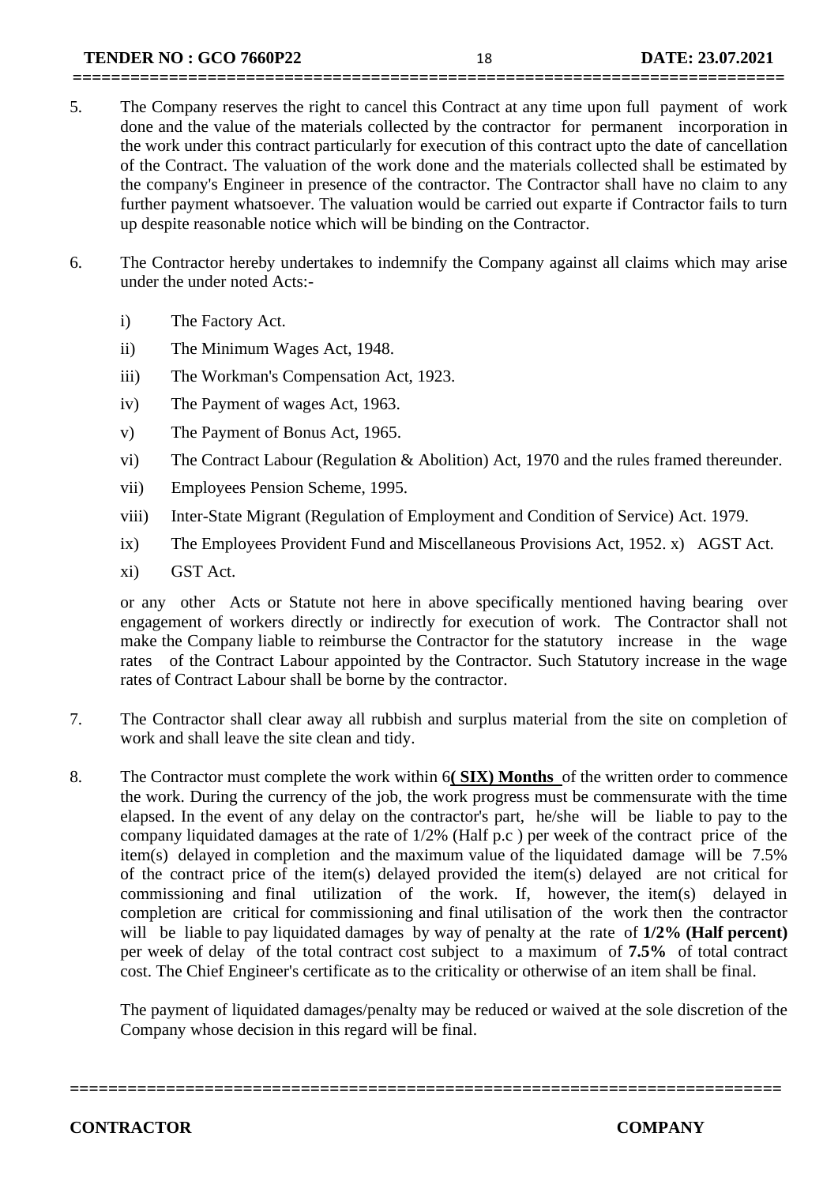5. The Company reserves the right to cancel this Contract at any time upon full payment of work done and the value of the materials collected by the contractor for permanent incorporation in the work under this contract particularly for execution of this contract upto the date of cancellation of the Contract. The valuation of the work done and the materials collected shall be estimated by the company's Engineer in presence of the contractor. The Contractor shall have no claim to any further payment whatsoever. The valuation would be carried out exparte if Contractor fails to turn up despite reasonable notice which will be binding on the Contractor.

6. The Contractor hereby undertakes to indemnify the Company against all claims which may arise under the under noted Acts:-

   i) The Factory Act.

   ii) The Minimum Wages Act, 1948.

   iii) The Workman's Compensation Act, 1923.

   iv) The Payment of wages Act, 1963.

   v) The Payment of Bonus Act, 1965.

   vi) The Contract Labour (Regulation & Abolition) Act, 1970 and the rules framed thereunder.

   vii) Employees Pension Scheme, 1995.

   viii) Inter-State Migrant (Regulation of Employment and Condition of Service) Act. 1979.

   ix) The Employees Provident Fund and Miscellaneous Provisions Act, 1952. x) AGST Act.

   xi) GST Act.

   or any other Acts or Statute not here in above specifically mentioned having bearing over engagement of workers directly or indirectly for execution of work. The Contractor shall not make the Company liable to reimburse the Contractor for the statutory increase in the wage rates of the Contract Labour appointed by the Contractor. Such Statutory increase in the wage rates of Contract Labour shall be borne by the contractor.

7. The Contractor shall clear away all rubbish and surplus material from the site on completion of work and shall leave the site clean and tidy.

8. The Contractor must complete the work within 6**( SIX) Months** of the written order to commence the work. During the currency of the job, the work progress must be commensurate with the time elapsed. In the event of any delay on the contractor's part, he/she will be liable to pay to the company liquidated damages at the rate of 1/2% (Half p.c ) per week of the contract price of the item(s) delayed in completion and the maximum value of the liquidated damage will be 7.5% of the contract price of the item(s) delayed provided the item(s) delayed are not critical for commissioning and final utilization of the work. If, however, the item(s) delayed in completion are critical for commissioning and final utilisation of the work then the contractor will be liable to pay liquidated damages by way of penalty at the rate of **1/2% (Half percent)** per week of delay of the total contract cost subject to a maximum of **7.5%** of total contract cost. The Chief Engineer's certificate as to the criticality or otherwise of an item shall be final.

   The payment of liquidated damages/penalty may be reduced or waived at the sole discretion of the Company whose decision in this regard will be final.

**CONTRACTOR** **COMPANY**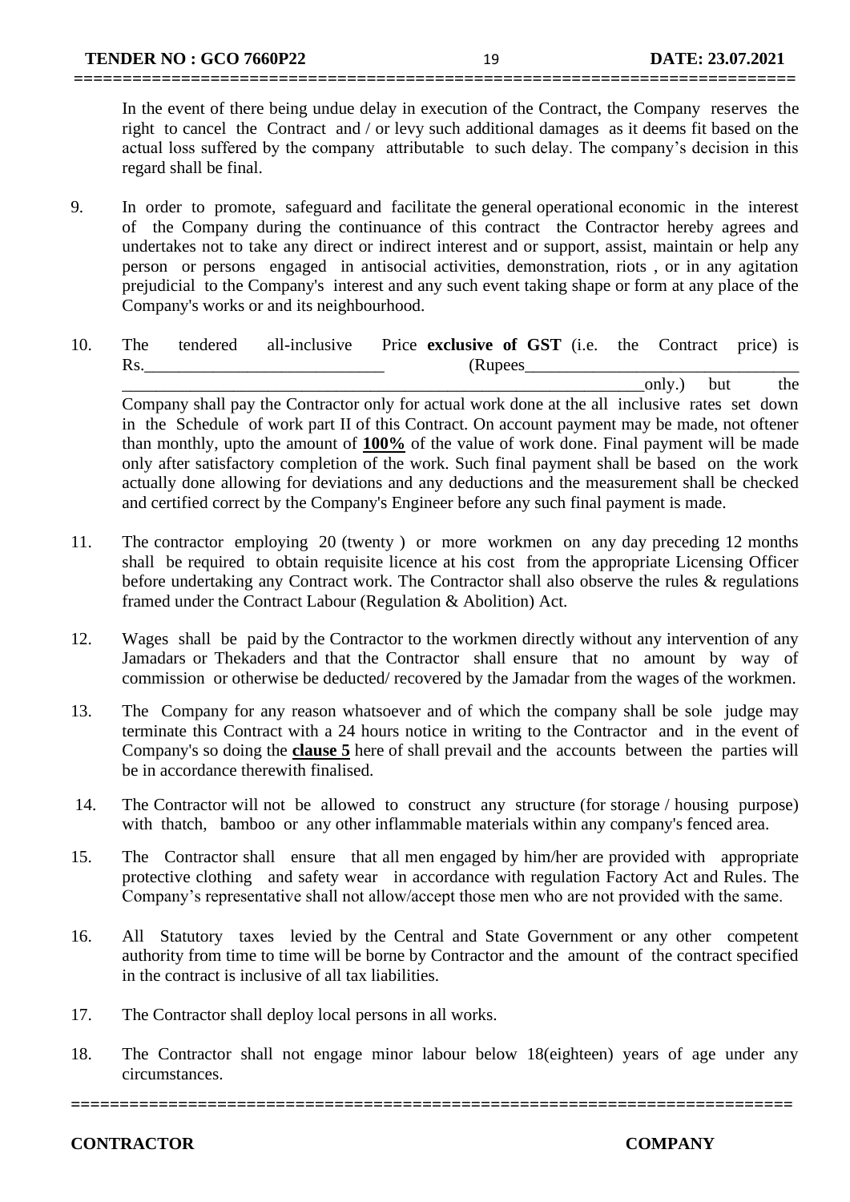In the event of there being undue delay in execution of the Contract, the Company reserves the right to cancel the Contract and / or levy such additional damages as it deems fit based on the actual loss suffered by the company attributable to such delay. The company's decision in this regard shall be final.

9. In order to promote, safeguard and facilitate the general operational economic in the interest of the Company during the continuance of this contract the Contractor hereby agrees and undertakes not to take any direct or indirect interest and or support, assist, maintain or help any person or persons engaged in antisocial activities, demonstration, riots , or in any agitation prejudicial to the Company's interest and any such event taking shape or form at any place of the Company's works or and its neighbourhood.

10. The tendered all-inclusive Price **exclusive of GST** (i.e. the Contract price) is Rs.____________________________ (Rupees_______________________________________________________________only.) but the Company shall pay the Contractor only for actual work done at the all inclusive rates set down in the Schedule of work part II of this Contract. On account payment may be made, not oftener than monthly, upto the amount of **<u>100%</u>** of the value of work done. Final payment will be made only after satisfactory completion of the work. Such final payment shall be based on the work actually done allowing for deviations and any deductions and the measurement shall be checked and certified correct by the Company's Engineer before any such final payment is made.

11. The contractor employing 20 (twenty ) or more workmen on any day preceding 12 months shall be required to obtain requisite licence at his cost from the appropriate Licensing Officer before undertaking any Contract work. The Contractor shall also observe the rules & regulations framed under the Contract Labour (Regulation & Abolition) Act.

12. Wages shall be paid by the Contractor to the workmen directly without any intervention of any Jamadars or Thekaders and that the Contractor shall ensure that no amount by way of commission or otherwise be deducted/ recovered by the Jamadar from the wages of the workmen.

13. The Company for any reason whatsoever and of which the company shall be sole judge may terminate this Contract with a 24 hours notice in writing to the Contractor and in the event of Company's so doing the **<u>clause 5</u>** here of shall prevail and the accounts between the parties will be in accordance therewith finalised.

14. The Contractor will not be allowed to construct any structure (for storage / housing purpose) with thatch, bamboo or any other inflammable materials within any company's fenced area.

15. The Contractor shall ensure that all men engaged by him/her are provided with appropriate protective clothing and safety wear in accordance with regulation Factory Act and Rules. The Company's representative shall not allow/accept those men who are not provided with the same.

16. All Statutory taxes levied by the Central and State Government or any other competent authority from time to time will be borne by Contractor and the amount of the contract specified in the contract is inclusive of all tax liabilities.

17. The Contractor shall deploy local persons in all works.

18. The Contractor shall not engage minor labour below 18(eighteen) years of age under any circumstances.

**CONTRACTOR** **COMPANY**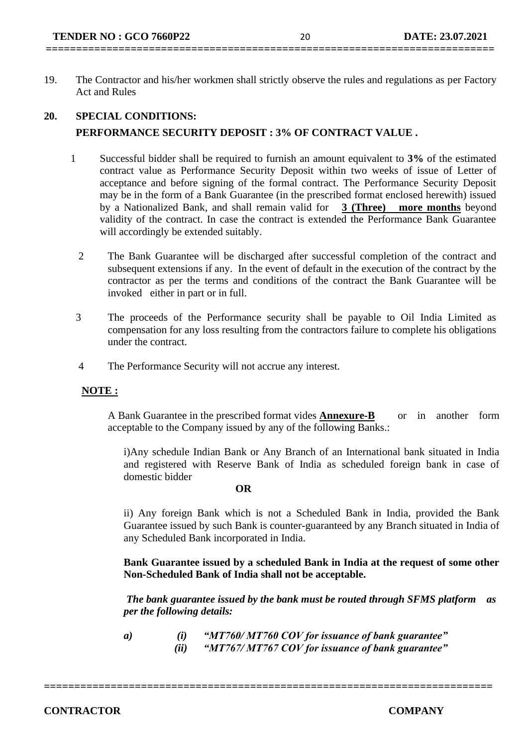19. The Contractor and his/her workmen shall strictly observe the rules and regulations as per Factory Act and Rules

**20. SPECIAL CONDITIONS:**

**PERFORMANCE SECURITY DEPOSIT : 3% OF CONTRACT VALUE .**

1. Successful bidder shall be required to furnish an amount equivalent to **3%** of the estimated contract value as Performance Security Deposit within two weeks of issue of Letter of acceptance and before signing of the formal contract. The Performance Security Deposit may be in the form of a Bank Guarantee (in the prescribed format enclosed herewith) issued by a Nationalized Bank, and shall remain valid for **<u>3 (Three) more months</u>** beyond validity of the contract. In case the contract is extended the Performance Bank Guarantee will accordingly be extended suitably.

2. The Bank Guarantee will be discharged after successful completion of the contract and subsequent extensions if any. In the event of default in the execution of the contract by the contractor as per the terms and conditions of the contract the Bank Guarantee will be invoked either in part or in full.

3. The proceeds of the Performance security shall be payable to Oil India Limited as compensation for any loss resulting from the contractors failure to complete his obligations under the contract.

4. The Performance Security will not accrue any interest.

**<u>NOTE :</u>**

A Bank Guarantee in the prescribed format vides **<u>Annexure-B</u>** or in another form acceptable to the Company issued by any of the following Banks.:

i)Any schedule Indian Bank or Any Branch of an International bank situated in India and registered with Reserve Bank of India as scheduled foreign bank in case of domestic bidder

**OR**

ii) Any foreign Bank which is not a Scheduled Bank in India, provided the Bank Guarantee issued by such Bank is counter-guaranteed by any Branch situated in India of any Scheduled Bank incorporated in India.

**Bank Guarantee issued by a scheduled Bank in India at the request of some other Non-Scheduled Bank of India shall not be acceptable.**

***The bank guarantee issued by the bank must be routed through SFMS platform as per the following details:***

***a) (i) "MT760/ MT760 COV for issuance of bank guarantee"***
***(ii) "MT767/ MT767 COV for issuance of bank guarantee"***

**CONTRACTOR** **COMPANY**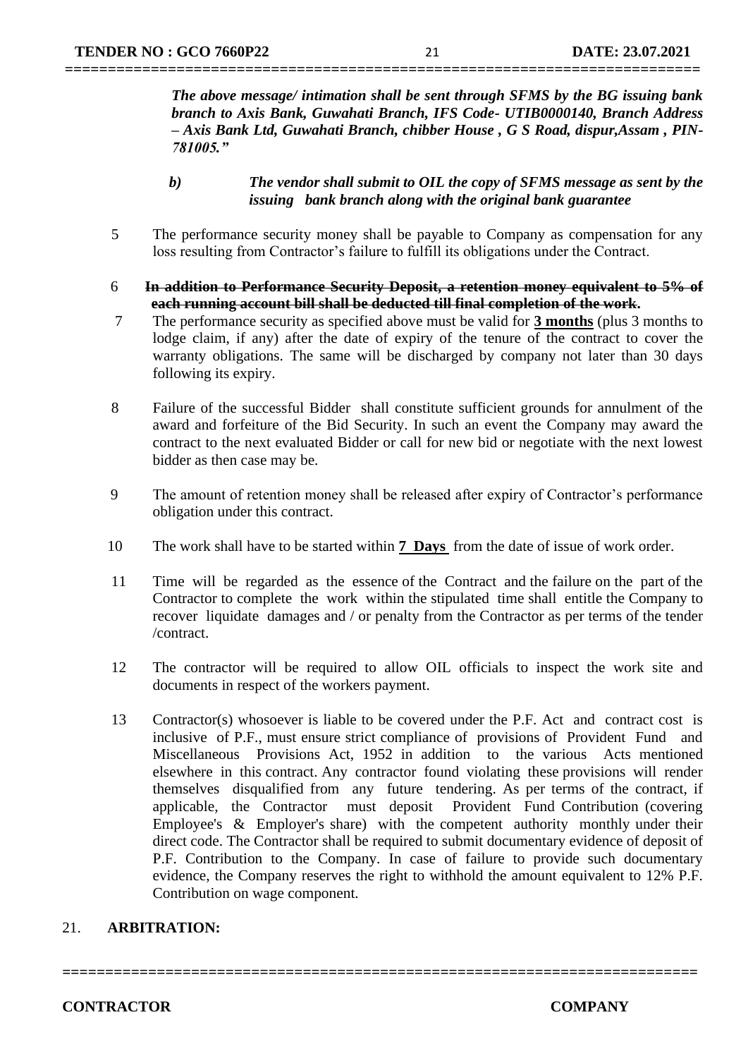*The above message/ intimation shall be sent through SFMS by the BG issuing bank branch to Axis Bank, Guwahati Branch, IFS Code- UTIB0000140, Branch Address – Axis Bank Ltd, Guwahati Branch, chibber House , G S Road, dispur,Assam , PIN-781005."*

***b)*** ***The vendor shall submit to OIL the copy of SFMS message as sent by the issuing bank branch along with the original bank guarantee***

5 The performance security money shall be payable to Company as compensation for any loss resulting from Contractor's failure to fulfill its obligations under the Contract.

6 ~~**In addition to Performance Security Deposit, a retention money equivalent to 5% of each running account bill shall be deducted till final completion of the work.**~~

7 The performance security as specified above must be valid for **<u>3 months</u>** (plus 3 months to lodge claim, if any) after the date of expiry of the tenure of the contract to cover the warranty obligations. The same will be discharged by company not later than 30 days following its expiry.

8 Failure of the successful Bidder shall constitute sufficient grounds for annulment of the award and forfeiture of the Bid Security. In such an event the Company may award the contract to the next evaluated Bidder or call for new bid or negotiate with the next lowest bidder as then case may be.

9 The amount of retention money shall be released after expiry of Contractor's performance obligation under this contract.

10 The work shall have to be started within **<u>7 Days</u>** from the date of issue of work order.

11 Time will be regarded as the essence of the Contract and the failure on the part of the Contractor to complete the work within the stipulated time shall entitle the Company to recover liquidate damages and / or penalty from the Contractor as per terms of the tender /contract.

12 The contractor will be required to allow OIL officials to inspect the work site and documents in respect of the workers payment.

13 Contractor(s) whosoever is liable to be covered under the P.F. Act and contract cost is inclusive of P.F., must ensure strict compliance of provisions of Provident Fund and Miscellaneous Provisions Act, 1952 in addition to the various Acts mentioned elsewhere in this contract. Any contractor found violating these provisions will render themselves disqualified from any future tendering. As per terms of the contract, if applicable, the Contractor must deposit Provident Fund Contribution (covering Employee's & Employer's share) with the competent authority monthly under their direct code. The Contractor shall be required to submit documentary evidence of deposit of P.F. Contribution to the Company. In case of failure to provide such documentary evidence, the Company reserves the right to withhold the amount equivalent to 12% P.F. Contribution on wage component.

21. **ARBITRATION:**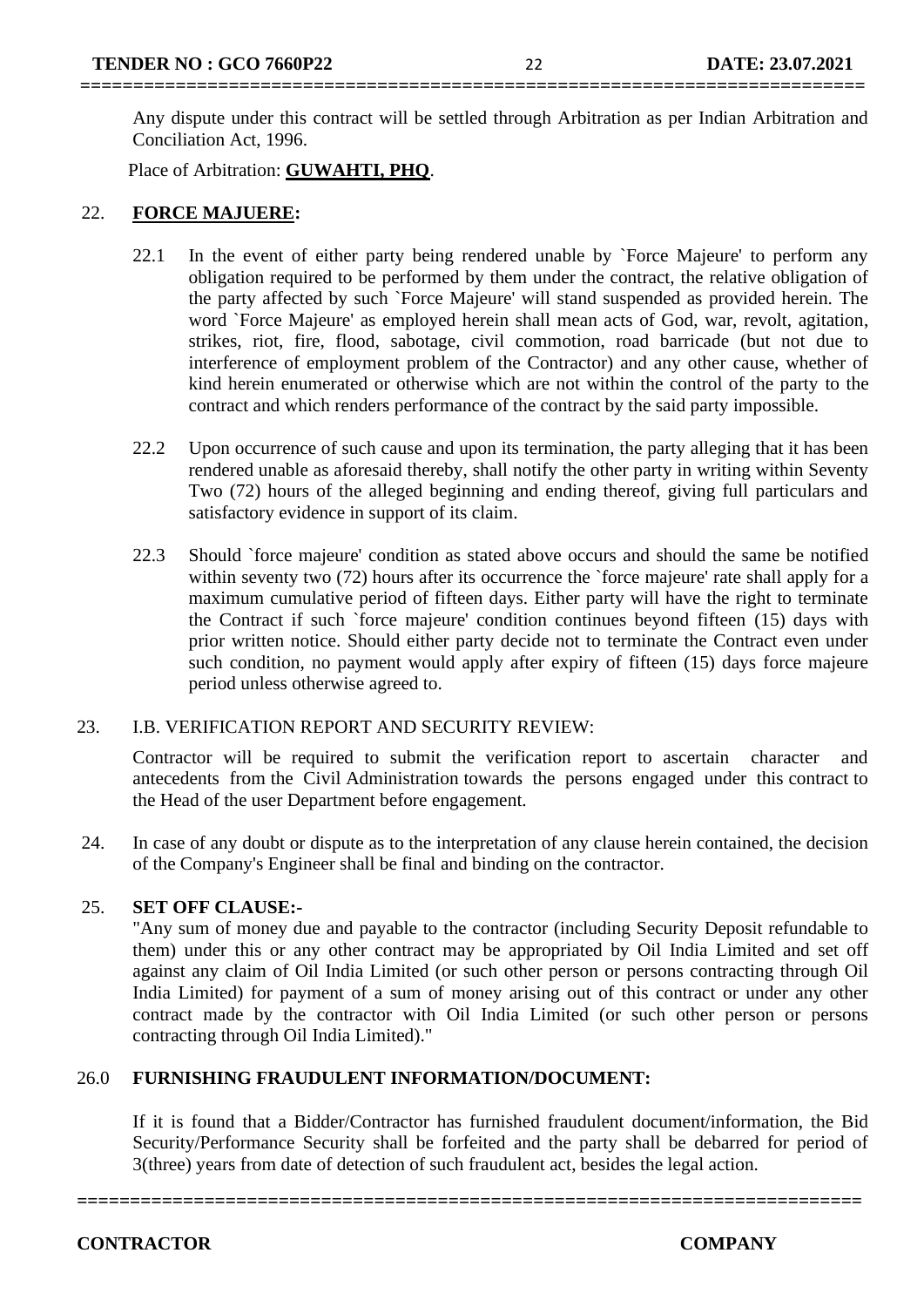Any dispute under this contract will be settled through Arbitration as per Indian Arbitration and Conciliation Act, 1996.

Place of Arbitration: **GUWAHTI, PHQ**.

22. **FORCE MAJUERE:**

22.1 In the event of either party being rendered unable by `Force Majeure' to perform any obligation required to be performed by them under the contract, the relative obligation of the party affected by such `Force Majeure' will stand suspended as provided herein. The word `Force Majeure' as employed herein shall mean acts of God, war, revolt, agitation, strikes, riot, fire, flood, sabotage, civil commotion, road barricade (but not due to interference of employment problem of the Contractor) and any other cause, whether of kind herein enumerated or otherwise which are not within the control of the party to the contract and which renders performance of the contract by the said party impossible.

22.2 Upon occurrence of such cause and upon its termination, the party alleging that it has been rendered unable as aforesaid thereby, shall notify the other party in writing within Seventy Two (72) hours of the alleged beginning and ending thereof, giving full particulars and satisfactory evidence in support of its claim.

22.3 Should `force majeure' condition as stated above occurs and should the same be notified within seventy two (72) hours after its occurrence the `force majeure' rate shall apply for a maximum cumulative period of fifteen days. Either party will have the right to terminate the Contract if such `force majeure' condition continues beyond fifteen (15) days with prior written notice. Should either party decide not to terminate the Contract even under such condition, no payment would apply after expiry of fifteen (15) days force majeure period unless otherwise agreed to.

23. I.B. VERIFICATION REPORT AND SECURITY REVIEW:

Contractor will be required to submit the verification report to ascertain character and antecedents from the Civil Administration towards the persons engaged under this contract to the Head of the user Department before engagement.

24. In case of any doubt or dispute as to the interpretation of any clause herein contained, the decision of the Company's Engineer shall be final and binding on the contractor.

25. **SET OFF CLAUSE:-**

"Any sum of money due and payable to the contractor (including Security Deposit refundable to them) under this or any other contract may be appropriated by Oil India Limited and set off against any claim of Oil India Limited (or such other person or persons contracting through Oil India Limited) for payment of a sum of money arising out of this contract or under any other contract made by the contractor with Oil India Limited (or such other person or persons contracting through Oil India Limited)."

26.0 **FURNISHING FRAUDULENT INFORMATION/DOCUMENT:**

If it is found that a Bidder/Contractor has furnished fraudulent document/information, the Bid Security/Performance Security shall be forfeited and the party shall be debarred for period of 3(three) years from date of detection of such fraudulent act, besides the legal action.

**CONTRACTOR** **COMPANY**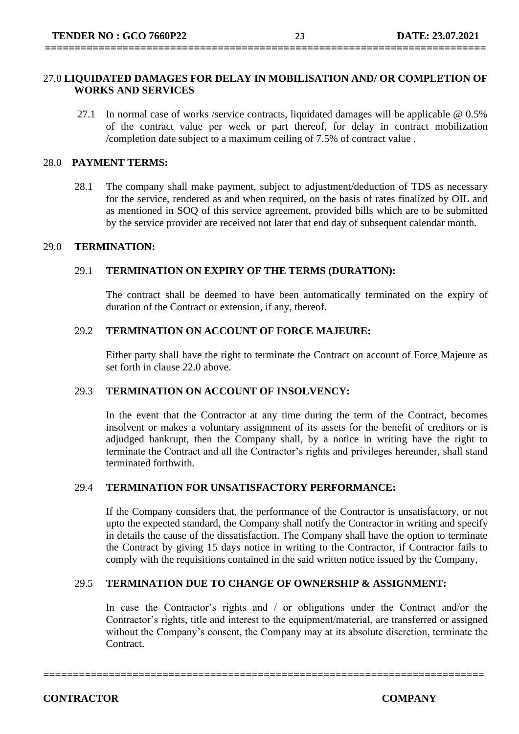## 27.0 LIQUIDATED DAMAGES FOR DELAY IN MOBILISATION AND/ OR COMPLETION OF WORKS AND SERVICES

27.1 In normal case of works /service contracts, liquidated damages will be applicable @ 0.5% of the contract value per week or part thereof, for delay in contract mobilization /completion date subject to a maximum ceiling of 7.5% of contract value .

## 28.0 PAYMENT TERMS:

28.1 The company shall make payment, subject to adjustment/deduction of TDS as necessary for the service, rendered as and when required, on the basis of rates finalized by OIL and as mentioned in SOQ of this service agreement, provided bills which are to be submitted by the service provider are received not later that end day of subsequent calendar month.

## 29.0 TERMINATION:

### 29.1 TERMINATION ON EXPIRY OF THE TERMS (DURATION):

The contract shall be deemed to have been automatically terminated on the expiry of duration of the Contract or extension, if any, thereof.

### 29.2 TERMINATION ON ACCOUNT OF FORCE MAJEURE:

Either party shall have the right to terminate the Contract on account of Force Majeure as set forth in clause 22.0 above.

### 29.3 TERMINATION ON ACCOUNT OF INSOLVENCY:

In the event that the Contractor at any time during the term of the Contract, becomes insolvent or makes a voluntary assignment of its assets for the benefit of creditors or is adjudged bankrupt, then the Company shall, by a notice in writing have the right to terminate the Contract and all the Contractor's rights and privileges hereunder, shall stand terminated forthwith.

### 29.4 TERMINATION FOR UNSATISFACTORY PERFORMANCE:

If the Company considers that, the performance of the Contractor is unsatisfactory, or not upto the expected standard, the Company shall notify the Contractor in writing and specify in details the cause of the dissatisfaction. The Company shall have the option to terminate the Contract by giving 15 days notice in writing to the Contractor, if Contractor fails to comply with the requisitions contained in the said written notice issued by the Company,

### 29.5 TERMINATION DUE TO CHANGE OF OWNERSHIP & ASSIGNMENT:

In case the Contractor's rights and / or obligations under the Contract and/or the Contractor's rights, title and interest to the equipment/material, are transferred or assigned without the Company's consent, the Company may at its absolute discretion, terminate the Contract.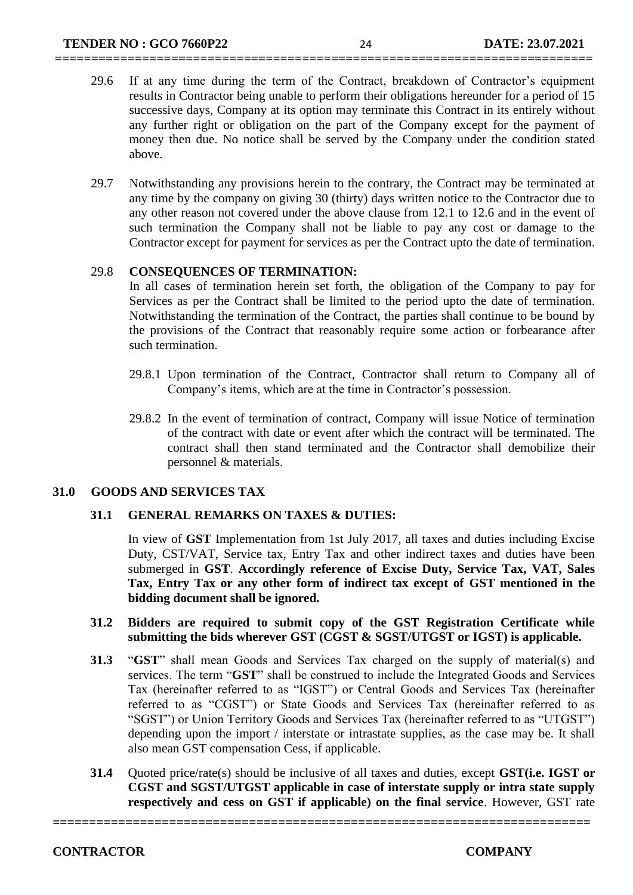29.6 If at any time during the term of the Contract, breakdown of Contractor's equipment results in Contractor being unable to perform their obligations hereunder for a period of 15 successive days, Company at its option may terminate this Contract in its entirely without any further right or obligation on the part of the Company except for the payment of money then due. No notice shall be served by the Company under the condition stated above.

29.7 Notwithstanding any provisions herein to the contrary, the Contract may be terminated at any time by the company on giving 30 (thirty) days written notice to the Contractor due to any other reason not covered under the above clause from 12.1 to 12.6 and in the event of such termination the Company shall not be liable to pay any cost or damage to the Contractor except for payment for services as per the Contract upto the date of termination.

29.8 **CONSEQUENCES OF TERMINATION:**

In all cases of termination herein set forth, the obligation of the Company to pay for Services as per the Contract shall be limited to the period upto the date of termination. Notwithstanding the termination of the Contract, the parties shall continue to be bound by the provisions of the Contract that reasonably require some action or forbearance after such termination.

29.8.1 Upon termination of the Contract, Contractor shall return to Company all of Company's items, which are at the time in Contractor's possession.

29.8.2 In the event of termination of contract, Company will issue Notice of termination of the contract with date or event after which the contract will be terminated. The contract shall then stand terminated and the Contractor shall demobilize their personnel & materials.

## 31.0 GOODS AND SERVICES TAX

### 31.1 GENERAL REMARKS ON TAXES & DUTIES:

In view of **GST** Implementation from 1st July 2017, all taxes and duties including Excise Duty, CST/VAT, Service tax, Entry Tax and other indirect taxes and duties have been submerged in **GST**. **Accordingly reference of Excise Duty, Service Tax, VAT, Sales Tax, Entry Tax or any other form of indirect tax except of GST mentioned in the bidding document shall be ignored.**

**31.2 Bidders are required to submit copy of the GST Registration Certificate while submitting the bids wherever GST (CGST & SGST/UTGST or IGST) is applicable.**

**31.3** "**GST**" shall mean Goods and Services Tax charged on the supply of material(s) and services. The term "**GST**" shall be construed to include the Integrated Goods and Services Tax (hereinafter referred to as "IGST") or Central Goods and Services Tax (hereinafter referred to as "CGST") or State Goods and Services Tax (hereinafter referred to as "SGST") or Union Territory Goods and Services Tax (hereinafter referred to as "UTGST") depending upon the import / interstate or intrastate supplies, as the case may be. It shall also mean GST compensation Cess, if applicable.

**31.4** Quoted price/rate(s) should be inclusive of all taxes and duties, except **GST(i.e. IGST or CGST and SGST/UTGST applicable in case of interstate supply or intra state supply respectively and cess on GST if applicable) on the final service**. However, GST rate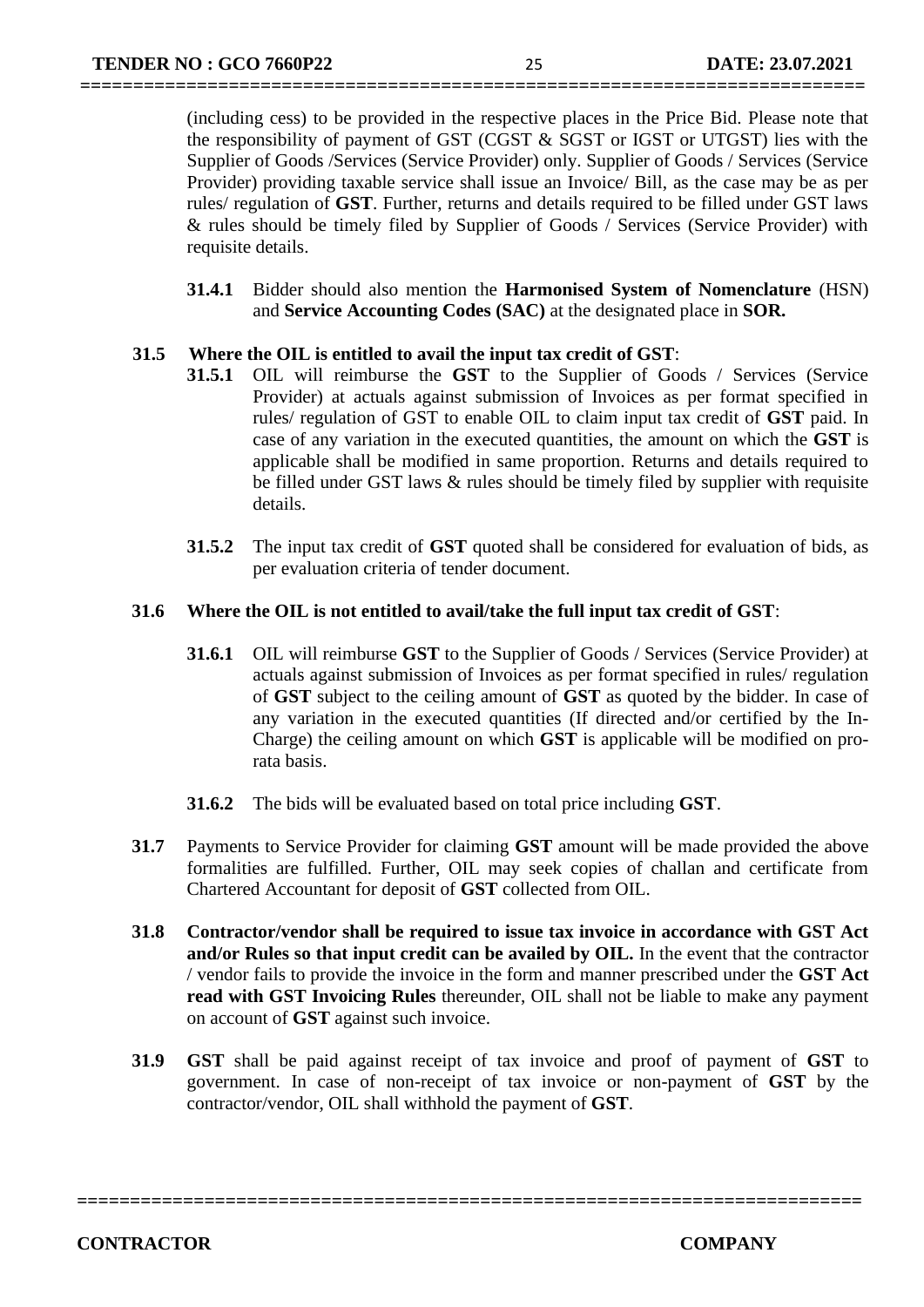(including cess) to be provided in the respective places in the Price Bid. Please note that the responsibility of payment of GST (CGST & SGST or IGST or UTGST) lies with the Supplier of Goods /Services (Service Provider) only. Supplier of Goods / Services (Service Provider) providing taxable service shall issue an Invoice/ Bill, as the case may be as per rules/ regulation of **GST**. Further, returns and details required to be filled under GST laws & rules should be timely filed by Supplier of Goods / Services (Service Provider) with requisite details.

**31.4.1** Bidder should also mention the **Harmonised System of Nomenclature** (HSN) and **Service Accounting Codes (SAC)** at the designated place in **SOR.**

**31.5 Where the OIL is entitled to avail the input tax credit of GST**:

**31.5.1** OIL will reimburse the **GST** to the Supplier of Goods / Services (Service Provider) at actuals against submission of Invoices as per format specified in rules/ regulation of GST to enable OIL to claim input tax credit of **GST** paid. In case of any variation in the executed quantities, the amount on which the **GST** is applicable shall be modified in same proportion. Returns and details required to be filled under GST laws & rules should be timely filed by supplier with requisite details.

**31.5.2** The input tax credit of **GST** quoted shall be considered for evaluation of bids, as per evaluation criteria of tender document.

**31.6 Where the OIL is not entitled to avail/take the full input tax credit of GST**:

**31.6.1** OIL will reimburse **GST** to the Supplier of Goods / Services (Service Provider) at actuals against submission of Invoices as per format specified in rules/ regulation of **GST** subject to the ceiling amount of **GST** as quoted by the bidder. In case of any variation in the executed quantities (If directed and/or certified by the In-Charge) the ceiling amount on which **GST** is applicable will be modified on pro-rata basis.

**31.6.2** The bids will be evaluated based on total price including **GST**.

**31.7** Payments to Service Provider for claiming **GST** amount will be made provided the above formalities are fulfilled. Further, OIL may seek copies of challan and certificate from Chartered Accountant for deposit of **GST** collected from OIL.

**31.8** **Contractor/vendor shall be required to issue tax invoice in accordance with GST Act and/or Rules so that input credit can be availed by OIL.** In the event that the contractor / vendor fails to provide the invoice in the form and manner prescribed under the **GST Act read with GST Invoicing Rules** thereunder, OIL shall not be liable to make any payment on account of **GST** against such invoice.

**31.9** **GST** shall be paid against receipt of tax invoice and proof of payment of **GST** to government. In case of non-receipt of tax invoice or non-payment of **GST** by the contractor/vendor, OIL shall withhold the payment of **GST**.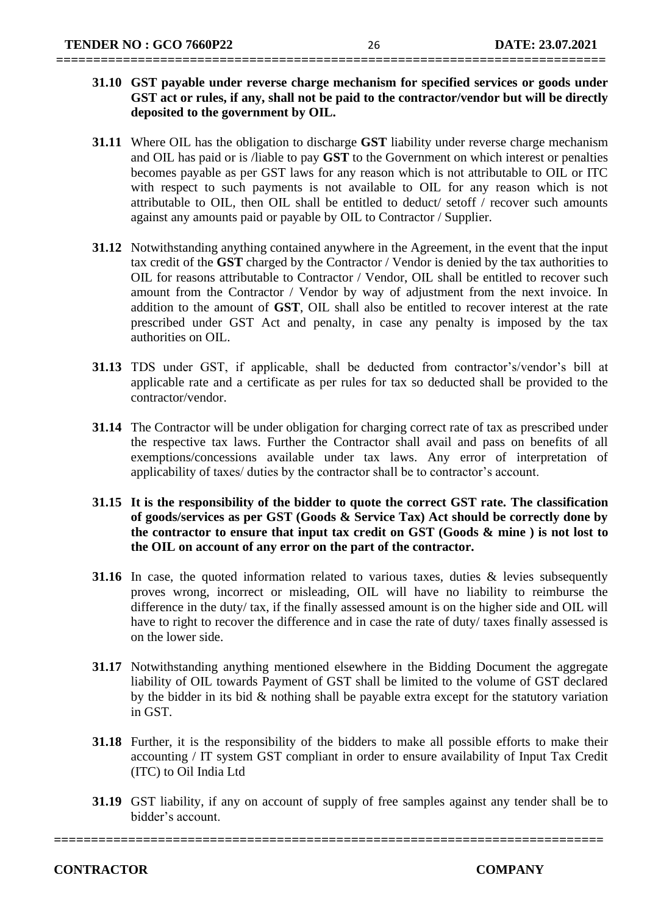**31.10 GST payable under reverse charge mechanism for specified services or goods under GST act or rules, if any, shall not be paid to the contractor/vendor but will be directly deposited to the government by OIL.**

**31.11** Where OIL has the obligation to discharge **GST** liability under reverse charge mechanism and OIL has paid or is /liable to pay **GST** to the Government on which interest or penalties becomes payable as per GST laws for any reason which is not attributable to OIL or ITC with respect to such payments is not available to OIL for any reason which is not attributable to OIL, then OIL shall be entitled to deduct/ setoff / recover such amounts against any amounts paid or payable by OIL to Contractor / Supplier.

**31.12** Notwithstanding anything contained anywhere in the Agreement, in the event that the input tax credit of the **GST** charged by the Contractor / Vendor is denied by the tax authorities to OIL for reasons attributable to Contractor / Vendor, OIL shall be entitled to recover such amount from the Contractor / Vendor by way of adjustment from the next invoice. In addition to the amount of **GST**, OIL shall also be entitled to recover interest at the rate prescribed under GST Act and penalty, in case any penalty is imposed by the tax authorities on OIL.

**31.13** TDS under GST, if applicable, shall be deducted from contractor's/vendor's bill at applicable rate and a certificate as per rules for tax so deducted shall be provided to the contractor/vendor.

**31.14** The Contractor will be under obligation for charging correct rate of tax as prescribed under the respective tax laws. Further the Contractor shall avail and pass on benefits of all exemptions/concessions available under tax laws. Any error of interpretation of applicability of taxes/ duties by the contractor shall be to contractor's account.

**31.15 It is the responsibility of the bidder to quote the correct GST rate. The classification of goods/services as per GST (Goods & Service Tax) Act should be correctly done by the contractor to ensure that input tax credit on GST (Goods & mine ) is not lost to the OIL on account of any error on the part of the contractor.**

**31.16** In case, the quoted information related to various taxes, duties & levies subsequently proves wrong, incorrect or misleading, OIL will have no liability to reimburse the difference in the duty/ tax, if the finally assessed amount is on the higher side and OIL will have to right to recover the difference and in case the rate of duty/ taxes finally assessed is on the lower side.

**31.17** Notwithstanding anything mentioned elsewhere in the Bidding Document the aggregate liability of OIL towards Payment of GST shall be limited to the volume of GST declared by the bidder in its bid & nothing shall be payable extra except for the statutory variation in GST.

**31.18** Further, it is the responsibility of the bidders to make all possible efforts to make their accounting / IT system GST compliant in order to ensure availability of Input Tax Credit (ITC) to Oil India Ltd

**31.19** GST liability, if any on account of supply of free samples against any tender shall be to bidder's account.

**CONTRACTOR** **COMPANY**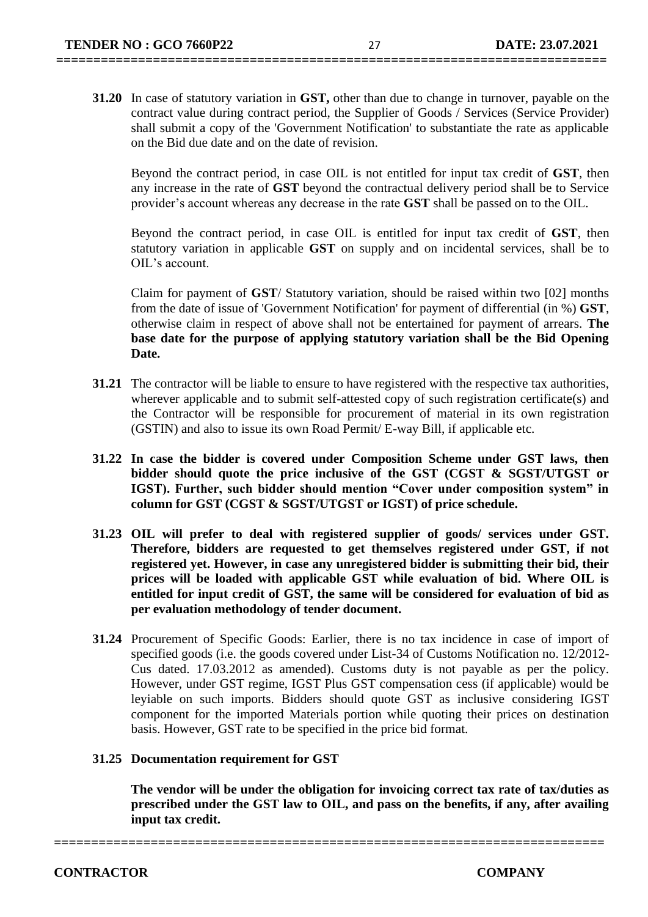**31.20** In case of statutory variation in **GST,** other than due to change in turnover, payable on the contract value during contract period, the Supplier of Goods / Services (Service Provider) shall submit a copy of the 'Government Notification' to substantiate the rate as applicable on the Bid due date and on the date of revision.

Beyond the contract period, in case OIL is not entitled for input tax credit of **GST**, then any increase in the rate of **GST** beyond the contractual delivery period shall be to Service provider's account whereas any decrease in the rate **GST** shall be passed on to the OIL.

Beyond the contract period, in case OIL is entitled for input tax credit of **GST**, then statutory variation in applicable **GST** on supply and on incidental services, shall be to OIL's account.

Claim for payment of **GST**/ Statutory variation, should be raised within two [02] months from the date of issue of 'Government Notification' for payment of differential (in %) **GST**, otherwise claim in respect of above shall not be entertained for payment of arrears. **The base date for the purpose of applying statutory variation shall be the Bid Opening Date.**

**31.21** The contractor will be liable to ensure to have registered with the respective tax authorities, wherever applicable and to submit self-attested copy of such registration certificate(s) and the Contractor will be responsible for procurement of material in its own registration (GSTIN) and also to issue its own Road Permit/ E-way Bill, if applicable etc.

**31.22 In case the bidder is covered under Composition Scheme under GST laws, then bidder should quote the price inclusive of the GST (CGST & SGST/UTGST or IGST). Further, such bidder should mention "Cover under composition system" in column for GST (CGST & SGST/UTGST or IGST) of price schedule.**

**31.23 OIL will prefer to deal with registered supplier of goods/ services under GST. Therefore, bidders are requested to get themselves registered under GST, if not registered yet. However, in case any unregistered bidder is submitting their bid, their prices will be loaded with applicable GST while evaluation of bid. Where OIL is entitled for input credit of GST, the same will be considered for evaluation of bid as per evaluation methodology of tender document.**

**31.24** Procurement of Specific Goods: Earlier, there is no tax incidence in case of import of specified goods (i.e. the goods covered under List-34 of Customs Notification no. 12/2012-Cus dated. 17.03.2012 as amended). Customs duty is not payable as per the policy. However, under GST regime, IGST Plus GST compensation cess (if applicable) would be leyiable on such imports. Bidders should quote GST as inclusive considering IGST component for the imported Materials portion while quoting their prices on destination basis. However, GST rate to be specified in the price bid format.

**31.25 Documentation requirement for GST**

**The vendor will be under the obligation for invoicing correct tax rate of tax/duties as prescribed under the GST law to OIL, and pass on the benefits, if any, after availing input tax credit.**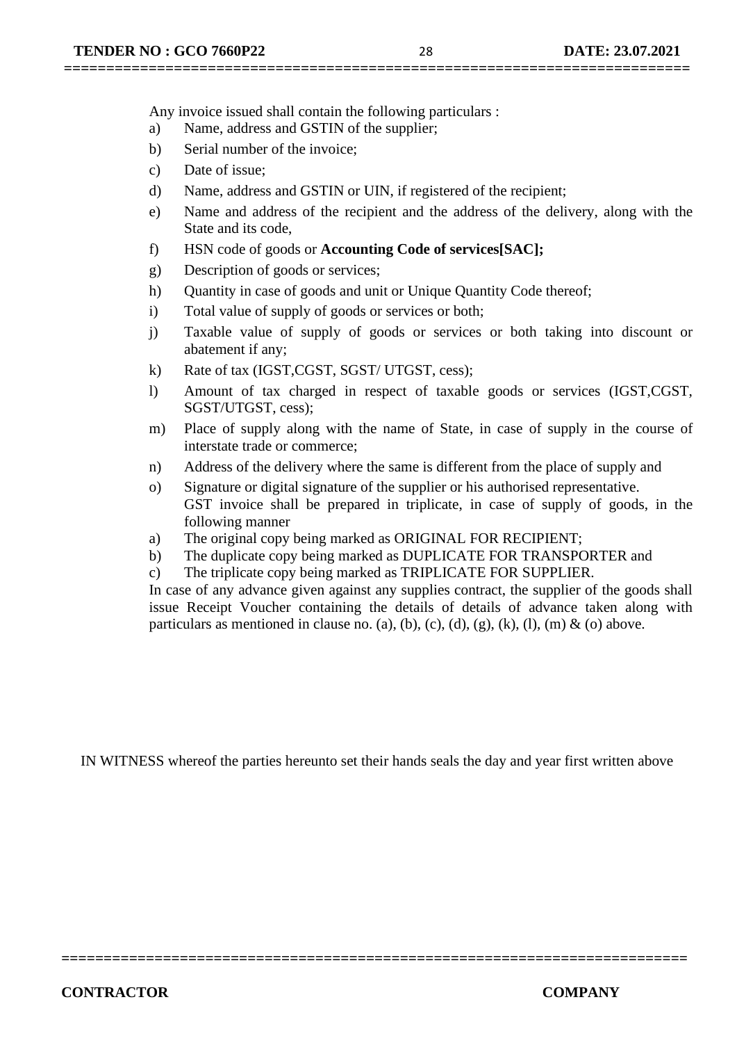Any invoice issued shall contain the following particulars :

a) Name, address and GSTIN of the supplier;

b) Serial number of the invoice;

c) Date of issue;

d) Name, address and GSTIN or UIN, if registered of the recipient;

e) Name and address of the recipient and the address of the delivery, along with the State and its code,

f) HSN code of goods or **Accounting Code of services[SAC];**

g) Description of goods or services;

h) Quantity in case of goods and unit or Unique Quantity Code thereof;

i) Total value of supply of goods or services or both;

j) Taxable value of supply of goods or services or both taking into discount or abatement if any;

k) Rate of tax (IGST,CGST, SGST/ UTGST, cess);

l) Amount of tax charged in respect of taxable goods or services (IGST,CGST, SGST/UTGST, cess);

m) Place of supply along with the name of State, in case of supply in the course of interstate trade or commerce;

n) Address of the delivery where the same is different from the place of supply and

o) Signature or digital signature of the supplier or his authorised representative.

GST invoice shall be prepared in triplicate, in case of supply of goods, in the following manner

a) The original copy being marked as ORIGINAL FOR RECIPIENT;

b) The duplicate copy being marked as DUPLICATE FOR TRANSPORTER and

c) The triplicate copy being marked as TRIPLICATE FOR SUPPLIER.

In case of any advance given against any supplies contract, the supplier of the goods shall issue Receipt Voucher containing the details of details of advance taken along with particulars as mentioned in clause no. (a), (b), (c), (d), (g), (k), (l), (m) & (o) above.

IN WITNESS whereof the parties hereunto set their hands seals the day and year first written above

**CONTRACTOR** **COMPANY**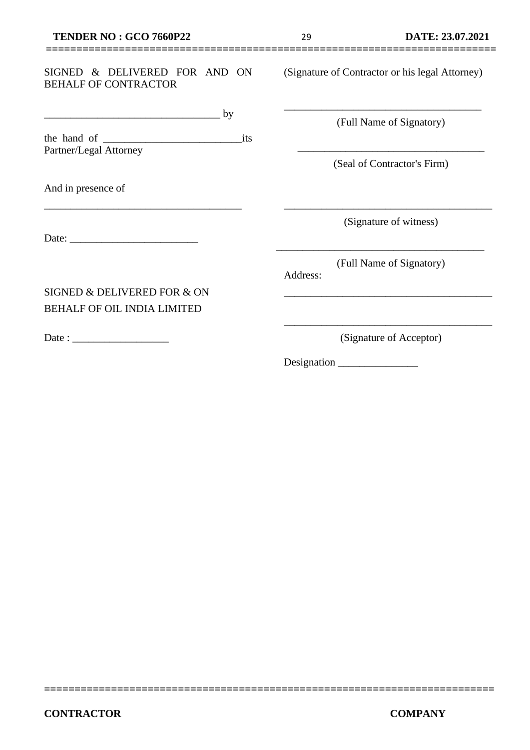SIGNED & DELIVERED FOR AND ON BEHALF OF CONTRACTOR

(Signature of Contractor or his legal Attorney)

________________________________ by

_____________________________________

(Full Name of Signatory)

the hand of __________________________its Partner/Legal Attorney

___________________________________

(Seal of Contractor's Firm)

And in presence of

_____________________________________

_______________________________________

(Signature of witness)

Date: ________________________

_______________________________________

(Full Name of Signatory)

Address:

_______________________________________

SIGNED & DELIVERED FOR & ON BEHALF OF OIL INDIA LIMITED

_______________________________________

Date : __________________

(Signature of Acceptor)

Designation _______________

**CONTRACTOR** **COMPANY**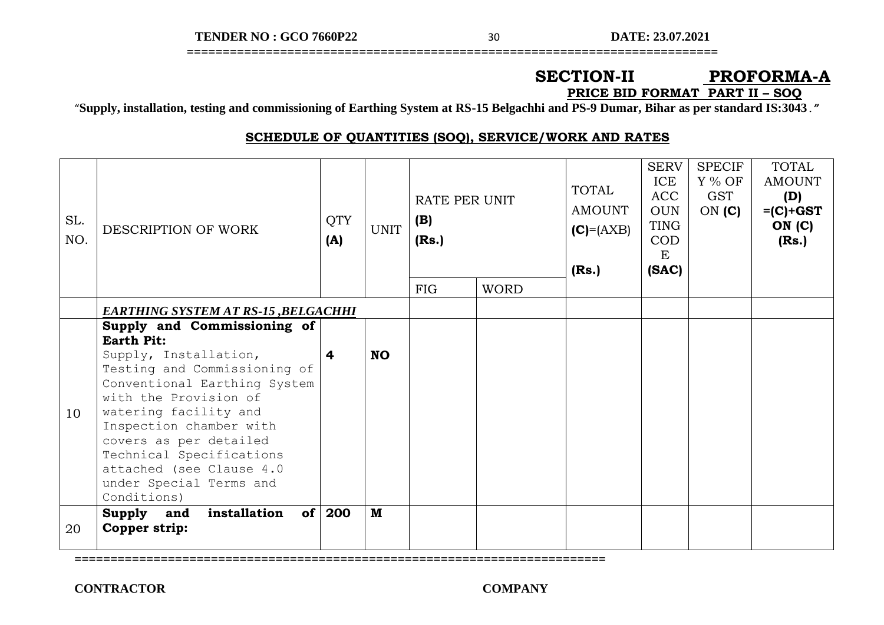## SECTION-II PROFORMA-A

**PRICE BID FORMAT PART II – SOQ**

"**Supply, installation, testing and commissioning of Earthing System at RS-15 Belgachhi and PS-9 Dumar, Bihar as per standard IS:3043**.*"*

### SCHEDULE OF QUANTITIES (SOQ), SERVICE/WORK AND RATES

| SL. NO. | DESCRIPTION OF WORK | QTY **(A)** | UNIT | RATE PER UNIT **(B)** **(Rs.)** | | TOTAL AMOUNT **(C)**=(AXB) **(Rs.)** | SERVICE ACCOUNTING CODE **(SAC)** | SPECIFY % OF GST ON **(C)** | TOTAL AMOUNT **(D)** **=(C)+GST ON (C)** **(Rs.)** |
|---|---|---|---|---|---|---|---|---|---|
| | | | | FIG | WORD | | | | |
| | ***EARTHING SYSTEM AT RS-15 ,BELGACHHI*** | | | | | | | | |
| 10 | **Supply and Commissioning of Earth Pit:** Supply, Installation, Testing and Commissioning of Conventional Earthing System with the Provision of watering facility and Inspection chamber with covers as per detailed Technical Specifications attached (see Clause 4.0 under Special Terms and Conditions) | **4** | **NO** | | | | | | |
| 20 | **Supply and installation of Copper strip:** | **200** | **M** | | | | | | |

**CONTRACTOR** **COMPANY**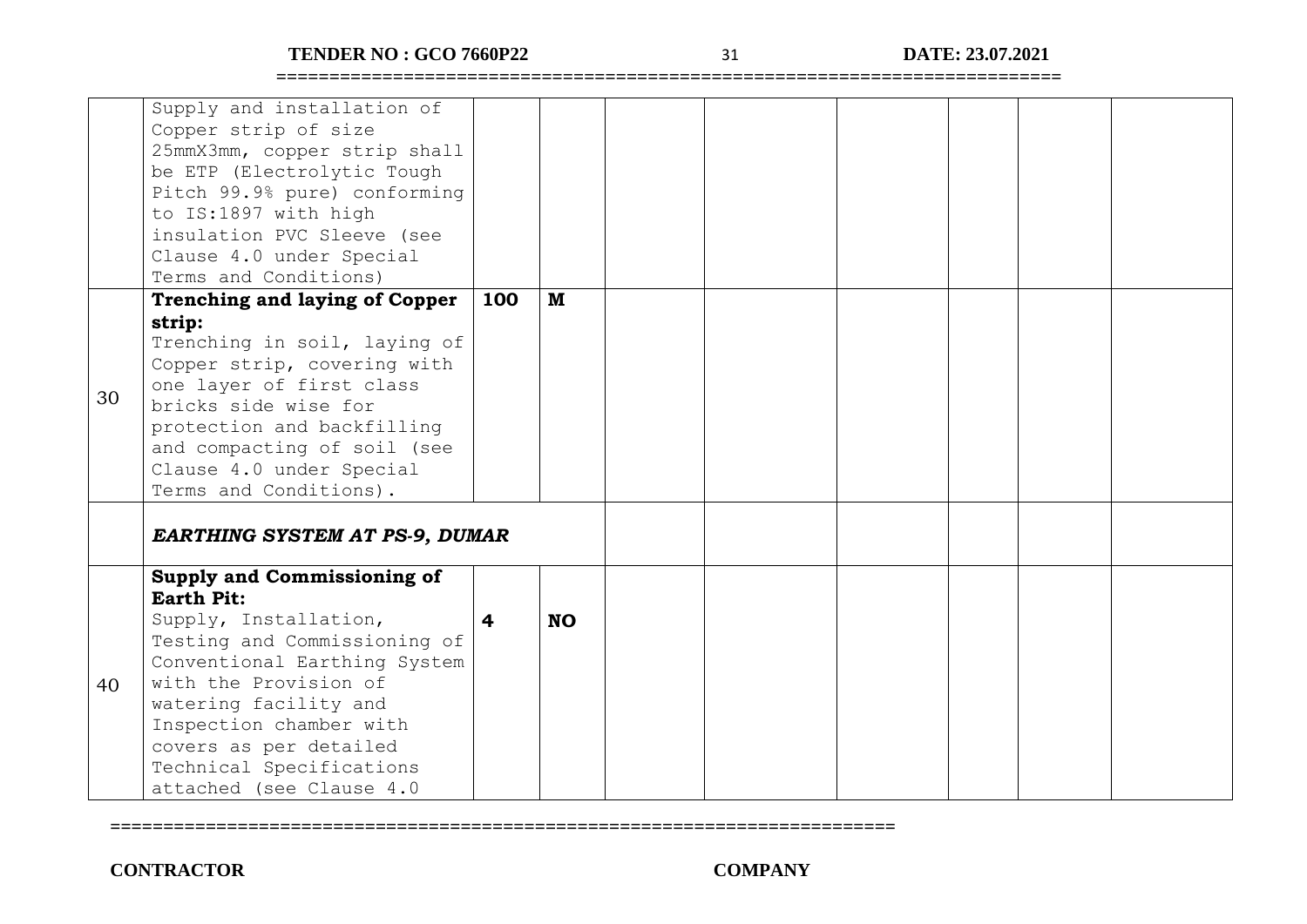|  |  |  |  |  |  |  |  |  |  |
|---|---|---|---|---|---|---|---|---|---|
|  | Supply and installation of Copper strip of size 25mmX3mm, copper strip shall be ETP (Electrolytic Tough Pitch 99.9% pure) conforming to IS:1897 with high insulation PVC Sleeve (see Clause 4.0 under Special Terms and Conditions) |  |  |  |  |  |  |  |  |
| 30 | **Trenching and laying of Copper strip:** Trenching in soil, laying of Copper strip, covering with one layer of first class bricks side wise for protection and backfilling and compacting of soil (see Clause 4.0 under Special Terms and Conditions). | **100** | **M** |  |  |  |  |  |  |
|  | ***EARTHING SYSTEM AT PS-9, DUMAR*** |  |  |  |  |  |  |  |  |
| 40 | **Supply and Commissioning of Earth Pit:** Supply, Installation, Testing and Commissioning of Conventional Earthing System with the Provision of watering facility and Inspection chamber with covers as per detailed Technical Specifications attached (see Clause 4.0 | **4** | **NO** |  |  |  |  |  |  |

**CONTRACTOR** **COMPANY**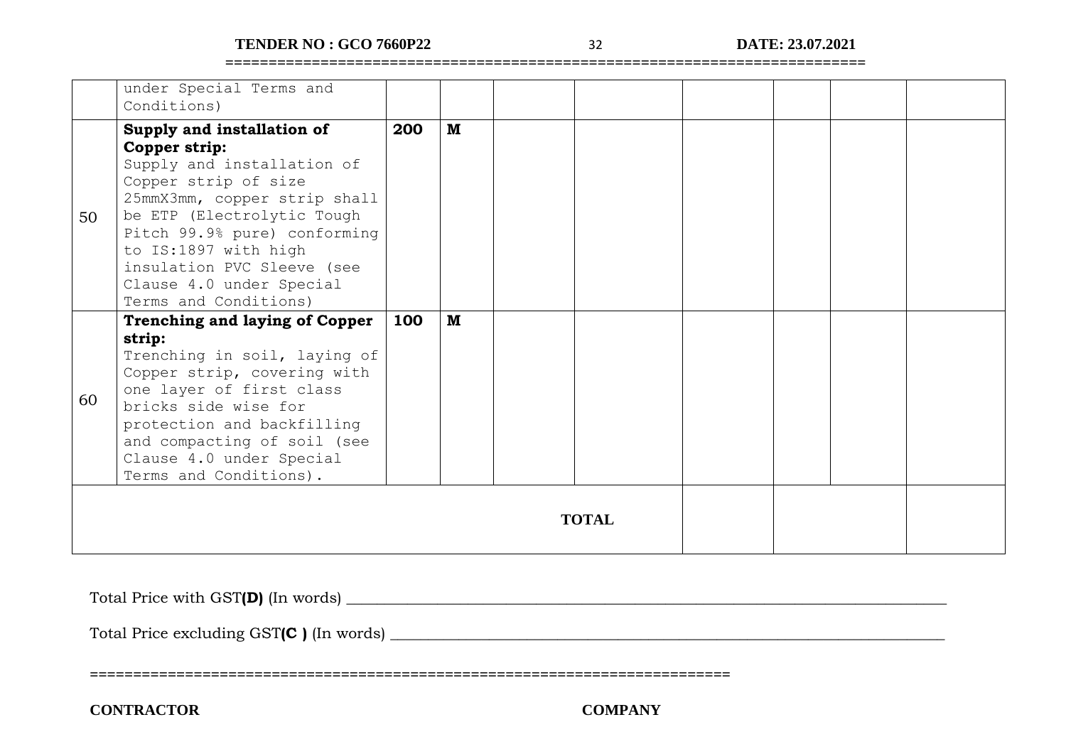|  |  |  |  |  |  |  |  |  |  |
|---|---|---|---|---|---|---|---|---|---|
|  | under Special Terms and Conditions) |  |  |  |  |  |  |  |  |
| 50 | **Supply and installation of Copper strip:** Supply and installation of Copper strip of size 25mmX3mm, copper strip shall be ETP (Electrolytic Tough Pitch 99.9% pure) conforming to IS:1897 with high insulation PVC Sleeve (see Clause 4.0 under Special Terms and Conditions) | **200** | **M** |  |  |  |  |  |  |
| 60 | **Trenching and laying of Copper strip:** Trenching in soil, laying of Copper strip, covering with one layer of first class bricks side wise for protection and backfilling and compacting of soil (see Clause 4.0 under Special Terms and Conditions). | **100** | **M** |  |  |  |  |  |  |
|  |  |  |  |  | **TOTAL** |  |  |  |  |

Total Price with GST**(D)** (In words) ________________________________________________________________________________

Total Price excluding GST**(C )** (In words) ___________________________________________________________________________

==========================================================================

**CONTRACTOR** **COMPANY**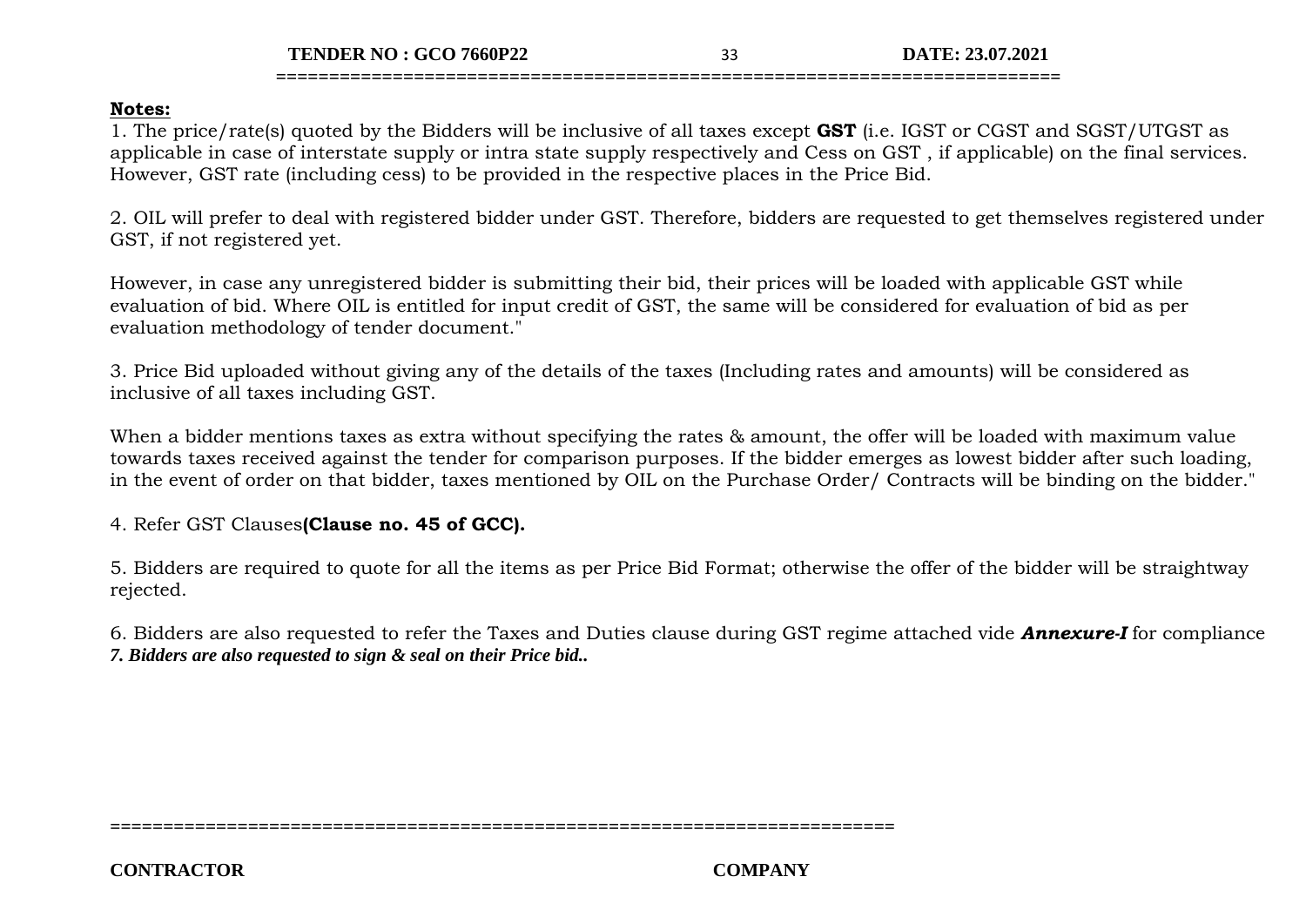**Notes:**

1. The price/rate(s) quoted by the Bidders will be inclusive of all taxes except **GST** (i.e. IGST or CGST and SGST/UTGST as applicable in case of interstate supply or intra state supply respectively and Cess on GST , if applicable) on the final services. However, GST rate (including cess) to be provided in the respective places in the Price Bid.

2. OIL will prefer to deal with registered bidder under GST. Therefore, bidders are requested to get themselves registered under GST, if not registered yet.

However, in case any unregistered bidder is submitting their bid, their prices will be loaded with applicable GST while evaluation of bid. Where OIL is entitled for input credit of GST, the same will be considered for evaluation of bid as per evaluation methodology of tender document."

3. Price Bid uploaded without giving any of the details of the taxes (Including rates and amounts) will be considered as inclusive of all taxes including GST.

When a bidder mentions taxes as extra without specifying the rates & amount, the offer will be loaded with maximum value towards taxes received against the tender for comparison purposes. If the bidder emerges as lowest bidder after such loading, in the event of order on that bidder, taxes mentioned by OIL on the Purchase Order/ Contracts will be binding on the bidder."

4. Refer GST Clauses**(Clause no. 45 of GCC).**

5. Bidders are required to quote for all the items as per Price Bid Format; otherwise the offer of the bidder will be straightway rejected.

6. Bidders are also requested to refer the Taxes and Duties clause during GST regime attached vide ***Annexure-I*** for compliance

***7. Bidders are also requested to sign & seal on their Price bid..***

**CONTRACTOR** **COMPANY**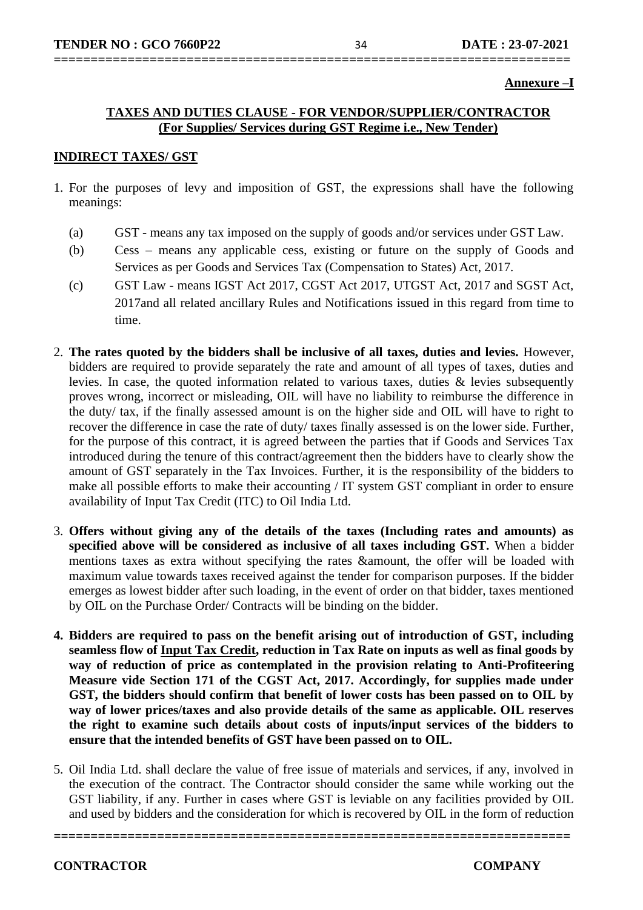**Annexure –I**

## TAXES AND DUTIES CLAUSE - FOR VENDOR/SUPPLIER/CONTRACTOR
## (For Supplies/ Services during GST Regime i.e., New Tender)

### INDIRECT TAXES/ GST

1. For the purposes of levy and imposition of GST, the expressions shall have the following meanings:

   (a) GST - means any tax imposed on the supply of goods and/or services under GST Law.

   (b) Cess – means any applicable cess, existing or future on the supply of Goods and Services as per Goods and Services Tax (Compensation to States) Act, 2017.

   (c) GST Law - means IGST Act 2017, CGST Act 2017, UTGST Act, 2017 and SGST Act, 2017and all related ancillary Rules and Notifications issued in this regard from time to time.

2. **The rates quoted by the bidders shall be inclusive of all taxes, duties and levies.** However, bidders are required to provide separately the rate and amount of all types of taxes, duties and levies. In case, the quoted information related to various taxes, duties & levies subsequently proves wrong, incorrect or misleading, OIL will have no liability to reimburse the difference in the duty/ tax, if the finally assessed amount is on the higher side and OIL will have to right to recover the difference in case the rate of duty/ taxes finally assessed is on the lower side. Further, for the purpose of this contract, it is agreed between the parties that if Goods and Services Tax introduced during the tenure of this contract/agreement then the bidders have to clearly show the amount of GST separately in the Tax Invoices. Further, it is the responsibility of the bidders to make all possible efforts to make their accounting / IT system GST compliant in order to ensure availability of Input Tax Credit (ITC) to Oil India Ltd.

3. **Offers without giving any of the details of the taxes (Including rates and amounts) as specified above will be considered as inclusive of all taxes including GST.** When a bidder mentions taxes as extra without specifying the rates &amount, the offer will be loaded with maximum value towards taxes received against the tender for comparison purposes. If the bidder emerges as lowest bidder after such loading, in the event of order on that bidder, taxes mentioned by OIL on the Purchase Order/ Contracts will be binding on the bidder.

4. **Bidders are required to pass on the benefit arising out of introduction of GST, including seamless flow of <u>Input Tax Credit</u>, reduction in Tax Rate on inputs as well as final goods by way of reduction of price as contemplated in the provision relating to Anti-Profiteering Measure vide Section 171 of the CGST Act, 2017. Accordingly, for supplies made under GST, the bidders should confirm that benefit of lower costs has been passed on to OIL by way of lower prices/taxes and also provide details of the same as applicable. OIL reserves the right to examine such details about costs of inputs/input services of the bidders to ensure that the intended benefits of GST have been passed on to OIL.**

5. Oil India Ltd. shall declare the value of free issue of materials and services, if any, involved in the execution of the contract. The Contractor should consider the same while working out the GST liability, if any. Further in cases where GST is leviable on any facilities provided by OIL and used by bidders and the consideration for which is recovered by OIL in the form of reduction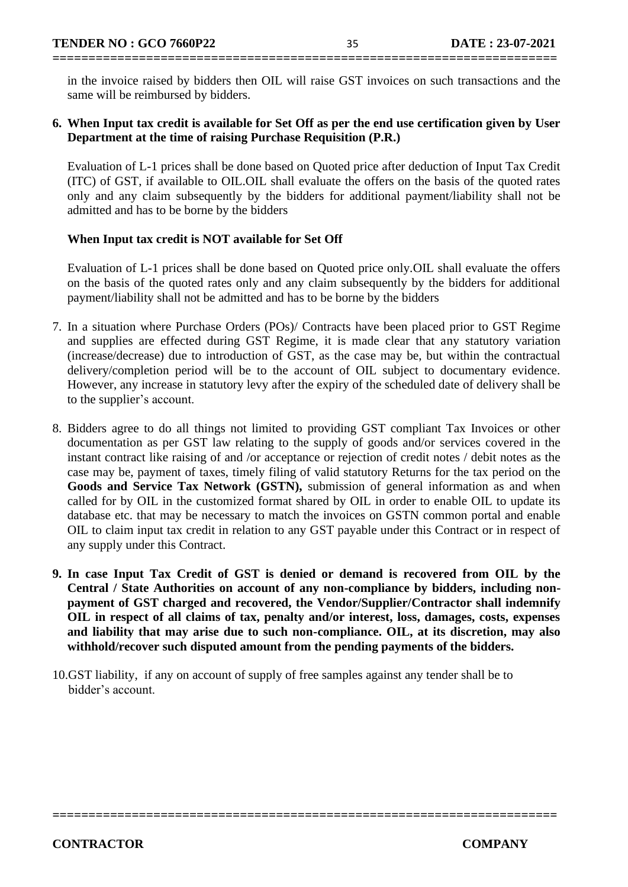in the invoice raised by bidders then OIL will raise GST invoices on such transactions and the same will be reimbursed by bidders.

**6. When Input tax credit is available for Set Off as per the end use certification given by User Department at the time of raising Purchase Requisition (P.R.)**

Evaluation of L-1 prices shall be done based on Quoted price after deduction of Input Tax Credit (ITC) of GST, if available to OIL.OIL shall evaluate the offers on the basis of the quoted rates only and any claim subsequently by the bidders for additional payment/liability shall not be admitted and has to be borne by the bidders

**When Input tax credit is NOT available for Set Off**

Evaluation of L-1 prices shall be done based on Quoted price only.OIL shall evaluate the offers on the basis of the quoted rates only and any claim subsequently by the bidders for additional payment/liability shall not be admitted and has to be borne by the bidders

7. In a situation where Purchase Orders (POs)/ Contracts have been placed prior to GST Regime and supplies are effected during GST Regime, it is made clear that any statutory variation (increase/decrease) due to introduction of GST, as the case may be, but within the contractual delivery/completion period will be to the account of OIL subject to documentary evidence. However, any increase in statutory levy after the expiry of the scheduled date of delivery shall be to the supplier's account.

8. Bidders agree to do all things not limited to providing GST compliant Tax Invoices or other documentation as per GST law relating to the supply of goods and/or services covered in the instant contract like raising of and /or acceptance or rejection of credit notes / debit notes as the case may be, payment of taxes, timely filing of valid statutory Returns for the tax period on the **Goods and Service Tax Network (GSTN),** submission of general information as and when called for by OIL in the customized format shared by OIL in order to enable OIL to update its database etc. that may be necessary to match the invoices on GSTN common portal and enable OIL to claim input tax credit in relation to any GST payable under this Contract or in respect of any supply under this Contract.

**9. In case Input Tax Credit of GST is denied or demand is recovered from OIL by the Central / State Authorities on account of any non-compliance by bidders, including non-payment of GST charged and recovered, the Vendor/Supplier/Contractor shall indemnify OIL in respect of all claims of tax, penalty and/or interest, loss, damages, costs, expenses and liability that may arise due to such non-compliance. OIL, at its discretion, may also withhold/recover such disputed amount from the pending payments of the bidders.**

10. GST liability, if any on account of supply of free samples against any tender shall be to bidder's account.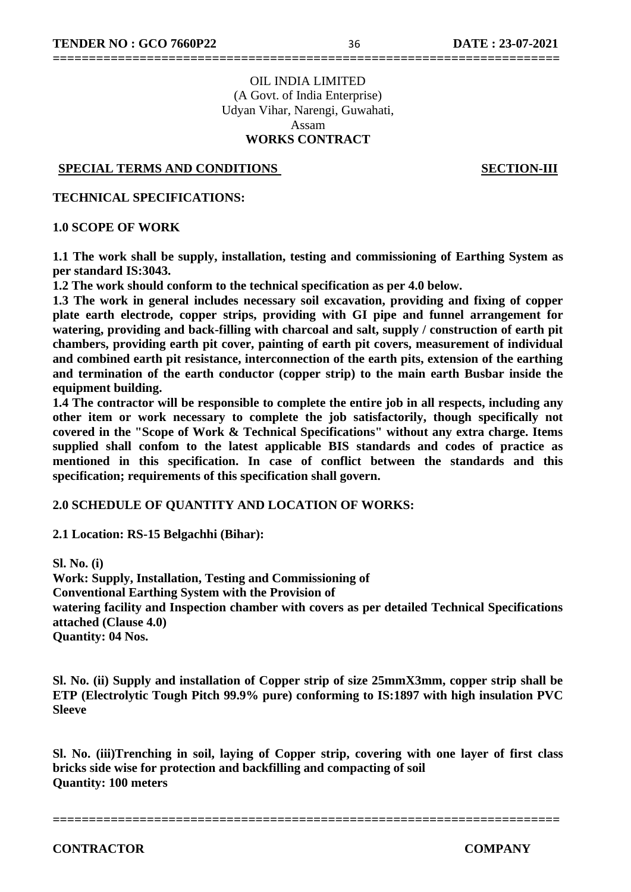OIL INDIA LIMITED
(A Govt. of India Enterprise)
Udyan Vihar, Narengi, Guwahati,
Assam
**WORKS CONTRACT**

**SPECIAL TERMS AND CONDITIONS** **SECTION-III**

**TECHNICAL SPECIFICATIONS:**

**1.0 SCOPE OF WORK**

**1.1 The work shall be supply, installation, testing and commissioning of Earthing System as per standard IS:3043.**

**1.2 The work should conform to the technical specification as per 4.0 below.**

**1.3 The work in general includes necessary soil excavation, providing and fixing of copper plate earth electrode, copper strips, providing with GI pipe and funnel arrangement for watering, providing and back-filling with charcoal and salt, supply / construction of earth pit chambers, providing earth pit cover, painting of earth pit covers, measurement of individual and combined earth pit resistance, interconnection of the earth pits, extension of the earthing and termination of the earth conductor (copper strip) to the main earth Busbar inside the equipment building.**

**1.4 The contractor will be responsible to complete the entire job in all respects, including any other item or work necessary to complete the job satisfactorily, though specifically not covered in the "Scope of Work & Technical Specifications" without any extra charge. Items supplied shall confom to the latest applicable BIS standards and codes of practice as mentioned in this specification. In case of conflict between the standards and this specification; requirements of this specification shall govern.**

**2.0 SCHEDULE OF QUANTITY AND LOCATION OF WORKS:**

**2.1 Location: RS-15 Belgachhi (Bihar):**

**Sl. No. (i)**
**Work: Supply, Installation, Testing and Commissioning of**
**Conventional Earthing System with the Provision of**
**watering facility and Inspection chamber with covers as per detailed Technical Specifications attached (Clause 4.0)**
**Quantity: 04 Nos.**

**Sl. No. (ii) Supply and installation of Copper strip of size 25mmX3mm, copper strip shall be ETP (Electrolytic Tough Pitch 99.9% pure) conforming to IS:1897 with high insulation PVC Sleeve**

**Sl. No. (iii)Trenching in soil, laying of Copper strip, covering with one layer of first class bricks side wise for protection and backfilling and compacting of soil**
**Quantity: 100 meters**

**CONTRACTOR** **COMPANY**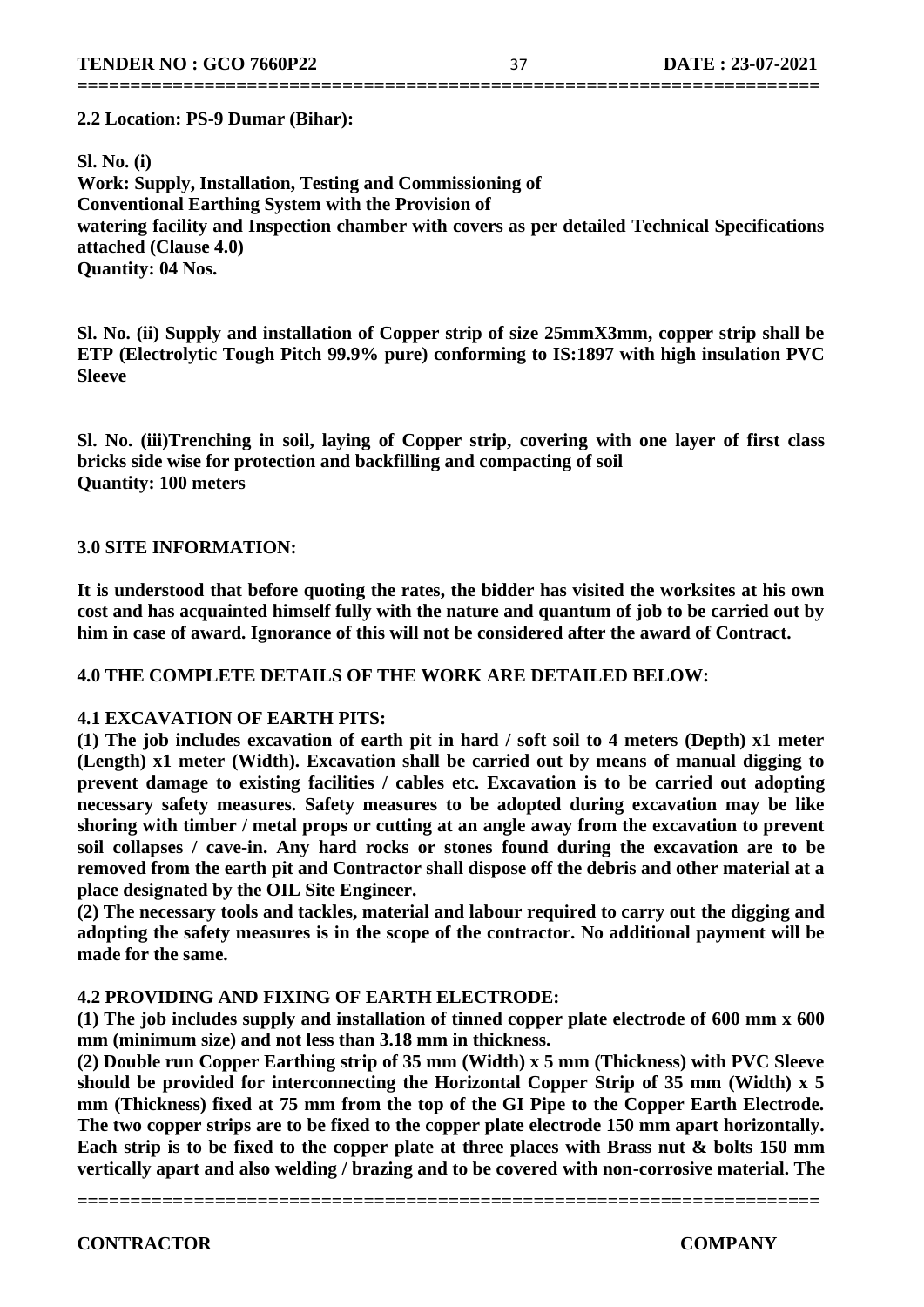**2.2 Location: PS-9 Dumar (Bihar):**

**Sl. No. (i)**
**Work: Supply, Installation, Testing and Commissioning of Conventional Earthing System with the Provision of watering facility and Inspection chamber with covers as per detailed Technical Specifications attached (Clause 4.0)**
**Quantity: 04 Nos.**

**Sl. No. (ii) Supply and installation of Copper strip of size 25mmX3mm, copper strip shall be ETP (Electrolytic Tough Pitch 99.9% pure) conforming to IS:1897 with high insulation PVC Sleeve**

**Sl. No. (iii)Trenching in soil, laying of Copper strip, covering with one layer of first class bricks side wise for protection and backfilling and compacting of soil**
**Quantity: 100 meters**

**3.0 SITE INFORMATION:**

**It is understood that before quoting the rates, the bidder has visited the worksites at his own cost and has acquainted himself fully with the nature and quantum of job to be carried out by him in case of award. Ignorance of this will not be considered after the award of Contract.**

**4.0 THE COMPLETE DETAILS OF THE WORK ARE DETAILED BELOW:**

**4.1 EXCAVATION OF EARTH PITS:**

**(1) The job includes excavation of earth pit in hard / soft soil to 4 meters (Depth) x1 meter (Length) x1 meter (Width). Excavation shall be carried out by means of manual digging to prevent damage to existing facilities / cables etc. Excavation is to be carried out adopting necessary safety measures. Safety measures to be adopted during excavation may be like shoring with timber / metal props or cutting at an angle away from the excavation to prevent soil collapses / cave-in. Any hard rocks or stones found during the excavation are to be removed from the earth pit and Contractor shall dispose off the debris and other material at a place designated by the OIL Site Engineer.**

**(2) The necessary tools and tackles, material and labour required to carry out the digging and adopting the safety measures is in the scope of the contractor. No additional payment will be made for the same.**

**4.2 PROVIDING AND FIXING OF EARTH ELECTRODE:**

**(1) The job includes supply and installation of tinned copper plate electrode of 600 mm x 600 mm (minimum size) and not less than 3.18 mm in thickness.**

**(2) Double run Copper Earthing strip of 35 mm (Width) x 5 mm (Thickness) with PVC Sleeve should be provided for interconnecting the Horizontal Copper Strip of 35 mm (Width) x 5 mm (Thickness) fixed at 75 mm from the top of the GI Pipe to the Copper Earth Electrode. The two copper strips are to be fixed to the copper plate electrode 150 mm apart horizontally. Each strip is to be fixed to the copper plate at three places with Brass nut & bolts 150 mm vertically apart and also welding / brazing and to be covered with non-corrosive material. The**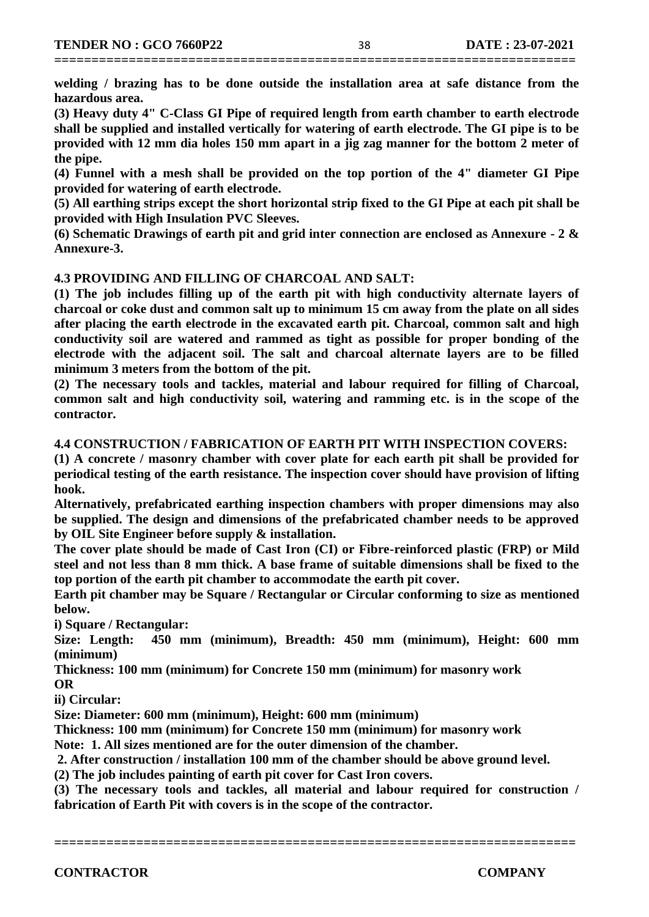**welding / brazing has to be done outside the installation area at safe distance from the hazardous area.**

**(3) Heavy duty 4" C-Class GI Pipe of required length from earth chamber to earth electrode shall be supplied and installed vertically for watering of earth electrode. The GI pipe is to be provided with 12 mm dia holes 150 mm apart in a jig zag manner for the bottom 2 meter of the pipe.**

**(4) Funnel with a mesh shall be provided on the top portion of the 4" diameter GI Pipe provided for watering of earth electrode.**

**(5) All earthing strips except the short horizontal strip fixed to the GI Pipe at each pit shall be provided with High Insulation PVC Sleeves.**

**(6) Schematic Drawings of earth pit and grid inter connection are enclosed as Annexure - 2 & Annexure-3.**

**4.3 PROVIDING AND FILLING OF CHARCOAL AND SALT:**

**(1) The job includes filling up of the earth pit with high conductivity alternate layers of charcoal or coke dust and common salt up to minimum 15 cm away from the plate on all sides after placing the earth electrode in the excavated earth pit. Charcoal, common salt and high conductivity soil are watered and rammed as tight as possible for proper bonding of the electrode with the adjacent soil. The salt and charcoal alternate layers are to be filled minimum 3 meters from the bottom of the pit.**

**(2) The necessary tools and tackles, material and labour required for filling of Charcoal, common salt and high conductivity soil, watering and ramming etc. is in the scope of the contractor.**

**4.4 CONSTRUCTION / FABRICATION OF EARTH PIT WITH INSPECTION COVERS:**

**(1) A concrete / masonry chamber with cover plate for each earth pit shall be provided for periodical testing of the earth resistance. The inspection cover should have provision of lifting hook.**

**Alternatively, prefabricated earthing inspection chambers with proper dimensions may also be supplied. The design and dimensions of the prefabricated chamber needs to be approved by OIL Site Engineer before supply & installation.**

**The cover plate should be made of Cast Iron (CI) or Fibre-reinforced plastic (FRP) or Mild steel and not less than 8 mm thick. A base frame of suitable dimensions shall be fixed to the top portion of the earth pit chamber to accommodate the earth pit cover.**

**Earth pit chamber may be Square / Rectangular or Circular conforming to size as mentioned below.**

**i) Square / Rectangular:**

**Size: Length: 450 mm (minimum), Breadth: 450 mm (minimum), Height: 600 mm (minimum)**

**Thickness: 100 mm (minimum) for Concrete 150 mm (minimum) for masonry work**

**OR**

**ii) Circular:**

**Size: Diameter: 600 mm (minimum), Height: 600 mm (minimum)**

**Thickness: 100 mm (minimum) for Concrete 150 mm (minimum) for masonry work**

**Note: 1. All sizes mentioned are for the outer dimension of the chamber.**

**2. After construction / installation 100 mm of the chamber should be above ground level.**

**(2) The job includes painting of earth pit cover for Cast Iron covers.**

**(3) The necessary tools and tackles, all material and labour required for construction / fabrication of Earth Pit with covers is in the scope of the contractor.**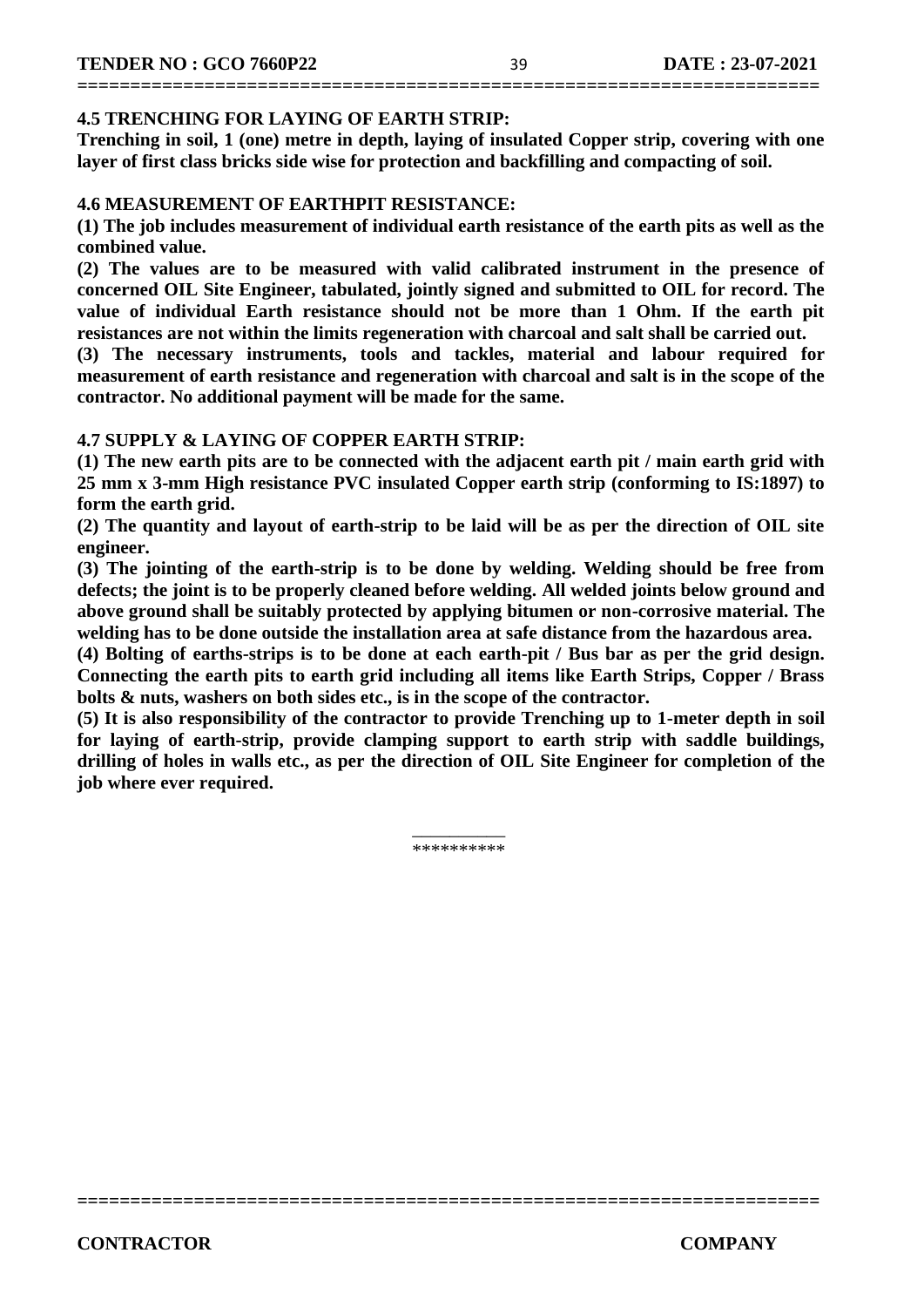### 4.5 TRENCHING FOR LAYING OF EARTH STRIP:

**Trenching in soil, 1 (one) metre in depth, laying of insulated Copper strip, covering with one layer of first class bricks side wise for protection and backfilling and compacting of soil.**

### 4.6 MEASUREMENT OF EARTHPIT RESISTANCE:

**(1) The job includes measurement of individual earth resistance of the earth pits as well as the combined value.**

**(2) The values are to be measured with valid calibrated instrument in the presence of concerned OIL Site Engineer, tabulated, jointly signed and submitted to OIL for record. The value of individual Earth resistance should not be more than 1 Ohm. If the earth pit resistances are not within the limits regeneration with charcoal and salt shall be carried out.**

**(3) The necessary instruments, tools and tackles, material and labour required for measurement of earth resistance and regeneration with charcoal and salt is in the scope of the contractor. No additional payment will be made for the same.**

### 4.7 SUPPLY & LAYING OF COPPER EARTH STRIP:

**(1) The new earth pits are to be connected with the adjacent earth pit / main earth grid with 25 mm x 3-mm High resistance PVC insulated Copper earth strip (conforming to IS:1897) to form the earth grid.**

**(2) The quantity and layout of earth-strip to be laid will be as per the direction of OIL site engineer.**

**(3) The jointing of the earth-strip is to be done by welding. Welding should be free from defects; the joint is to be properly cleaned before welding. All welded joints below ground and above ground shall be suitably protected by applying bitumen or non-corrosive material. The welding has to be done outside the installation area at safe distance from the hazardous area.**

**(4) Bolting of earths-strips is to be done at each earth-pit / Bus bar as per the grid design. Connecting the earth pits to earth grid including all items like Earth Strips, Copper / Brass bolts & nuts, washers on both sides etc., is in the scope of the contractor.**

**(5) It is also responsibility of the contractor to provide Trenching up to 1-meter depth in soil for laying of earth-strip, provide clamping support to earth strip with saddle buildings, drilling of holes in walls etc., as per the direction of OIL Site Engineer for completion of the job where ever required.**

**********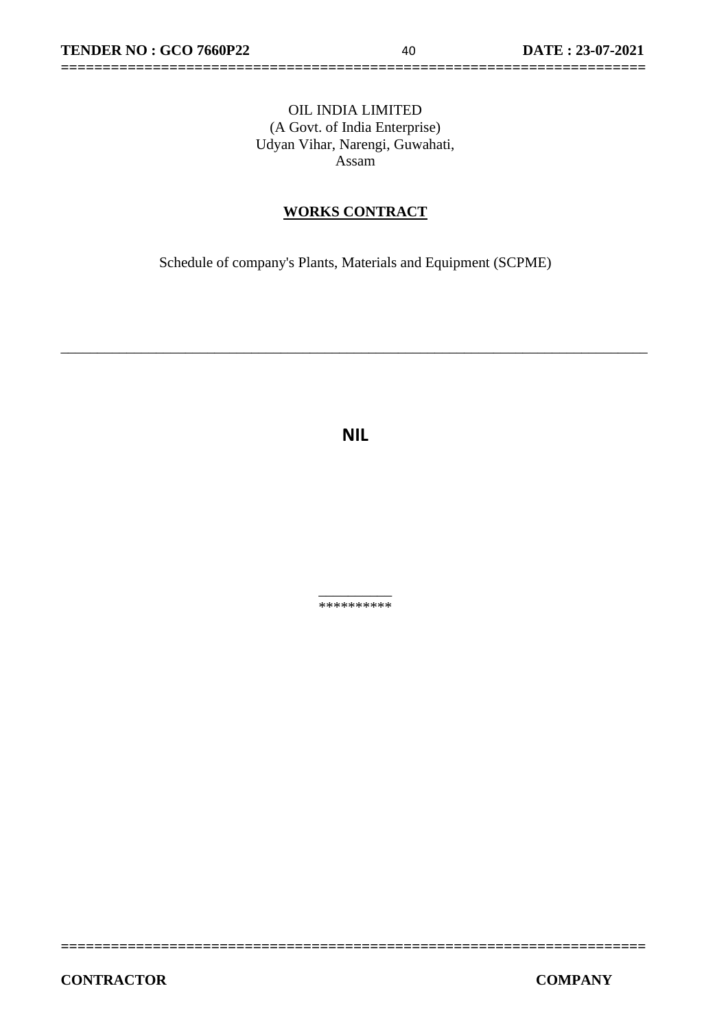OIL INDIA LIMITED
(A Govt. of India Enterprise)
Udyan Vihar, Narengi, Guwahati,
Assam

## WORKS CONTRACT

Schedule of company's Plants, Materials and Equipment (SCPME)

---

**NIL**

**********

**CONTRACTOR** **COMPANY**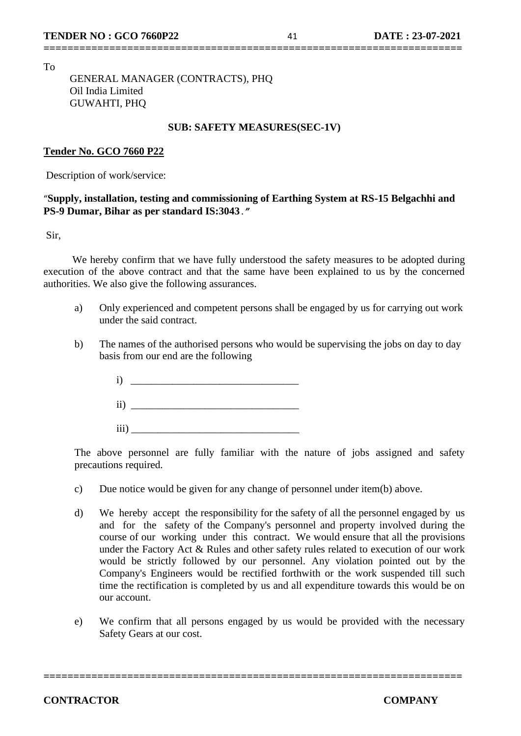To

GENERAL MANAGER (CONTRACTS), PHQ
Oil India Limited
GUWAHTI, PHQ

**SUB: SAFETY MEASURES(SEC-1V)**

**Tender No. GCO 7660 P22**

Description of work/service:

"**Supply, installation, testing and commissioning of Earthing System at RS-15 Belgachhi and PS-9 Dumar, Bihar as per standard IS:3043**."

Sir,

We hereby confirm that we have fully understood the safety measures to be adopted during execution of the above contract and that the same have been explained to us by the concerned authorities. We also give the following assurances.

a) Only experienced and competent persons shall be engaged by us for carrying out work under the said contract.

b) The names of the authorised persons who would be supervising the jobs on day to day basis from our end are the following

i) ________________________________

ii) ________________________________

iii) ________________________________

The above personnel are fully familiar with the nature of jobs assigned and safety precautions required.

c) Due notice would be given for any change of personnel under item(b) above.

d) We hereby accept the responsibility for the safety of all the personnel engaged by us and for the safety of the Company's personnel and property involved during the course of our working under this contract. We would ensure that all the provisions under the Factory Act & Rules and other safety rules related to execution of our work would be strictly followed by our personnel. Any violation pointed out by the Company's Engineers would be rectified forthwith or the work suspended till such time the rectification is completed by us and all expenditure towards this would be on our account.

e) We confirm that all persons engaged by us would be provided with the necessary Safety Gears at our cost.

**CONTRACTOR** **COMPANY**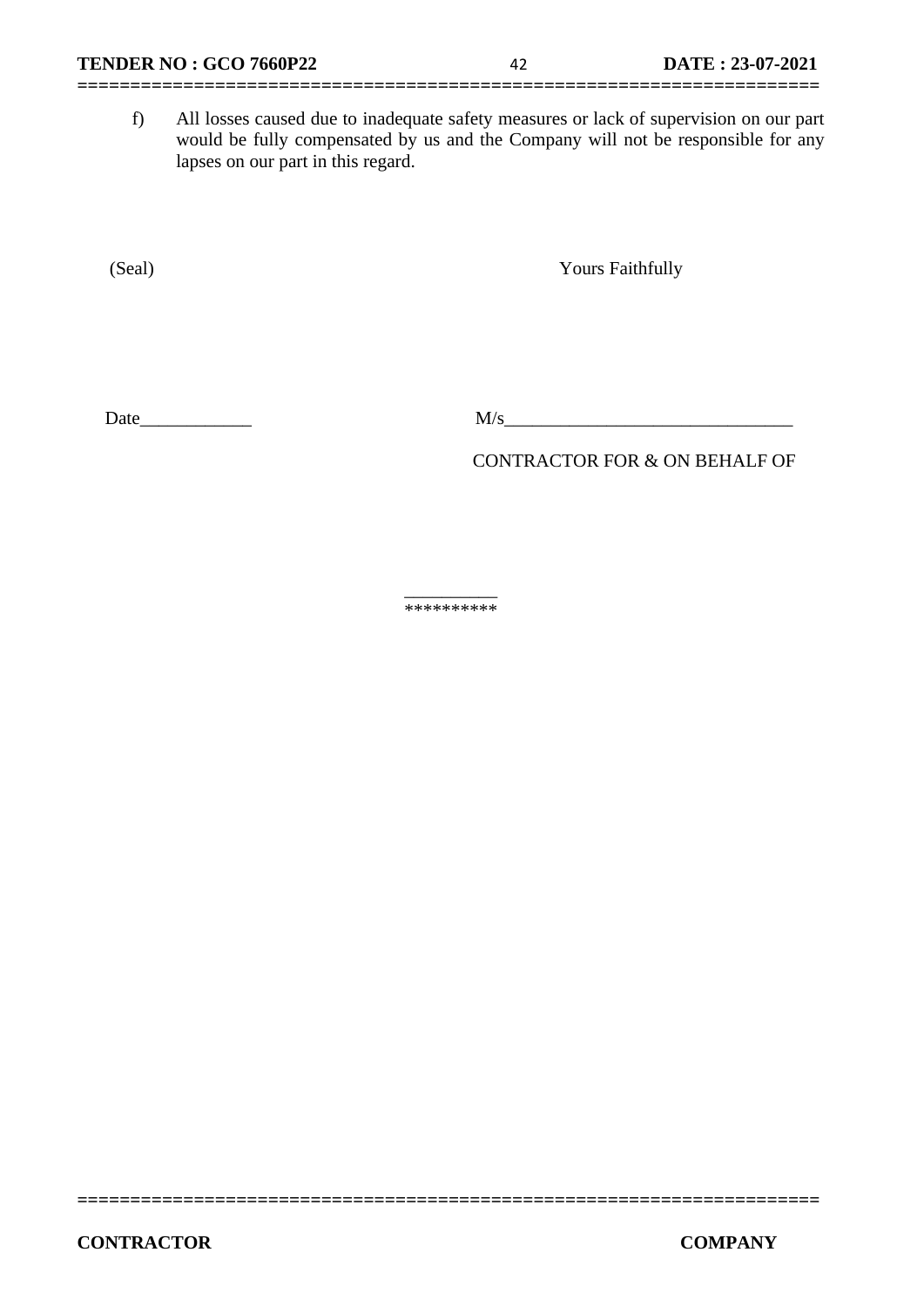f) All losses caused due to inadequate safety measures or lack of supervision on our part would be fully compensated by us and the Company will not be responsible for any lapses on our part in this regard.

(Seal) Yours Faithfully

Date____________ M/s_______________________________

CONTRACTOR FOR & ON BEHALF OF

__________

**********

CONTRACTOR COMPANY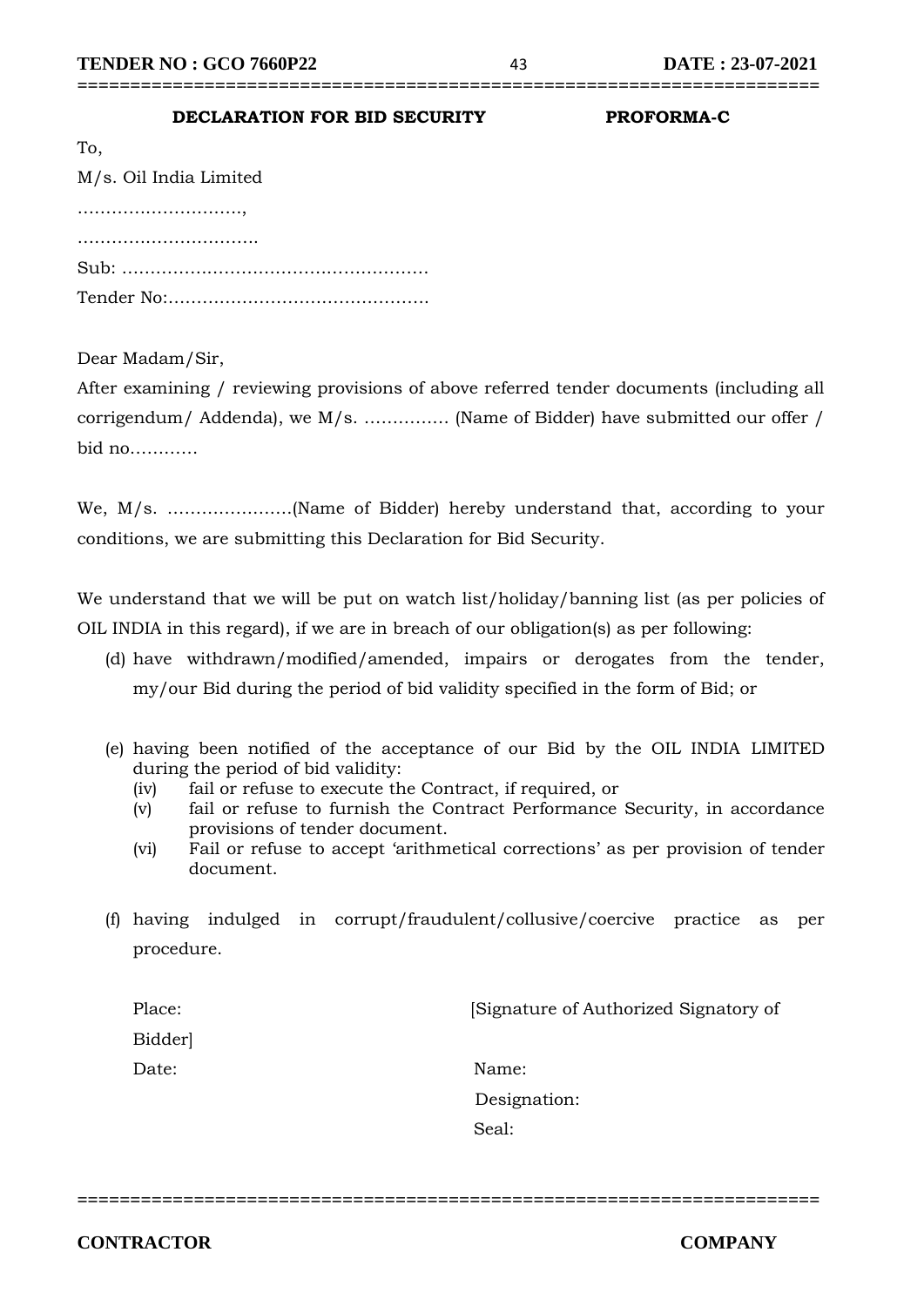**DECLARATION FOR BID SECURITY** **PROFORMA-C**

To,

M/s. Oil India Limited

………………………,

………………………….

Sub: ………………………………………………

Tender No:………………………………………

Dear Madam/Sir,

After examining / reviewing provisions of above referred tender documents (including all corrigendum/ Addenda), we M/s. …………… (Name of Bidder) have submitted our offer / bid no…………

We, M/s. ………………….(Name of Bidder) hereby understand that, according to your conditions, we are submitting this Declaration for Bid Security.

We understand that we will be put on watch list/holiday/banning list (as per policies of OIL INDIA in this regard), if we are in breach of our obligation(s) as per following:

(d) have withdrawn/modified/amended, impairs or derogates from the tender, my/our Bid during the period of bid validity specified in the form of Bid; or

(e) having been notified of the acceptance of our Bid by the OIL INDIA LIMITED during the period of bid validity:
  (iv) fail or refuse to execute the Contract, if required, or
  (v) fail or refuse to furnish the Contract Performance Security, in accordance provisions of tender document.
  (vi) Fail or refuse to accept 'arithmetical corrections' as per provision of tender document.

(f) having indulged in corrupt/fraudulent/collusive/coercive practice as per procedure.

Place: [Signature of Authorized Signatory of Bidder]

Date: Name:

Designation:

Seal:

**CONTRACTOR** **COMPANY**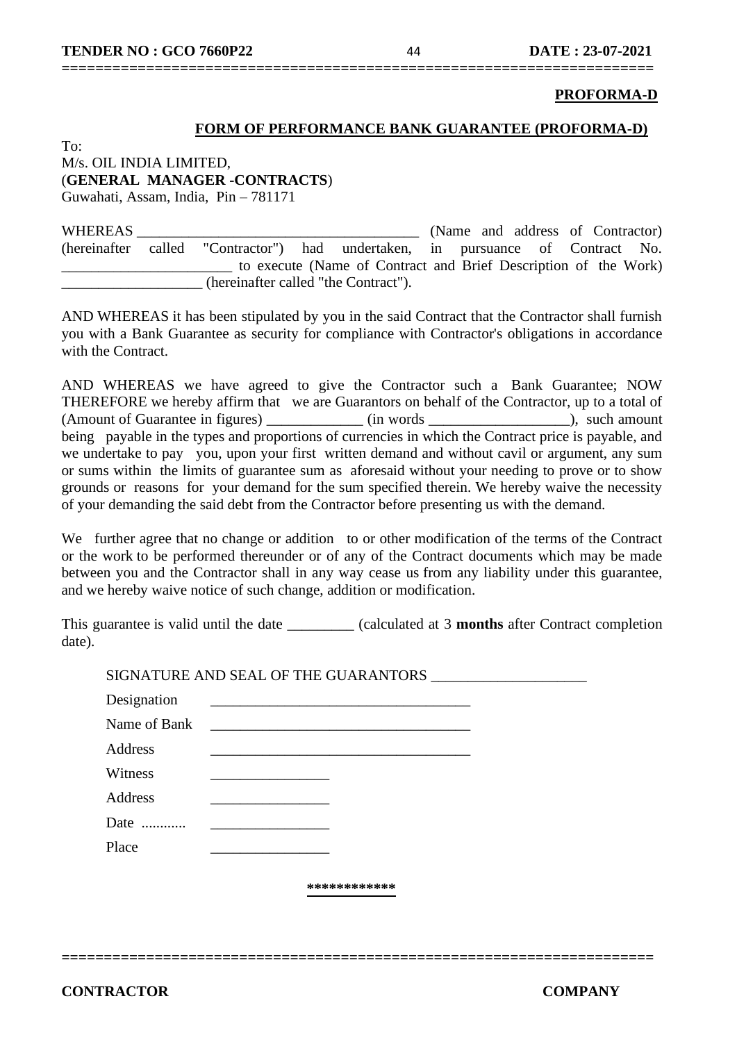**PROFORMA-D**

## FORM OF PERFORMANCE BANK GUARANTEE (PROFORMA-D)

To:
M/s. OIL INDIA LIMITED,
(**GENERAL MANAGER -CONTRACTS**)
Guwahati, Assam, India, Pin – 781171

WHEREAS ______________________________________ (Name and address of Contractor) (hereinafter called "Contractor") had undertaken, in pursuance of Contract No. _______________________ to execute (Name of Contract and Brief Description of the Work) ___________________ (hereinafter called "the Contract").

AND WHEREAS it has been stipulated by you in the said Contract that the Contractor shall furnish you with a Bank Guarantee as security for compliance with Contractor's obligations in accordance with the Contract.

AND WHEREAS we have agreed to give the Contractor such a Bank Guarantee; NOW THEREFORE we hereby affirm that we are Guarantors on behalf of the Contractor, up to a total of (Amount of Guarantee in figures) _____________ (in words ___________________), such amount being payable in the types and proportions of currencies in which the Contract price is payable, and we undertake to pay you, upon your first written demand and without cavil or argument, any sum or sums within the limits of guarantee sum as aforesaid without your needing to prove or to show grounds or reasons for your demand for the sum specified therein. We hereby waive the necessity of your demanding the said debt from the Contractor before presenting us with the demand.

We further agree that no change or addition to or other modification of the terms of the Contract or the work to be performed thereunder or of any of the Contract documents which may be made between you and the Contractor shall in any way cease us from any liability under this guarantee, and we hereby waive notice of such change, addition or modification.

This guarantee is valid until the date _________ (calculated at 3 **months** after Contract completion date).

SIGNATURE AND SEAL OF THE GUARANTORS ____________________

Designation ___________________________________

Name of Bank ___________________________________

Address ___________________________________

Witness ________________

Address ________________

Date ............ ________________

Place ________________

************

**CONTRACTOR** **COMPANY**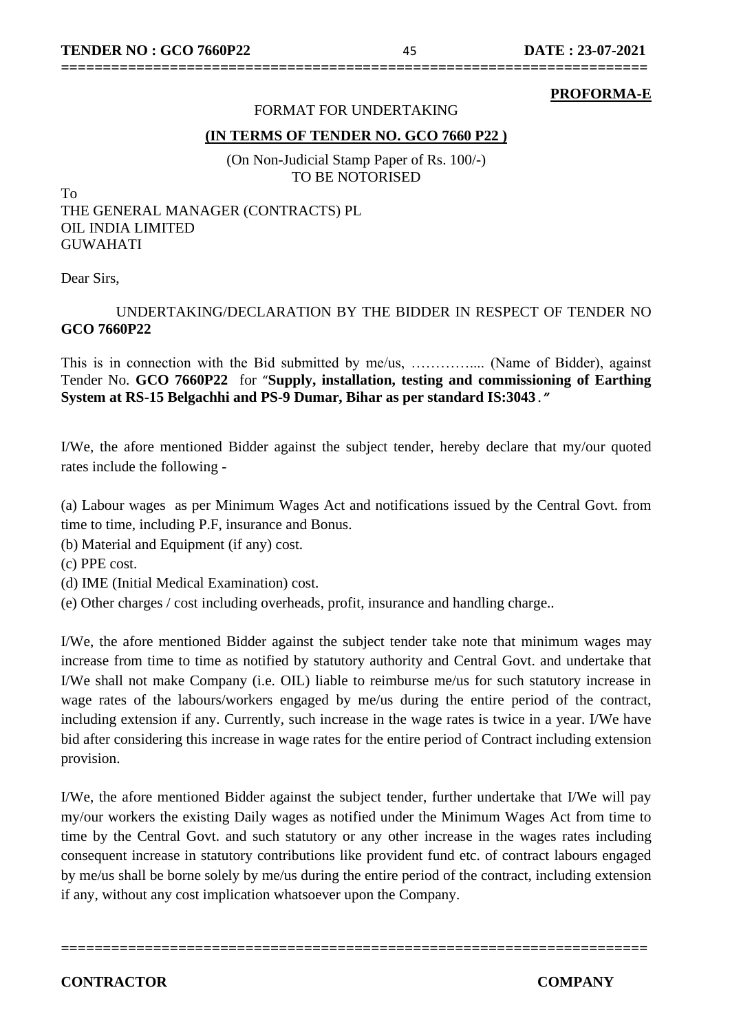**PROFORMA-E**

FORMAT FOR UNDERTAKING

**(IN TERMS OF TENDER NO. GCO 7660 P22 )**

(On Non-Judicial Stamp Paper of Rs. 100/-)
TO BE NOTORISED

To
THE GENERAL MANAGER (CONTRACTS) PL
OIL INDIA LIMITED
GUWAHATI

Dear Sirs,

UNDERTAKING/DECLARATION BY THE BIDDER IN RESPECT OF TENDER NO **GCO 7660P22**

This is in connection with the Bid submitted by me/us, ………….... (Name of Bidder), against Tender No. **GCO 7660P22** for "**Supply, installation, testing and commissioning of Earthing System at RS-15 Belgachhi and PS-9 Dumar, Bihar as per standard IS:3043**."

I/We, the afore mentioned Bidder against the subject tender, hereby declare that my/our quoted rates include the following -

(a) Labour wages as per Minimum Wages Act and notifications issued by the Central Govt. from time to time, including P.F, insurance and Bonus.
(b) Material and Equipment (if any) cost.
(c) PPE cost.
(d) IME (Initial Medical Examination) cost.
(e) Other charges / cost including overheads, profit, insurance and handling charge..

I/We, the afore mentioned Bidder against the subject tender take note that minimum wages may increase from time to time as notified by statutory authority and Central Govt. and undertake that I/We shall not make Company (i.e. OIL) liable to reimburse me/us for such statutory increase in wage rates of the labours/workers engaged by me/us during the entire period of the contract, including extension if any. Currently, such increase in the wage rates is twice in a year. I/We have bid after considering this increase in wage rates for the entire period of Contract including extension provision.

I/We, the afore mentioned Bidder against the subject tender, further undertake that I/We will pay my/our workers the existing Daily wages as notified under the Minimum Wages Act from time to time by the Central Govt. and such statutory or any other increase in the wages rates including consequent increase in statutory contributions like provident fund etc. of contract labours engaged by me/us shall be borne solely by me/us during the entire period of the contract, including extension if any, without any cost implication whatsoever upon the Company.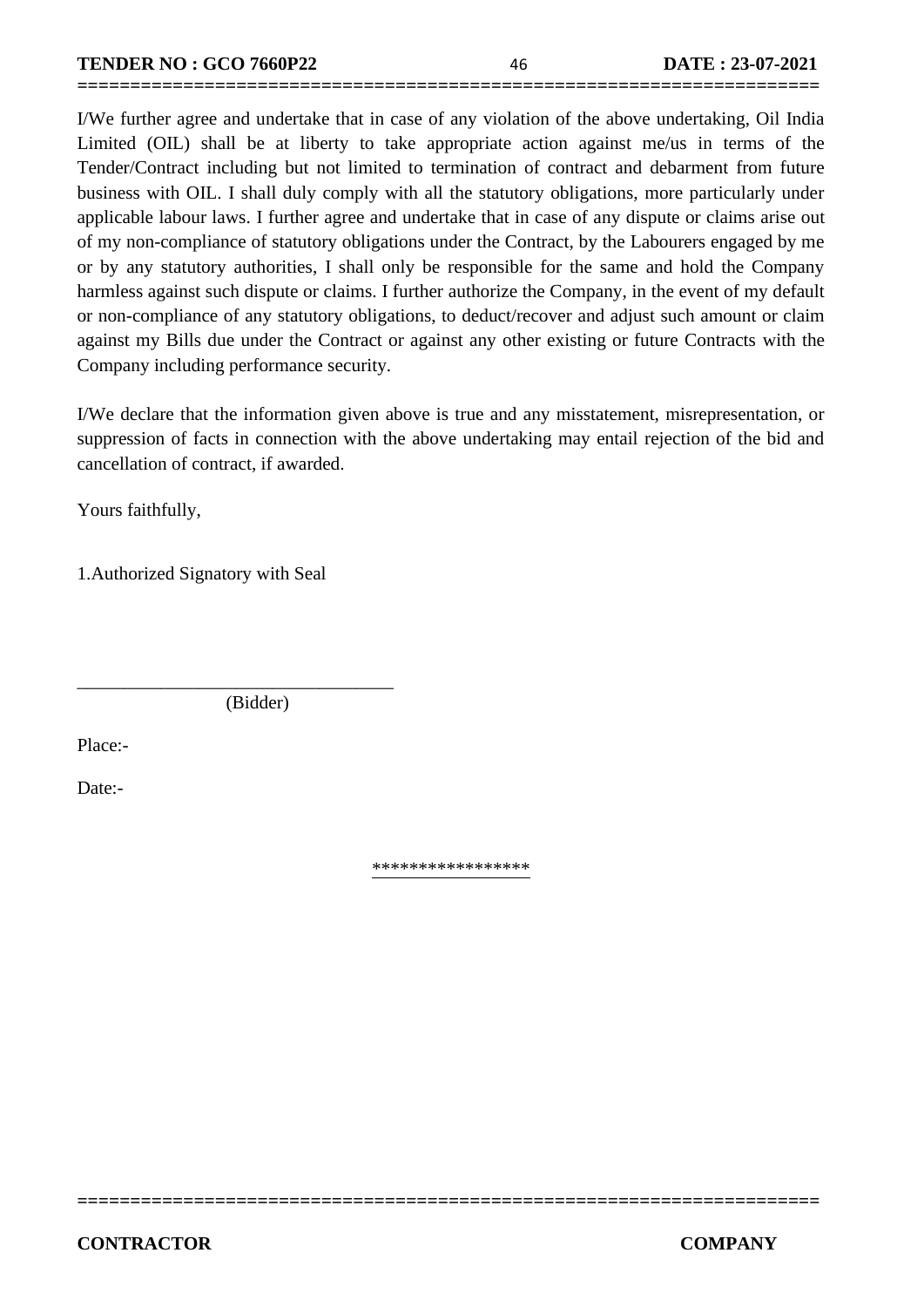I/We further agree and undertake that in case of any violation of the above undertaking, Oil India Limited (OIL) shall be at liberty to take appropriate action against me/us in terms of the Tender/Contract including but not limited to termination of contract and debarment from future business with OIL. I shall duly comply with all the statutory obligations, more particularly under applicable labour laws. I further agree and undertake that in case of any dispute or claims arise out of my non-compliance of statutory obligations under the Contract, by the Labourers engaged by me or by any statutory authorities, I shall only be responsible for the same and hold the Company harmless against such dispute or claims. I further authorize the Company, in the event of my default or non-compliance of any statutory obligations, to deduct/recover and adjust such amount or claim against my Bills due under the Contract or against any other existing or future Contracts with the Company including performance security.

I/We declare that the information given above is true and any misstatement, misrepresentation, or suppression of facts in connection with the above undertaking may entail rejection of the bid and cancellation of contract, if awarded.

Yours faithfully,

1.Authorized Signatory with Seal

\_\_\_\_\_\_\_\_\_\_\_\_\_\_\_\_\_\_\_\_\_\_\_\_\_\_\_\_\_\_\_\_\_\_
(Bidder)

Place:-

Date:-

*****************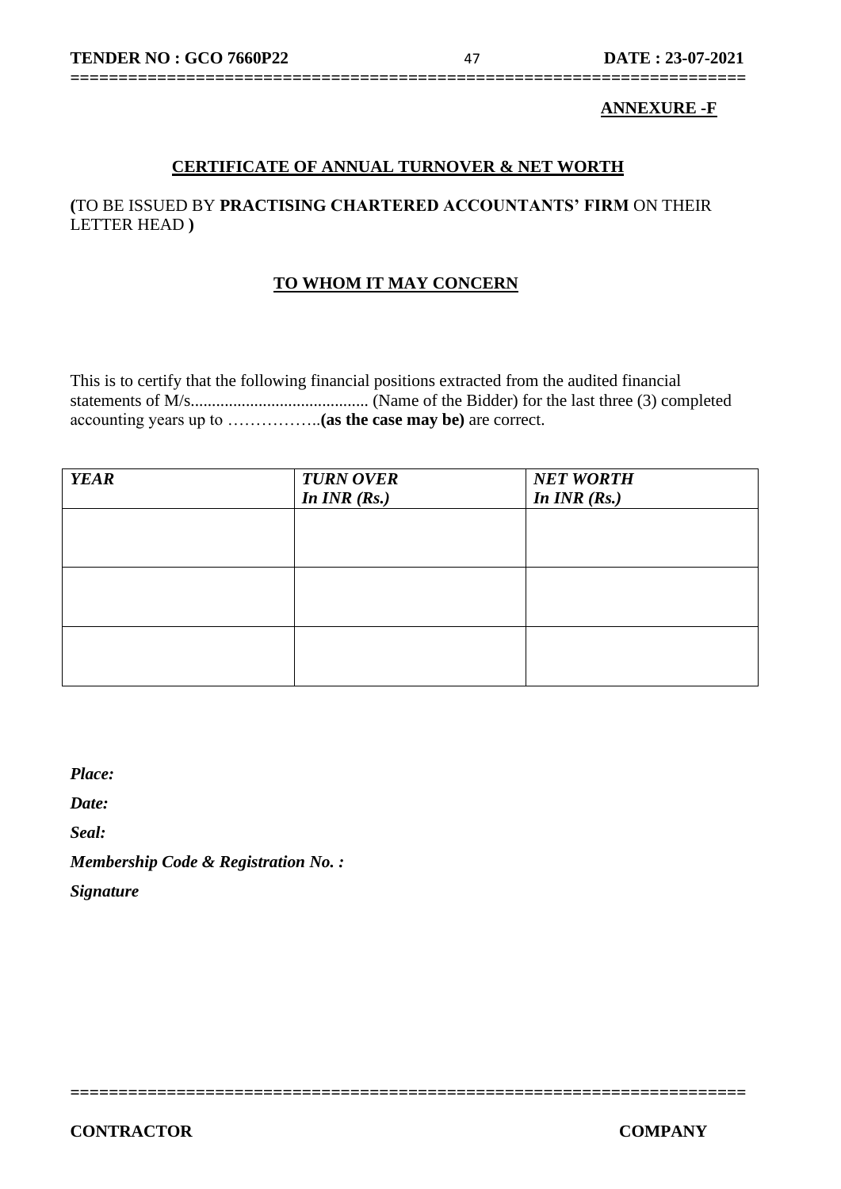**ANNEXURE -F**

## CERTIFICATE OF ANNUAL TURNOVER & NET WORTH

**(**TO BE ISSUED BY **PRACTISING CHARTERED ACCOUNTANTS' FIRM** ON THEIR LETTER HEAD **)**

### TO WHOM IT MAY CONCERN

This is to certify that the following financial positions extracted from the audited financial statements of M/s.......................................... (Name of the Bidder) for the last three (3) completed accounting years up to ……………..**(as the case may be)** are correct.

| ***YEAR*** | ***TURN OVER In INR (Rs.)*** | ***NET WORTH In INR (Rs.)*** |
|---|---|---|
| | | |
| | | |
| | | |

***Place:***

***Date:***

***Seal:***

***Membership Code & Registration No. :***

***Signature***

**CONTRACTOR** **COMPANY**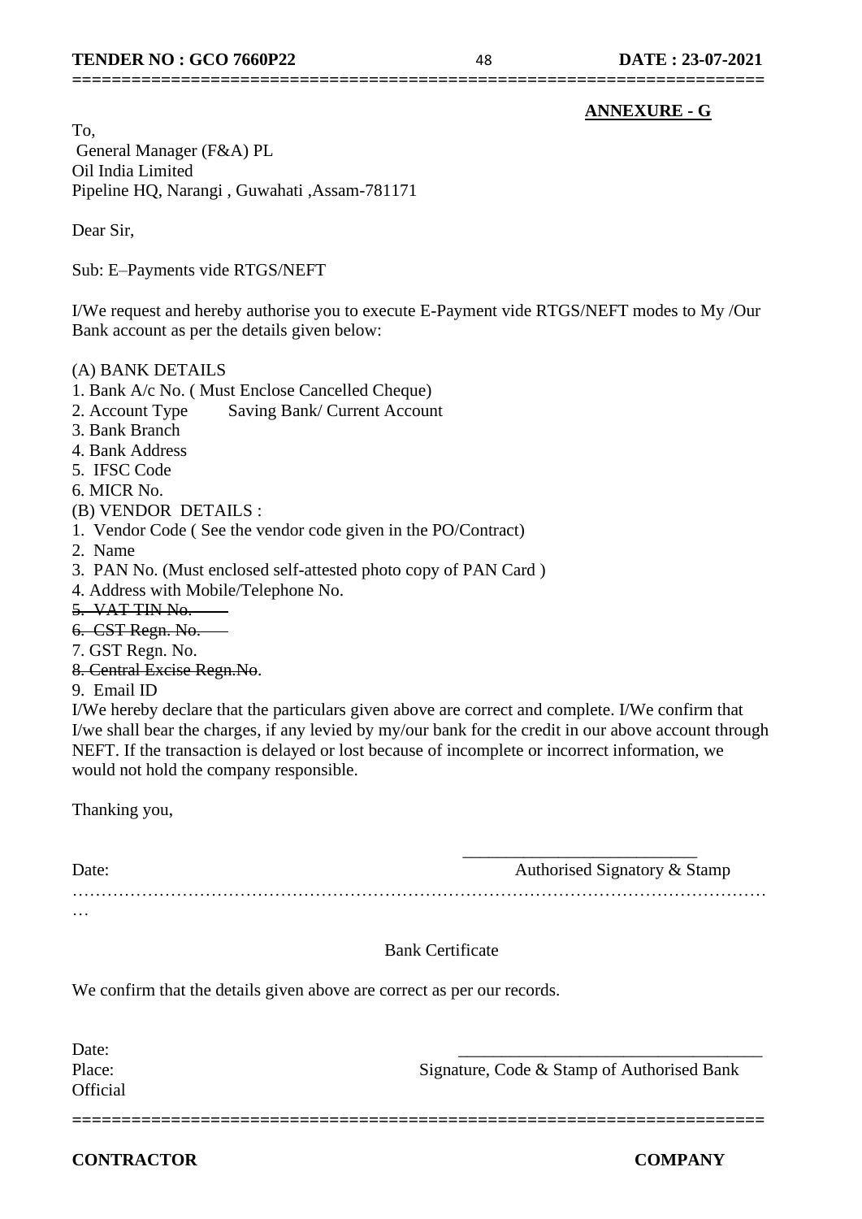**ANNEXURE - G**

To,
General Manager (F&A) PL
Oil India Limited
Pipeline HQ, Narangi , Guwahati ,Assam-781171

Dear Sir,

Sub: E–Payments vide RTGS/NEFT

I/We request and hereby authorise you to execute E-Payment vide RTGS/NEFT modes to My /Our Bank account as per the details given below:

(A) BANK DETAILS
1. Bank A/c No. ( Must Enclose Cancelled Cheque)
2. Account Type Saving Bank/ Current Account
3. Bank Branch
4. Bank Address
5. IFSC Code
6. MICR No.

(B) VENDOR DETAILS :
1. Vendor Code ( See the vendor code given in the PO/Contract)
2. Name
3. PAN No. (Must enclosed self-attested photo copy of PAN Card )
4. Address with Mobile/Telephone No.
5. ~~VAT TIN No.~~
6. ~~CST Regn. No.~~
7. GST Regn. No.
8. ~~Central Excise Regn.No~~.
9. Email ID

I/We hereby declare that the particulars given above are correct and complete. I/We confirm that I/we shall bear the charges, if any levied by my/our bank for the credit in our above account through NEFT. If the transaction is delayed or lost because of incomplete or incorrect information, we would not hold the company responsible.

Thanking you,

Date: ____________________________ Authorised Signatory & Stamp

…………………………………………………………………………………………………………

Bank Certificate

We confirm that the details given above are correct as per our records.

Date:
Place: ____________________________ Signature, Code & Stamp of Authorised Bank Official

**CONTRACTOR** **COMPANY**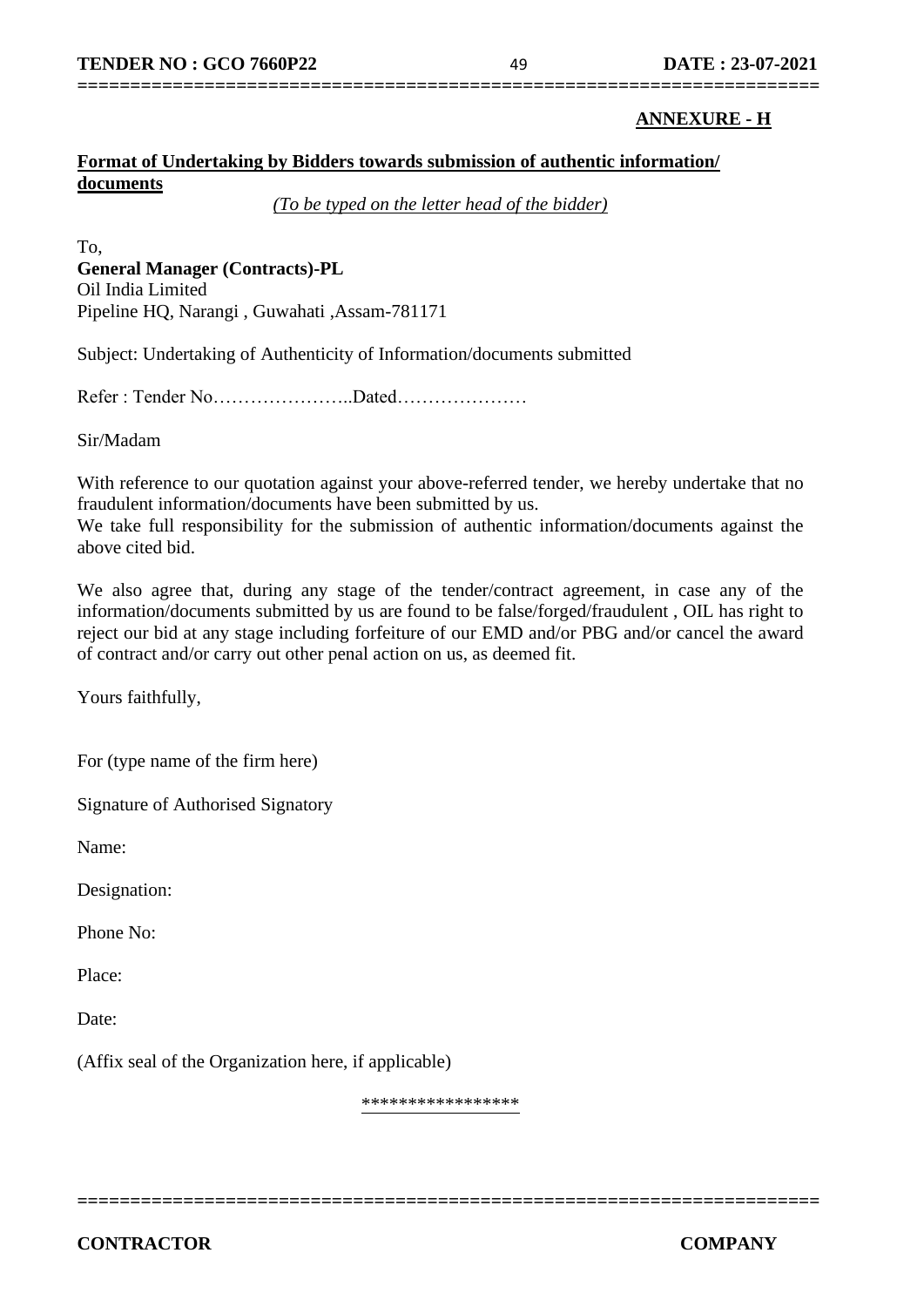**ANNEXURE - H**

**Format of Undertaking by Bidders towards submission of authentic information/ documents**

*(To be typed on the letter head of the bidder)*

To,
**General Manager (Contracts)-PL**
Oil India Limited
Pipeline HQ, Narangi , Guwahati ,Assam-781171

Subject: Undertaking of Authenticity of Information/documents submitted

Refer : Tender No…………………..Dated…………………

Sir/Madam

With reference to our quotation against your above-referred tender, we hereby undertake that no fraudulent information/documents have been submitted by us.
We take full responsibility for the submission of authentic information/documents against the above cited bid.

We also agree that, during any stage of the tender/contract agreement, in case any of the information/documents submitted by us are found to be false/forged/fraudulent , OIL has right to reject our bid at any stage including forfeiture of our EMD and/or PBG and/or cancel the award of contract and/or carry out other penal action on us, as deemed fit.

Yours faithfully,

For (type name of the firm here)

Signature of Authorised Signatory

Name:

Designation:

Phone No:

Place:

Date:

(Affix seal of the Organization here, if applicable)

*****************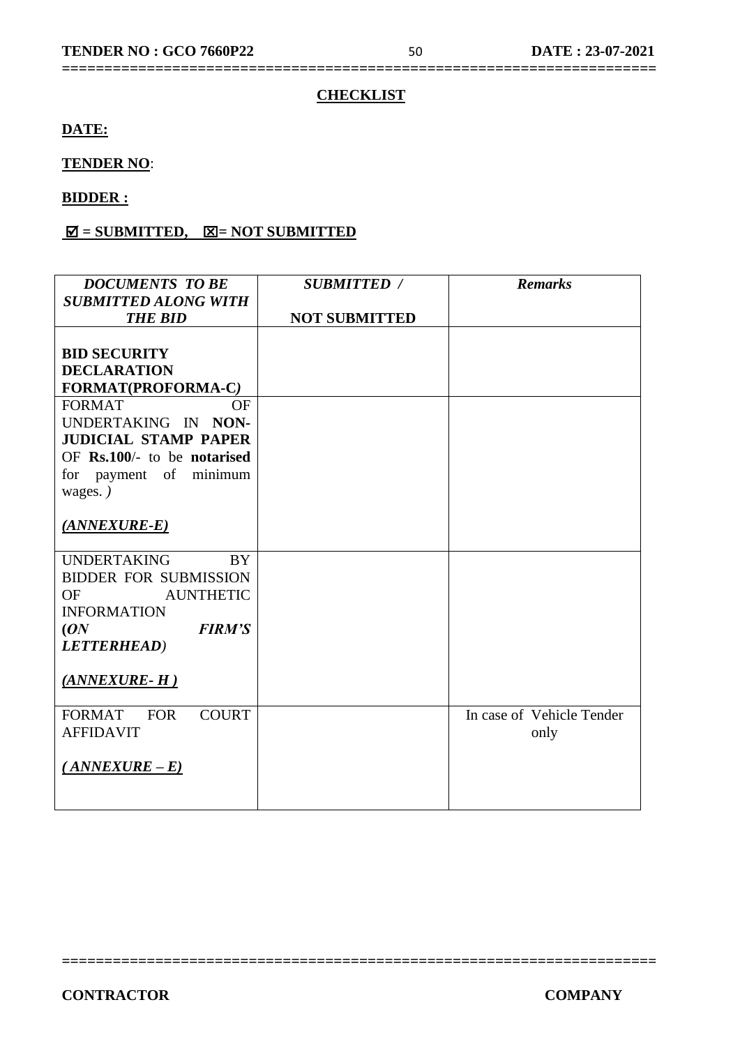## CHECKLIST

**DATE:**

**TENDER NO**:

**BIDDER :**

**☑ = SUBMITTED, ☒= NOT SUBMITTED**

| ***DOCUMENTS TO BE SUBMITTED ALONG WITH THE BID*** | ***SUBMITTED /*** **NOT SUBMITTED** | ***Remarks*** |
|---|---|---|
| **BID SECURITY DECLARATION FORMAT(PROFORMA-C*)*** | | |
| FORMAT OF UNDERTAKING IN **NON-JUDICIAL STAMP PAPER** OF **Rs.100**/- to be **notarised** for payment of minimum wages. *)* ***(ANNEXURE-E)*** | | |
| UNDERTAKING BY BIDDER FOR SUBMISSION OF AUNTHETIC INFORMATION **(*ON FIRM'S LETTERHEAD*)** ***(ANNEXURE- H )*** | | |
| FORMAT FOR COURT AFFIDAVIT ***( ANNEXURE – E)*** | | In case of Vehicle Tender only |

**CONTRACTOR** **COMPANY**